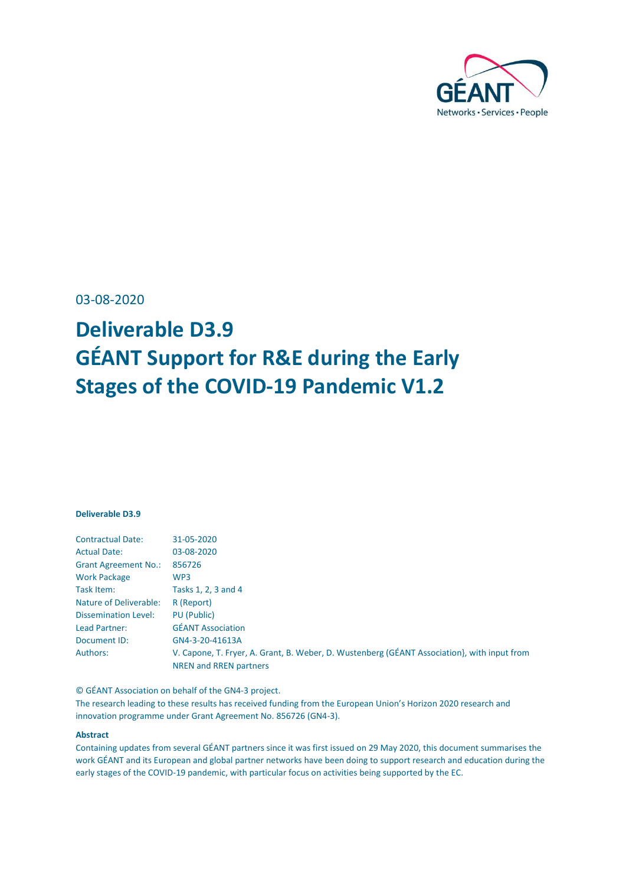03-08-2020

# Deliverable D3.9
# GÉANT Support for R&E during the Early Stages of the COVID-19 Pandemic V1.2

**Deliverable D3.9**

| | |
|---|---|
| Contractual Date: | 31-05-2020 |
| Actual Date: | 03-08-2020 |
| Grant Agreement No.: | 856726 |
| Work Package | WP3 |
| Task Item: | Tasks 1, 2, 3 and 4 |
| Nature of Deliverable: | R (Report) |
| Dissemination Level: | PU (Public) |
| Lead Partner: | GÉANT Association |
| Document ID: | GN4-3-20-41613A |
| Authors: | V. Capone, T. Fryer, A. Grant, B. Weber, D. Wustenberg (GÉANT Association}, with input from NREN and RREN partners |

© GÉANT Association on behalf of the GN4-3 project.
The research leading to these results has received funding from the European Union's Horizon 2020 research and innovation programme under Grant Agreement No. 856726 (GN4-3).

**Abstract**

Containing updates from several GÉANT partners since it was first issued on 29 May 2020, this document summarises the work GÉANT and its European and global partner networks have been doing to support research and education during the early stages of the COVID-19 pandemic, with particular focus on activities being supported by the EC.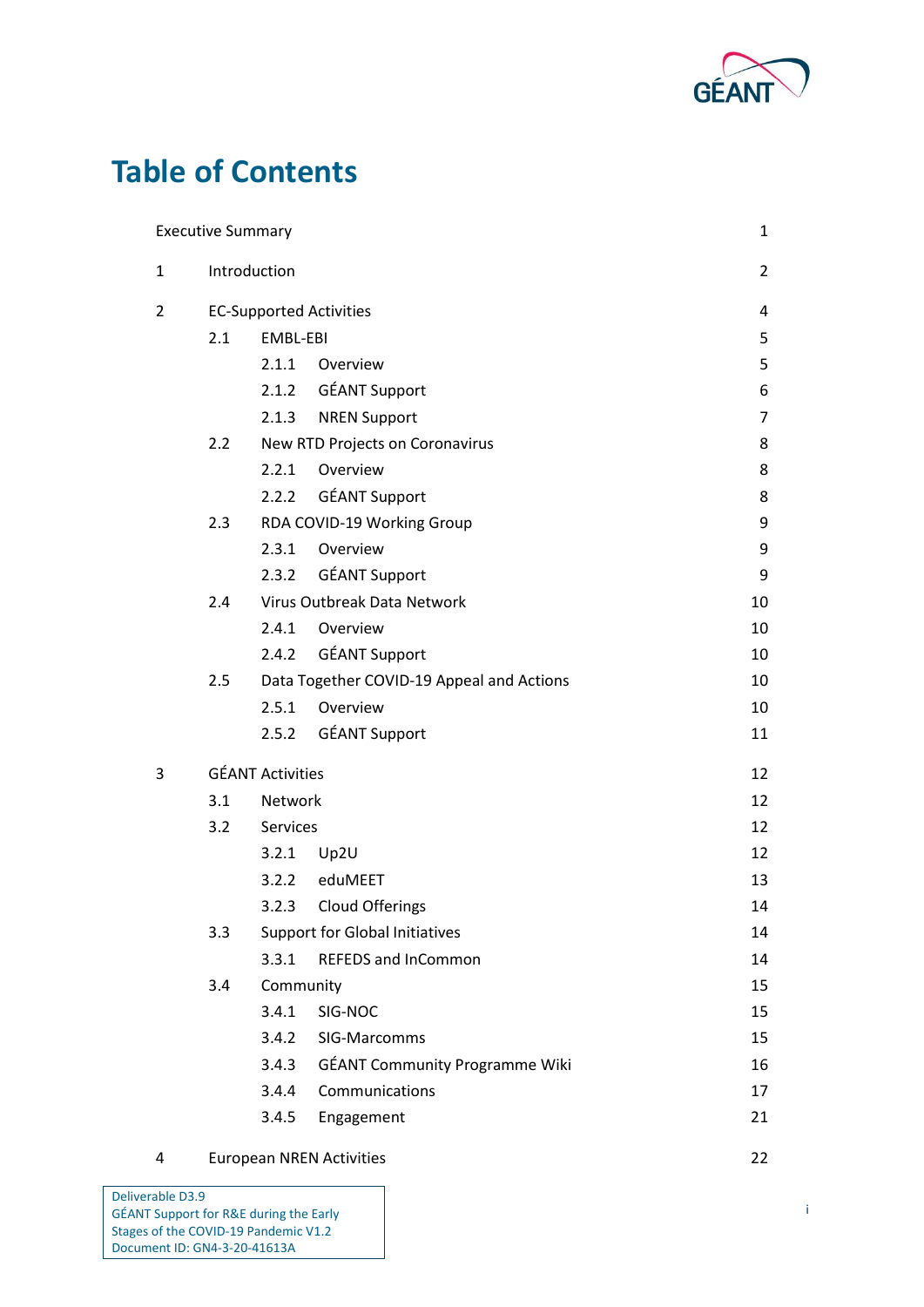# Table of Contents

| | | | |
|---|---|---|---|
| Executive Summary | | | 1 |
| 1 | Introduction | | 2 |
| 2 | EC-Supported Activities | | 4 |
| | 2.1 | EMBL-EBI | 5 |
| | | 2.1.1 Overview | 5 |
| | | 2.1.2 GÉANT Support | 6 |
| | | 2.1.3 NREN Support | 7 |
| | 2.2 | New RTD Projects on Coronavirus | 8 |
| | | 2.2.1 Overview | 8 |
| | | 2.2.2 GÉANT Support | 8 |
| | 2.3 | RDA COVID-19 Working Group | 9 |
| | | 2.3.1 Overview | 9 |
| | | 2.3.2 GÉANT Support | 9 |
| | 2.4 | Virus Outbreak Data Network | 10 |
| | | 2.4.1 Overview | 10 |
| | | 2.4.2 GÉANT Support | 10 |
| | 2.5 | Data Together COVID-19 Appeal and Actions | 10 |
| | | 2.5.1 Overview | 10 |
| | | 2.5.2 GÉANT Support | 11 |
| 3 | GÉANT Activities | | 12 |
| | 3.1 | Network | 12 |
| | 3.2 | Services | 12 |
| | | 3.2.1 Up2U | 12 |
| | | 3.2.2 eduMEET | 13 |
| | | 3.2.3 Cloud Offerings | 14 |
| | 3.3 | Support for Global Initiatives | 14 |
| | | 3.3.1 REFEDS and InCommon | 14 |
| | 3.4 | Community | 15 |
| | | 3.4.1 SIG-NOC | 15 |
| | | 3.4.2 SIG-Marcomms | 15 |
| | | 3.4.3 GÉANT Community Programme Wiki | 16 |
| | | 3.4.4 Communications | 17 |
| | | 3.4.5 Engagement | 21 |
| 4 | European NREN Activities | | 22 |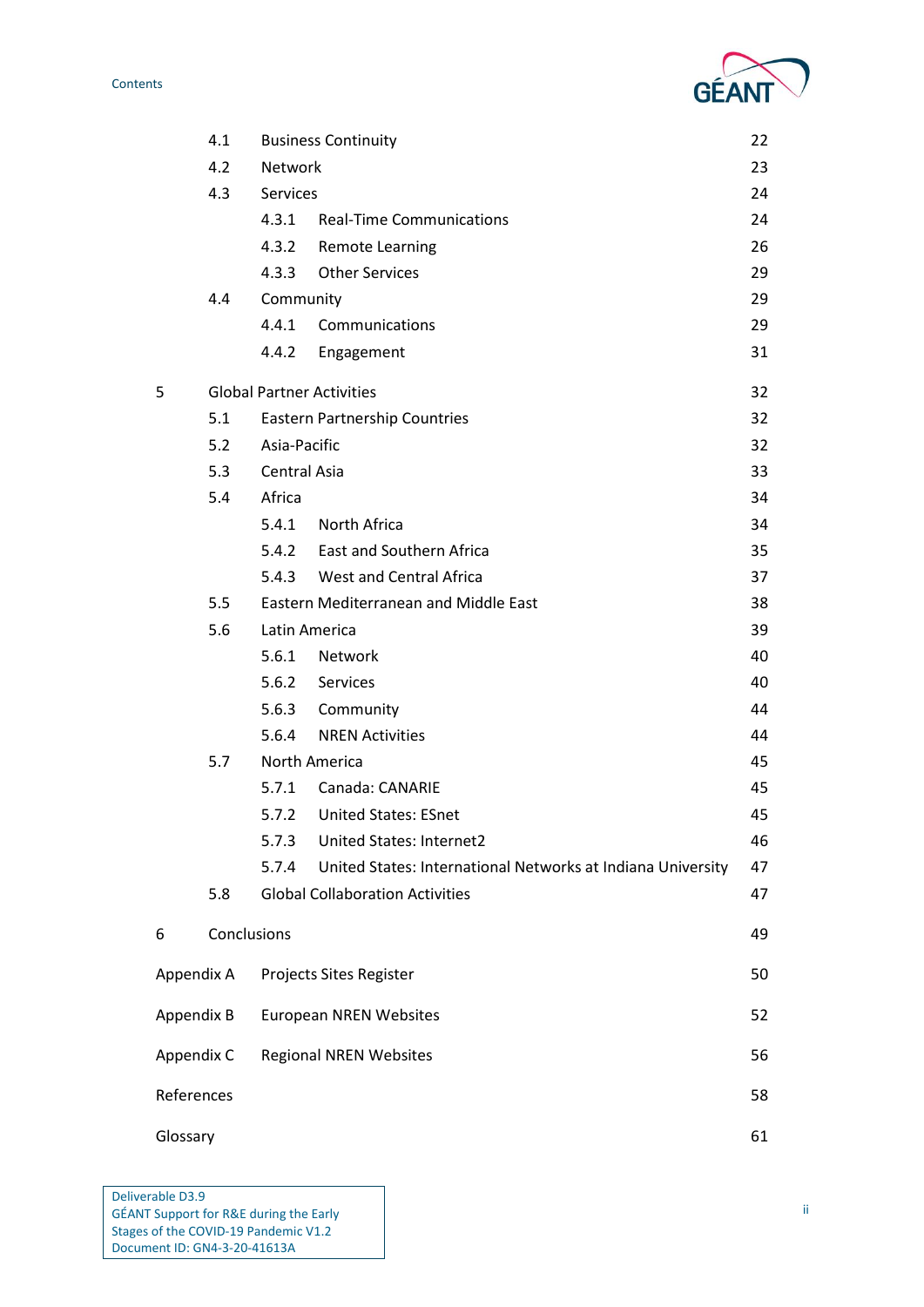| | | | |
|---|---|---|---|
| 4.1 | Business Continuity | | 22 |
| 4.2 | Network | | 23 |
| 4.3 | Services | | 24 |
| | 4.3.1 | Real-Time Communications | 24 |
| | 4.3.2 | Remote Learning | 26 |
| | 4.3.3 | Other Services | 29 |
| 4.4 | Community | | 29 |
| | 4.4.1 | Communications | 29 |
| | 4.4.2 | Engagement | 31 |

| | | | | |
|---|---|---|---|---|
| 5 | Global Partner Activities | | | 32 |
| | 5.1 | Eastern Partnership Countries | | 32 |
| | 5.2 | Asia-Pacific | | 32 |
| | 5.3 | Central Asia | | 33 |
| | 5.4 | Africa | | 34 |
| | | 5.4.1 | North Africa | 34 |
| | | 5.4.2 | East and Southern Africa | 35 |
| | | 5.4.3 | West and Central Africa | 37 |
| | 5.5 | Eastern Mediterranean and Middle East | | 38 |
| | 5.6 | Latin America | | 39 |
| | | 5.6.1 | Network | 40 |
| | | 5.6.2 | Services | 40 |
| | | 5.6.3 | Community | 44 |
| | | 5.6.4 | NREN Activities | 44 |
| | 5.7 | North America | | 45 |
| | | 5.7.1 | Canada: CANARIE | 45 |
| | | 5.7.2 | United States: ESnet | 45 |
| | | 5.7.3 | United States: Internet2 | 46 |
| | | 5.7.4 | United States: International Networks at Indiana University | 47 |
| | 5.8 | Global Collaboration Activities | | 47 |
| 6 | Conclusions | | | 49 |

| | | |
|---|---|---|
| Appendix A | Projects Sites Register | 50 |
| Appendix B | European NREN Websites | 52 |
| Appendix C | Regional NREN Websites | 56 |
| References | | 58 |
| Glossary | | 61 |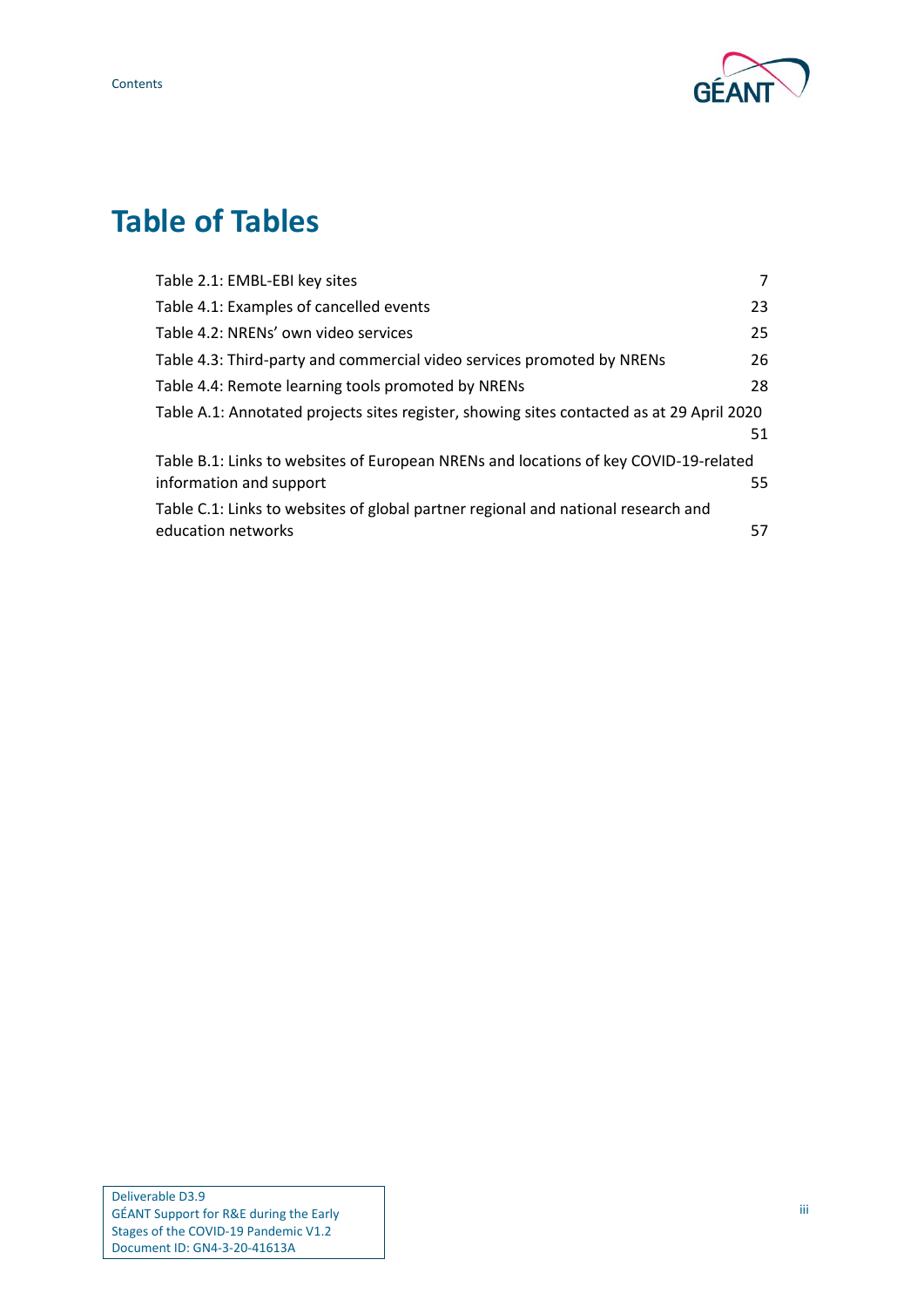# Table of Tables

Table 2.1: EMBL-EBI key sites 7

Table 4.1: Examples of cancelled events 23

Table 4.2: NRENs' own video services 25

Table 4.3: Third-party and commercial video services promoted by NRENs 26

Table 4.4: Remote learning tools promoted by NRENs 28

Table A.1: Annotated projects sites register, showing sites contacted as at 29 April 2020 51

Table B.1: Links to websites of European NRENs and locations of key COVID-19-related information and support 55

Table C.1: Links to websites of global partner regional and national research and education networks 57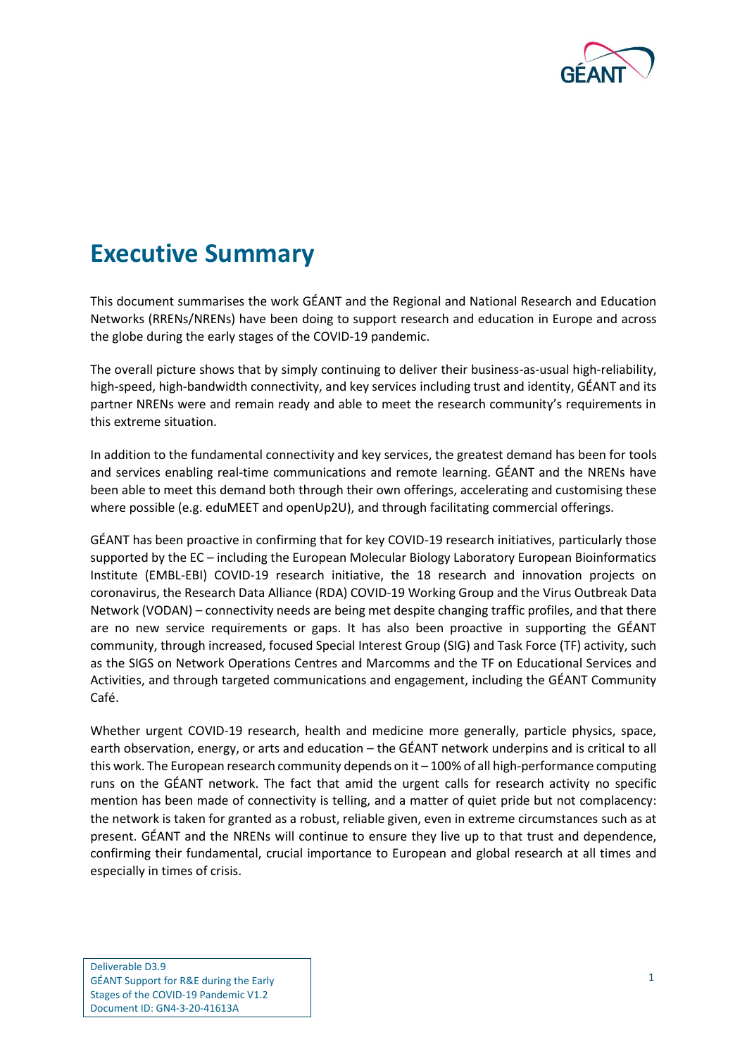# Executive Summary

This document summarises the work GÉANT and the Regional and National Research and Education Networks (RRENs/NRENs) have been doing to support research and education in Europe and across the globe during the early stages of the COVID-19 pandemic.

The overall picture shows that by simply continuing to deliver their business-as-usual high-reliability, high-speed, high-bandwidth connectivity, and key services including trust and identity, GÉANT and its partner NRENs were and remain ready and able to meet the research community's requirements in this extreme situation.

In addition to the fundamental connectivity and key services, the greatest demand has been for tools and services enabling real-time communications and remote learning. GÉANT and the NRENs have been able to meet this demand both through their own offerings, accelerating and customising these where possible (e.g. eduMEET and openUp2U), and through facilitating commercial offerings.

GÉANT has been proactive in confirming that for key COVID-19 research initiatives, particularly those supported by the EC – including the European Molecular Biology Laboratory European Bioinformatics Institute (EMBL-EBI) COVID-19 research initiative, the 18 research and innovation projects on coronavirus, the Research Data Alliance (RDA) COVID-19 Working Group and the Virus Outbreak Data Network (VODAN) – connectivity needs are being met despite changing traffic profiles, and that there are no new service requirements or gaps. It has also been proactive in supporting the GÉANT community, through increased, focused Special Interest Group (SIG) and Task Force (TF) activity, such as the SIGS on Network Operations Centres and Marcomms and the TF on Educational Services and Activities, and through targeted communications and engagement, including the GÉANT Community Café.

Whether urgent COVID-19 research, health and medicine more generally, particle physics, space, earth observation, energy, or arts and education – the GÉANT network underpins and is critical to all this work. The European research community depends on it – 100% of all high-performance computing runs on the GÉANT network. The fact that amid the urgent calls for research activity no specific mention has been made of connectivity is telling, and a matter of quiet pride but not complacency: the network is taken for granted as a robust, reliable given, even in extreme circumstances such as at present. GÉANT and the NRENs will continue to ensure they live up to that trust and dependence, confirming their fundamental, crucial importance to European and global research at all times and especially in times of crisis.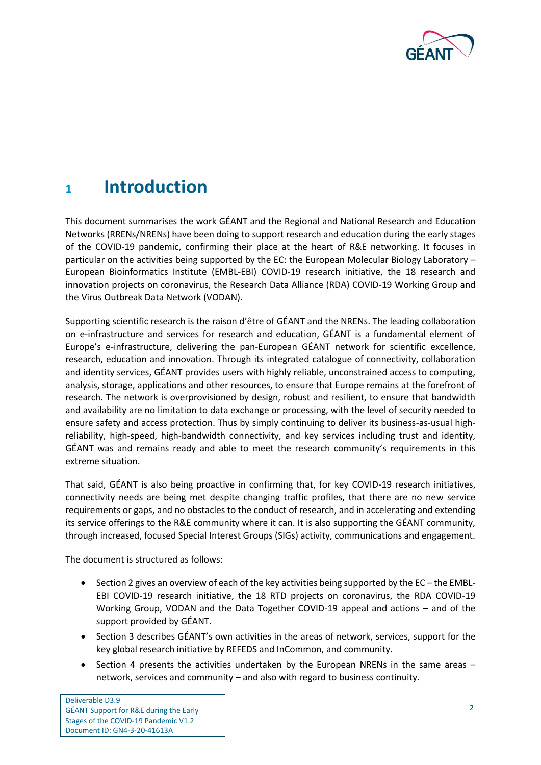# 1 Introduction

This document summarises the work GÉANT and the Regional and National Research and Education Networks (RRENs/NRENs) have been doing to support research and education during the early stages of the COVID-19 pandemic, confirming their place at the heart of R&E networking. It focuses in particular on the activities being supported by the EC: the European Molecular Biology Laboratory – European Bioinformatics Institute (EMBL-EBI) COVID-19 research initiative, the 18 research and innovation projects on coronavirus, the Research Data Alliance (RDA) COVID-19 Working Group and the Virus Outbreak Data Network (VODAN).

Supporting scientific research is the raison d'être of GÉANT and the NRENs. The leading collaboration on e-infrastructure and services for research and education, GÉANT is a fundamental element of Europe's e-infrastructure, delivering the pan-European GÉANT network for scientific excellence, research, education and innovation. Through its integrated catalogue of connectivity, collaboration and identity services, GÉANT provides users with highly reliable, unconstrained access to computing, analysis, storage, applications and other resources, to ensure that Europe remains at the forefront of research. The network is overprovisioned by design, robust and resilient, to ensure that bandwidth and availability are no limitation to data exchange or processing, with the level of security needed to ensure safety and access protection. Thus by simply continuing to deliver its business-as-usual high-reliability, high-speed, high-bandwidth connectivity, and key services including trust and identity, GÉANT was and remains ready and able to meet the research community's requirements in this extreme situation.

That said, GÉANT is also being proactive in confirming that, for key COVID-19 research initiatives, connectivity needs are being met despite changing traffic profiles, that there are no new service requirements or gaps, and no obstacles to the conduct of research, and in accelerating and extending its service offerings to the R&E community where it can. It is also supporting the GÉANT community, through increased, focused Special Interest Groups (SIGs) activity, communications and engagement.

The document is structured as follows:

- Section 2 gives an overview of each of the key activities being supported by the EC – the EMBL-EBI COVID-19 research initiative, the 18 RTD projects on coronavirus, the RDA COVID-19 Working Group, VODAN and the Data Together COVID-19 appeal and actions – and of the support provided by GÉANT.
- Section 3 describes GÉANT's own activities in the areas of network, services, support for the key global research initiative by REFEDS and InCommon, and community.
- Section 4 presents the activities undertaken by the European NRENs in the same areas – network, services and community – and also with regard to business continuity.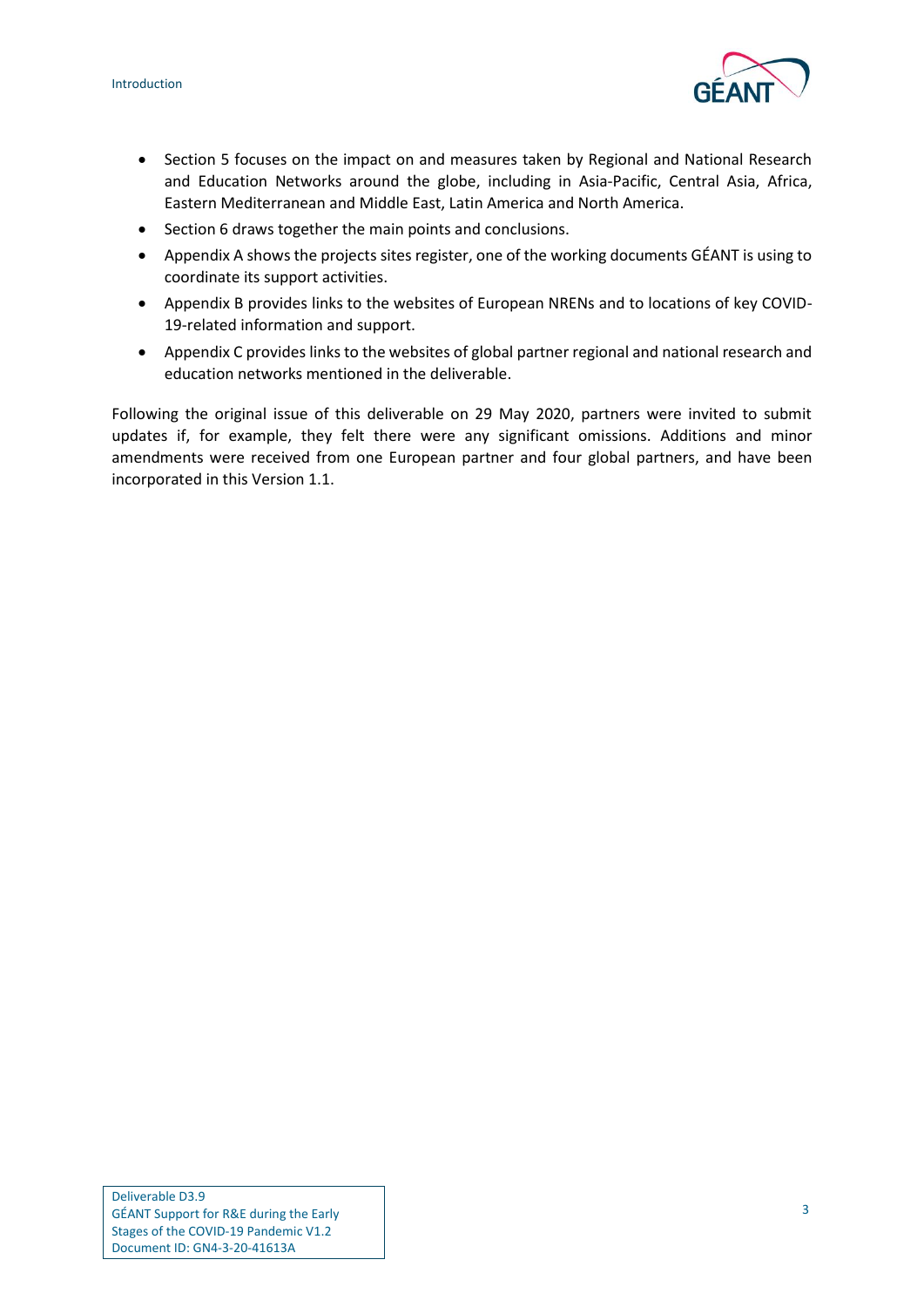- Section 5 focuses on the impact on and measures taken by Regional and National Research and Education Networks around the globe, including in Asia-Pacific, Central Asia, Africa, Eastern Mediterranean and Middle East, Latin America and North America.
- Section 6 draws together the main points and conclusions.
- Appendix A shows the projects sites register, one of the working documents GÉANT is using to coordinate its support activities.
- Appendix B provides links to the websites of European NRENs and to locations of key COVID-19-related information and support.
- Appendix C provides links to the websites of global partner regional and national research and education networks mentioned in the deliverable.

Following the original issue of this deliverable on 29 May 2020, partners were invited to submit updates if, for example, they felt there were any significant omissions. Additions and minor amendments were received from one European partner and four global partners, and have been incorporated in this Version 1.1.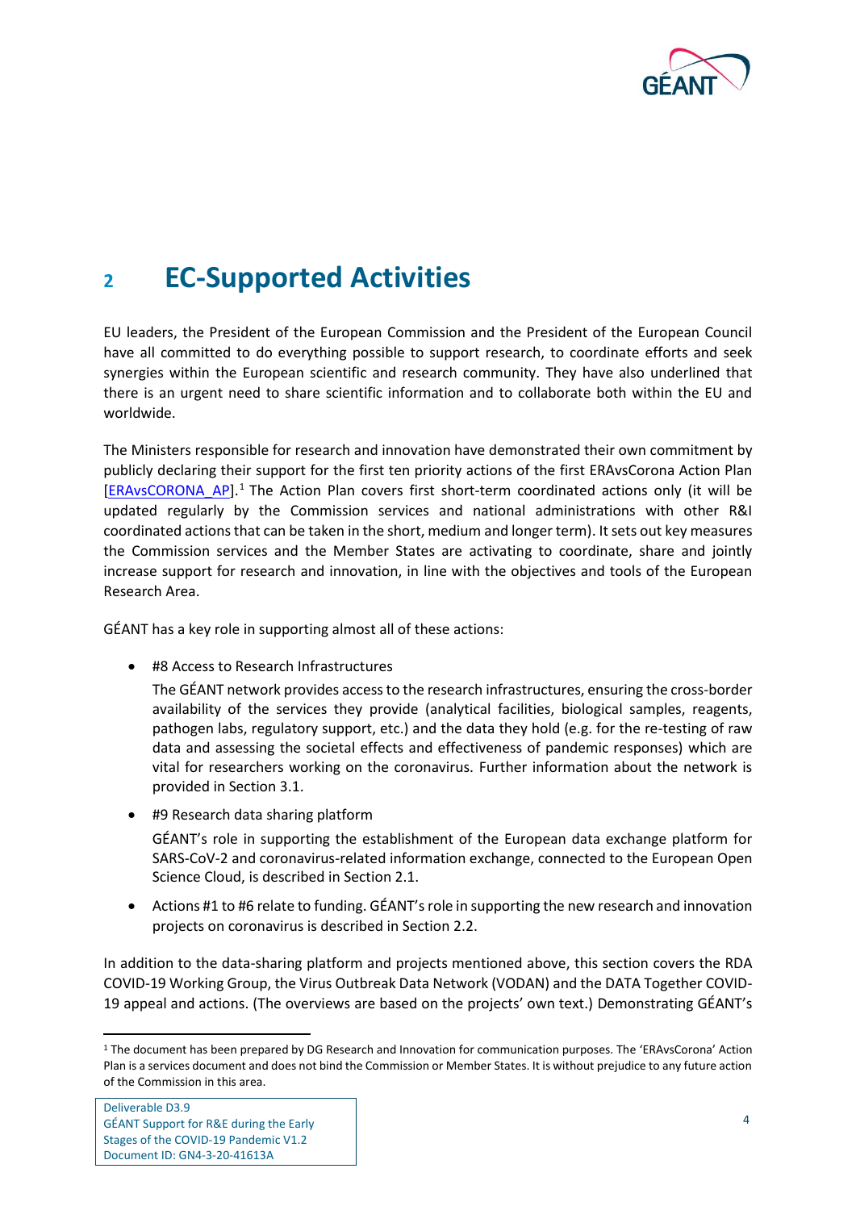# 2 EC-Supported Activities

EU leaders, the President of the European Commission and the President of the European Council have all committed to do everything possible to support research, to coordinate efforts and seek synergies within the European scientific and research community. They have also underlined that there is an urgent need to share scientific information and to collaborate both within the EU and worldwide.

The Ministers responsible for research and innovation have demonstrated their own commitment by publicly declaring their support for the first ten priority actions of the first ERAvsCorona Action Plan [ERAvsCORONA_AP].[1] The Action Plan covers first short-term coordinated actions only (it will be updated regularly by the Commission services and national administrations with other R&I coordinated actions that can be taken in the short, medium and longer term). It sets out key measures the Commission services and the Member States are activating to coordinate, share and jointly increase support for research and innovation, in line with the objectives and tools of the European Research Area.

GÉANT has a key role in supporting almost all of these actions:

- #8 Access to Research Infrastructures

  The GÉANT network provides access to the research infrastructures, ensuring the cross-border availability of the services they provide (analytical facilities, biological samples, reagents, pathogen labs, regulatory support, etc.) and the data they hold (e.g. for the re-testing of raw data and assessing the societal effects and effectiveness of pandemic responses) which are vital for researchers working on the coronavirus. Further information about the network is provided in Section 3.1.

- #9 Research data sharing platform

  GÉANT's role in supporting the establishment of the European data exchange platform for SARS-CoV-2 and coronavirus-related information exchange, connected to the European Open Science Cloud, is described in Section 2.1.

- Actions #1 to #6 relate to funding. GÉANT's role in supporting the new research and innovation projects on coronavirus is described in Section 2.2.

In addition to the data-sharing platform and projects mentioned above, this section covers the RDA COVID-19 Working Group, the Virus Outbreak Data Network (VODAN) and the DATA Together COVID-19 appeal and actions. (The overviews are based on the projects' own text.) Demonstrating GÉANT's

[1] The document has been prepared by DG Research and Innovation for communication purposes. The 'ERAvsCorona' Action Plan is a services document and does not bind the Commission or Member States. It is without prejudice to any future action of the Commission in this area.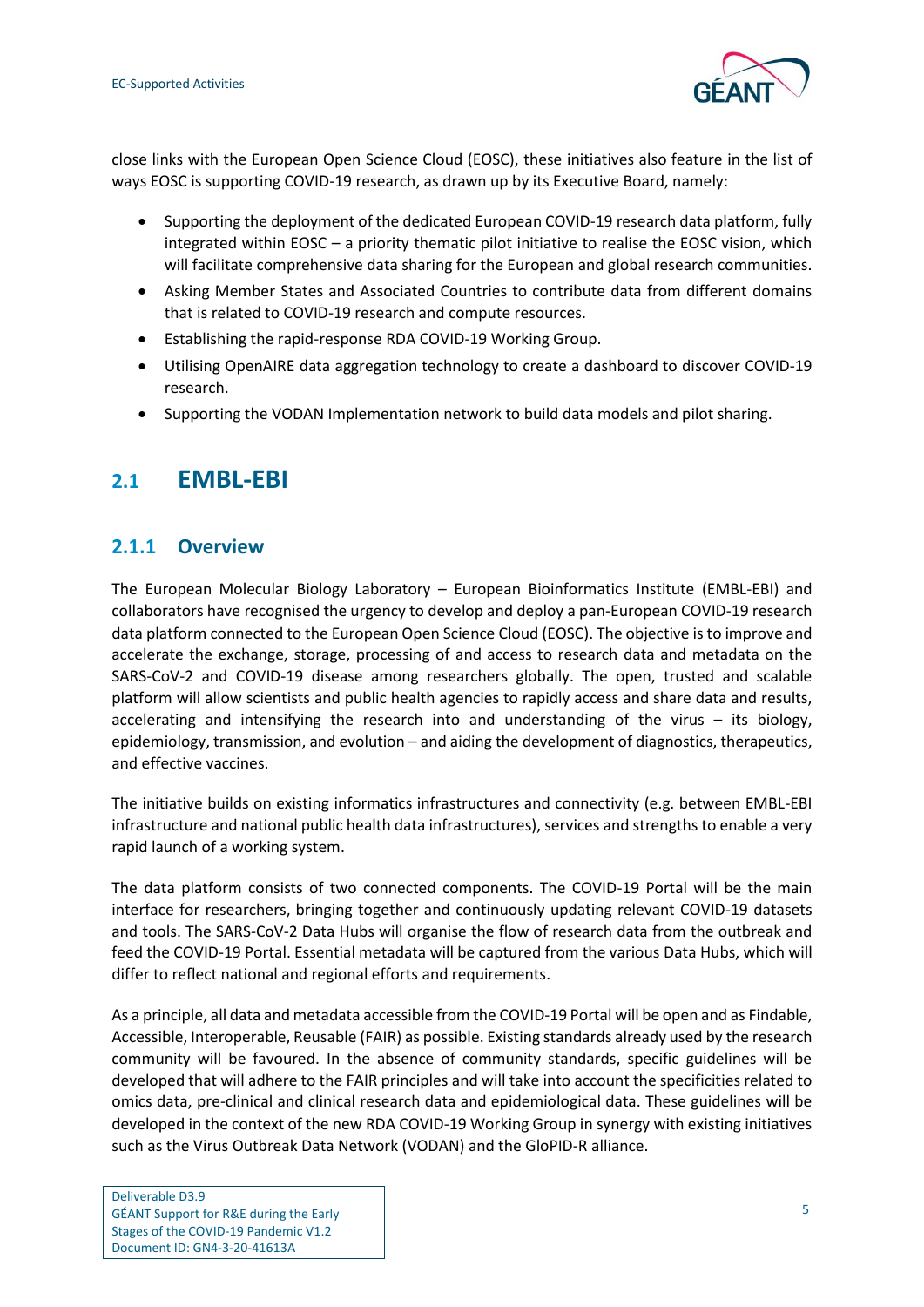close links with the European Open Science Cloud (EOSC), these initiatives also feature in the list of ways EOSC is supporting COVID-19 research, as drawn up by its Executive Board, namely:

- Supporting the deployment of the dedicated European COVID-19 research data platform, fully integrated within EOSC – a priority thematic pilot initiative to realise the EOSC vision, which will facilitate comprehensive data sharing for the European and global research communities.
- Asking Member States and Associated Countries to contribute data from different domains that is related to COVID-19 research and compute resources.
- Establishing the rapid-response RDA COVID-19 Working Group.
- Utilising OpenAIRE data aggregation technology to create a dashboard to discover COVID-19 research.
- Supporting the VODAN Implementation network to build data models and pilot sharing.

## 2.1 EMBL-EBI

### 2.1.1 Overview

The European Molecular Biology Laboratory – European Bioinformatics Institute (EMBL-EBI) and collaborators have recognised the urgency to develop and deploy a pan-European COVID-19 research data platform connected to the European Open Science Cloud (EOSC). The objective is to improve and accelerate the exchange, storage, processing of and access to research data and metadata on the SARS-CoV-2 and COVID-19 disease among researchers globally. The open, trusted and scalable platform will allow scientists and public health agencies to rapidly access and share data and results, accelerating and intensifying the research into and understanding of the virus – its biology, epidemiology, transmission, and evolution – and aiding the development of diagnostics, therapeutics, and effective vaccines.

The initiative builds on existing informatics infrastructures and connectivity (e.g. between EMBL-EBI infrastructure and national public health data infrastructures), services and strengths to enable a very rapid launch of a working system.

The data platform consists of two connected components. The COVID-19 Portal will be the main interface for researchers, bringing together and continuously updating relevant COVID-19 datasets and tools. The SARS-CoV-2 Data Hubs will organise the flow of research data from the outbreak and feed the COVID-19 Portal. Essential metadata will be captured from the various Data Hubs, which will differ to reflect national and regional efforts and requirements.

As a principle, all data and metadata accessible from the COVID-19 Portal will be open and as Findable, Accessible, Interoperable, Reusable (FAIR) as possible. Existing standards already used by the research community will be favoured. In the absence of community standards, specific guidelines will be developed that will adhere to the FAIR principles and will take into account the specificities related to omics data, pre-clinical and clinical research data and epidemiological data. These guidelines will be developed in the context of the new RDA COVID-19 Working Group in synergy with existing initiatives such as the Virus Outbreak Data Network (VODAN) and the GloPID-R alliance.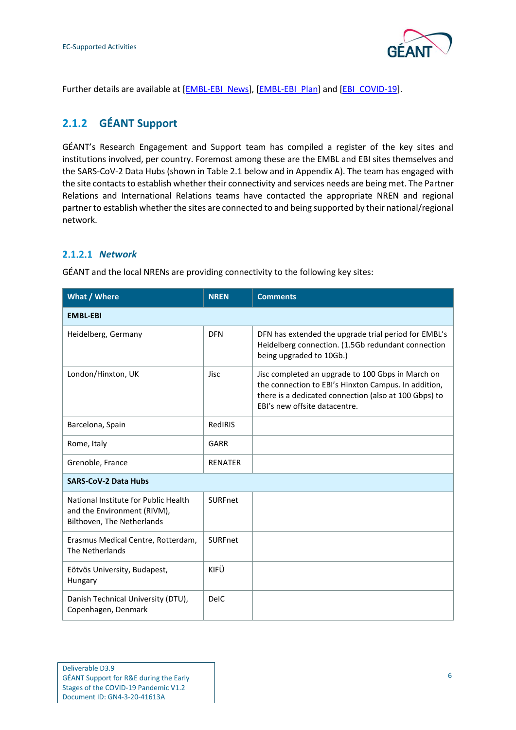Further details are available at [EMBL-EBI_News], [EMBL-EBI_Plan] and [EBI_COVID-19].

## 2.1.2 GÉANT Support

GÉANT's Research Engagement and Support team has compiled a register of the key sites and institutions involved, per country. Foremost among these are the EMBL and EBI sites themselves and the SARS-CoV-2 Data Hubs (shown in Table 2.1 below and in Appendix A). The team has engaged with the site contacts to establish whether their connectivity and services needs are being met. The Partner Relations and International Relations teams have contacted the appropriate NREN and regional partner to establish whether the sites are connected to and being supported by their national/regional network.

### 2.1.2.1 *Network*

GÉANT and the local NRENs are providing connectivity to the following key sites:

| What / Where | NREN | Comments |
|---|---|---|
| **EMBL-EBI** | | |
| Heidelberg, Germany | DFN | DFN has extended the upgrade trial period for EMBL's Heidelberg connection. (1.5Gb redundant connection being upgraded to 10Gb.) |
| London/Hinxton, UK | Jisc | Jisc completed an upgrade to 100 Gbps in March on the connection to EBI's Hinxton Campus. In addition, there is a dedicated connection (also at 100 Gbps) to EBI's new offsite datacentre. |
| Barcelona, Spain | RedIRIS | |
| Rome, Italy | GARR | |
| Grenoble, France | RENATER | |
| **SARS-CoV-2 Data Hubs** | | |
| National Institute for Public Health and the Environment (RIVM), Bilthoven, The Netherlands | SURFnet | |
| Erasmus Medical Centre, Rotterdam, The Netherlands | SURFnet | |
| Eötvös University, Budapest, Hungary | KIFÜ | |
| Danish Technical University (DTU), Copenhagen, Denmark | DeIC | |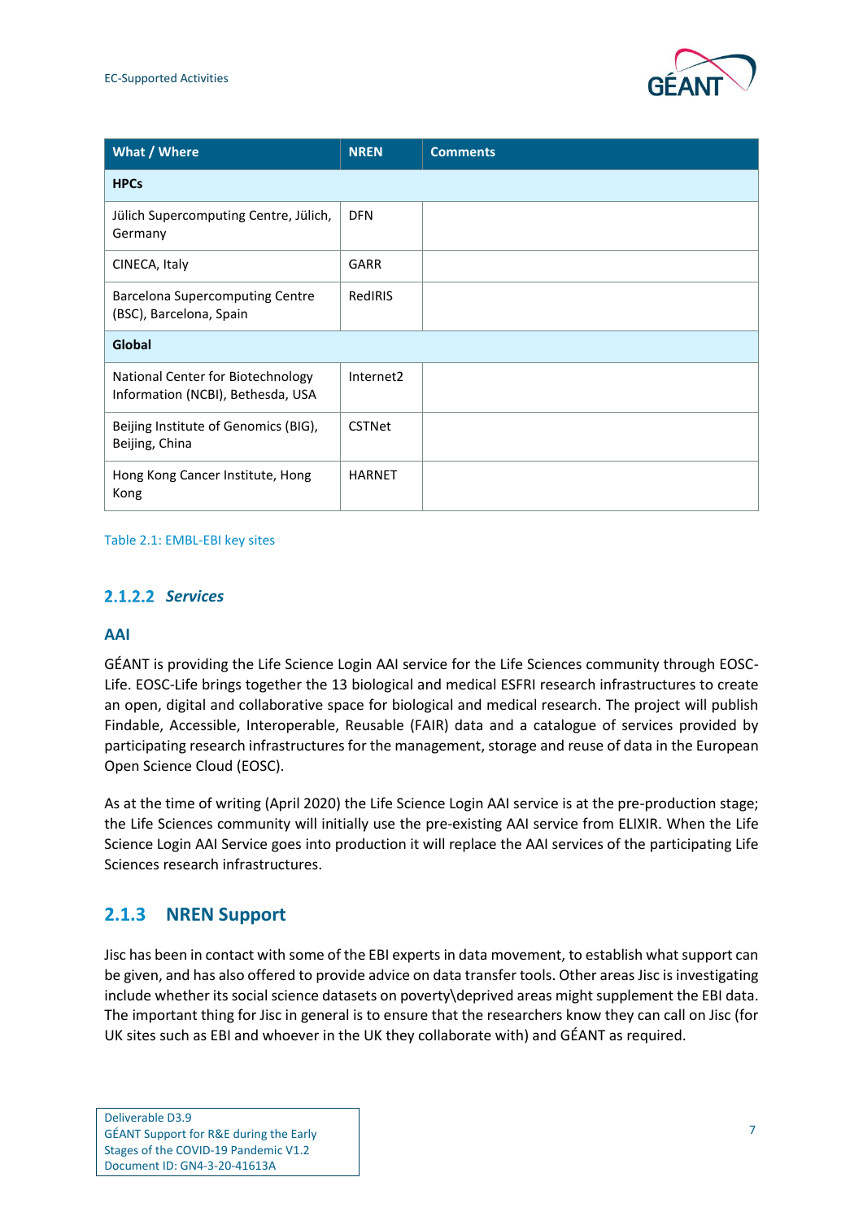| What / Where | NREN | Comments |
| --- | --- | --- |
| **HPCs** | | |
| Jülich Supercomputing Centre, Jülich, Germany | DFN | |
| CINECA, Italy | GARR | |
| Barcelona Supercomputing Centre (BSC), Barcelona, Spain | RedIRIS | |
| **Global** | | |
| National Center for Biotechnology Information (NCBI), Bethesda, USA | Internet2 | |
| Beijing Institute of Genomics (BIG), Beijing, China | CSTNet | |
| Hong Kong Cancer Institute, Hong Kong | HARNET | |

Table 2.1: EMBL-EBI key sites

#### 2.1.2.2 *Services*

**AAI**

GÉANT is providing the Life Science Login AAI service for the Life Sciences community through EOSC-Life. EOSC-Life brings together the 13 biological and medical ESFRI research infrastructures to create an open, digital and collaborative space for biological and medical research. The project will publish Findable, Accessible, Interoperable, Reusable (FAIR) data and a catalogue of services provided by participating research infrastructures for the management, storage and reuse of data in the European Open Science Cloud (EOSC).

As at the time of writing (April 2020) the Life Science Login AAI service is at the pre-production stage; the Life Sciences community will initially use the pre-existing AAI service from ELIXIR. When the Life Science Login AAI Service goes into production it will replace the AAI services of the participating Life Sciences research infrastructures.

### 2.1.3 NREN Support

Jisc has been in contact with some of the EBI experts in data movement, to establish what support can be given, and has also offered to provide advice on data transfer tools. Other areas Jisc is investigating include whether its social science datasets on poverty\deprived areas might supplement the EBI data. The important thing for Jisc in general is to ensure that the researchers know they can call on Jisc (for UK sites such as EBI and whoever in the UK they collaborate with) and GÉANT as required.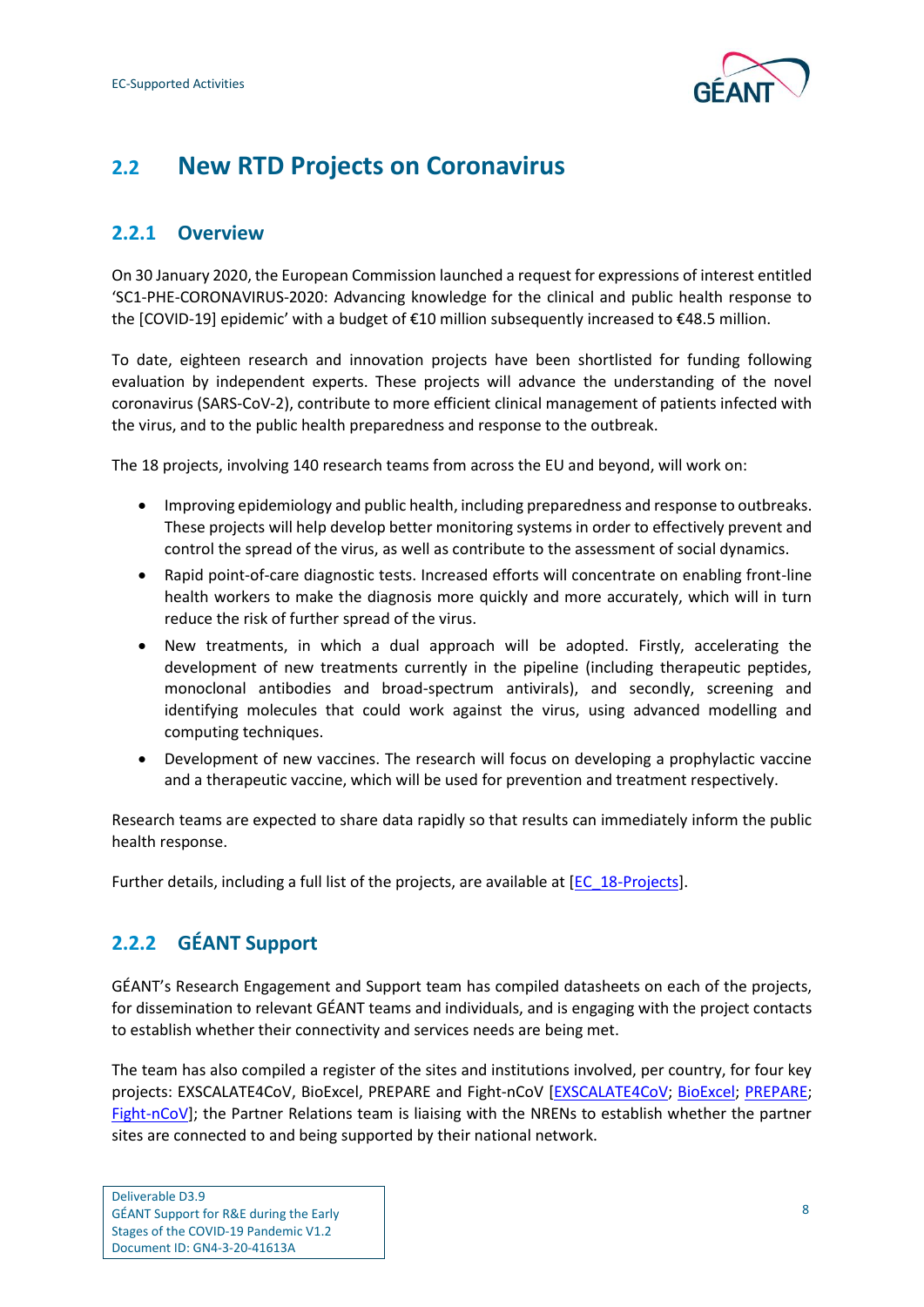## 2.2 New RTD Projects on Coronavirus

### 2.2.1 Overview

On 30 January 2020, the European Commission launched a request for expressions of interest entitled 'SC1-PHE-CORONAVIRUS-2020: Advancing knowledge for the clinical and public health response to the [COVID-19] epidemic' with a budget of €10 million subsequently increased to €48.5 million.

To date, eighteen research and innovation projects have been shortlisted for funding following evaluation by independent experts. These projects will advance the understanding of the novel coronavirus (SARS-CoV-2), contribute to more efficient clinical management of patients infected with the virus, and to the public health preparedness and response to the outbreak.

The 18 projects, involving 140 research teams from across the EU and beyond, will work on:

- Improving epidemiology and public health, including preparedness and response to outbreaks. These projects will help develop better monitoring systems in order to effectively prevent and control the spread of the virus, as well as contribute to the assessment of social dynamics.
- Rapid point-of-care diagnostic tests. Increased efforts will concentrate on enabling front-line health workers to make the diagnosis more quickly and more accurately, which will in turn reduce the risk of further spread of the virus.
- New treatments, in which a dual approach will be adopted. Firstly, accelerating the development of new treatments currently in the pipeline (including therapeutic peptides, monoclonal antibodies and broad-spectrum antivirals), and secondly, screening and identifying molecules that could work against the virus, using advanced modelling and computing techniques.
- Development of new vaccines. The research will focus on developing a prophylactic vaccine and a therapeutic vaccine, which will be used for prevention and treatment respectively.

Research teams are expected to share data rapidly so that results can immediately inform the public health response.

Further details, including a full list of the projects, are available at [EC_18-Projects].

### 2.2.2 GÉANT Support

GÉANT's Research Engagement and Support team has compiled datasheets on each of the projects, for dissemination to relevant GÉANT teams and individuals, and is engaging with the project contacts to establish whether their connectivity and services needs are being met.

The team has also compiled a register of the sites and institutions involved, per country, for four key projects: EXSCALATE4CoV, BioExcel, PREPARE and Fight-nCoV [EXSCALATE4CoV; BioExcel; PREPARE; Fight-nCoV]; the Partner Relations team is liaising with the NRENs to establish whether the partner sites are connected to and being supported by their national network.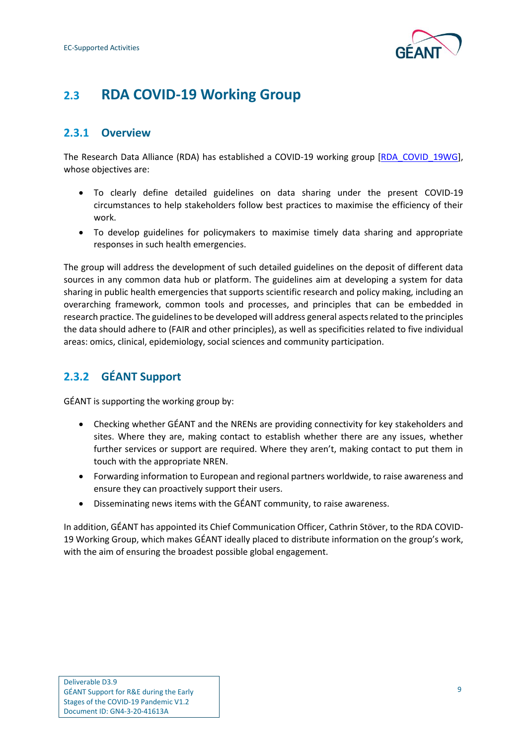## 2.3 RDA COVID-19 Working Group

### 2.3.1 Overview

The Research Data Alliance (RDA) has established a COVID-19 working group [RDA_COVID_19WG], whose objectives are:

- To clearly define detailed guidelines on data sharing under the present COVID-19 circumstances to help stakeholders follow best practices to maximise the efficiency of their work.
- To develop guidelines for policymakers to maximise timely data sharing and appropriate responses in such health emergencies.

The group will address the development of such detailed guidelines on the deposit of different data sources in any common data hub or platform. The guidelines aim at developing a system for data sharing in public health emergencies that supports scientific research and policy making, including an overarching framework, common tools and processes, and principles that can be embedded in research practice. The guidelines to be developed will address general aspects related to the principles the data should adhere to (FAIR and other principles), as well as specificities related to five individual areas: omics, clinical, epidemiology, social sciences and community participation.

### 2.3.2 GÉANT Support

GÉANT is supporting the working group by:

- Checking whether GÉANT and the NRENs are providing connectivity for key stakeholders and sites. Where they are, making contact to establish whether there are any issues, whether further services or support are required. Where they aren't, making contact to put them in touch with the appropriate NREN.
- Forwarding information to European and regional partners worldwide, to raise awareness and ensure they can proactively support their users.
- Disseminating news items with the GÉANT community, to raise awareness.

In addition, GÉANT has appointed its Chief Communication Officer, Cathrin Stöver, to the RDA COVID-19 Working Group, which makes GÉANT ideally placed to distribute information on the group's work, with the aim of ensuring the broadest possible global engagement.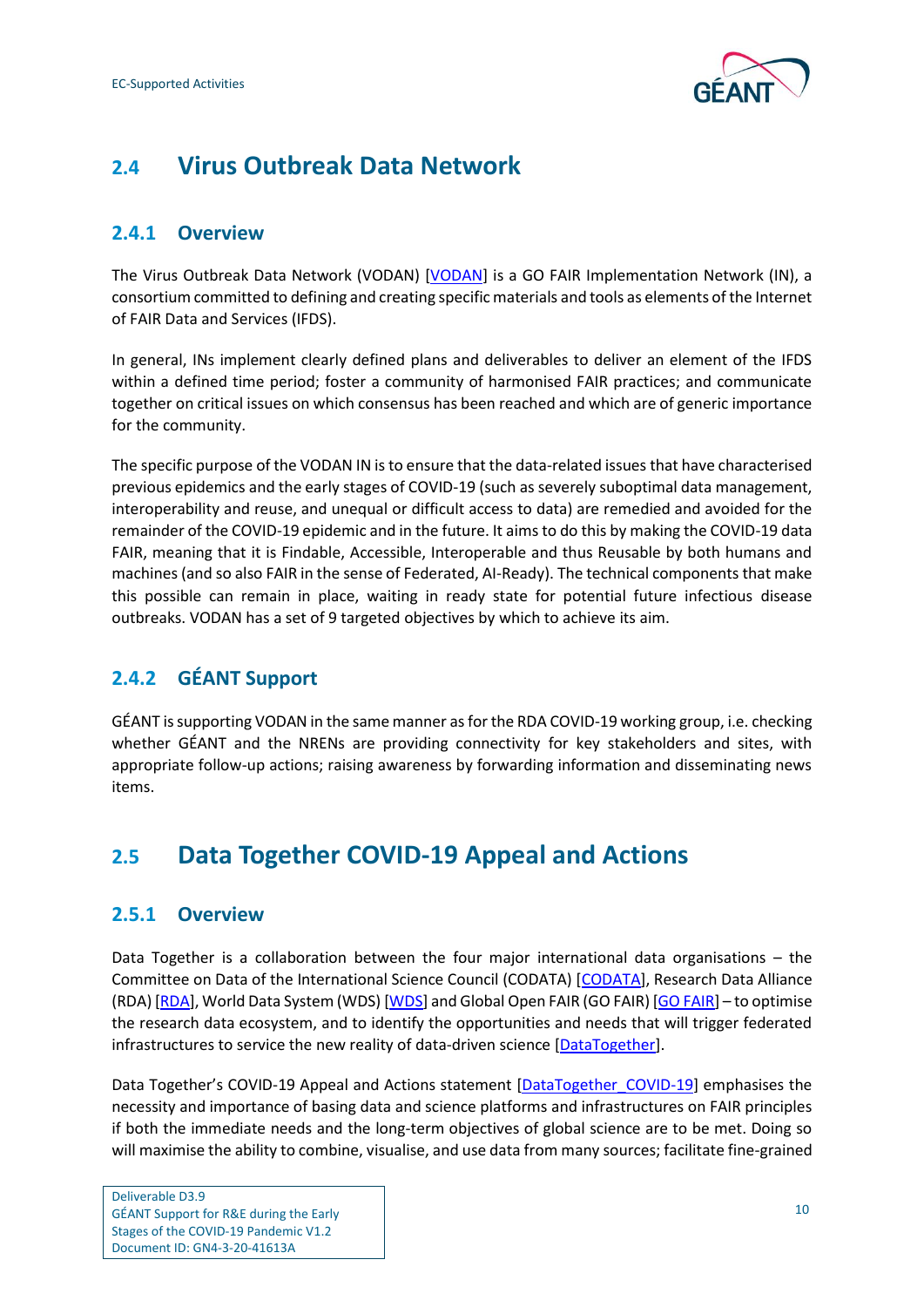## 2.4 Virus Outbreak Data Network

### 2.4.1 Overview

The Virus Outbreak Data Network (VODAN) [VODAN] is a GO FAIR Implementation Network (IN), a consortium committed to defining and creating specific materials and tools as elements of the Internet of FAIR Data and Services (IFDS).

In general, INs implement clearly defined plans and deliverables to deliver an element of the IFDS within a defined time period; foster a community of harmonised FAIR practices; and communicate together on critical issues on which consensus has been reached and which are of generic importance for the community.

The specific purpose of the VODAN IN is to ensure that the data-related issues that have characterised previous epidemics and the early stages of COVID-19 (such as severely suboptimal data management, interoperability and reuse, and unequal or difficult access to data) are remedied and avoided for the remainder of the COVID-19 epidemic and in the future. It aims to do this by making the COVID-19 data FAIR, meaning that it is Findable, Accessible, Interoperable and thus Reusable by both humans and machines (and so also FAIR in the sense of Federated, AI-Ready). The technical components that make this possible can remain in place, waiting in ready state for potential future infectious disease outbreaks. VODAN has a set of 9 targeted objectives by which to achieve its aim.

### 2.4.2 GÉANT Support

GÉANT is supporting VODAN in the same manner as for the RDA COVID-19 working group, i.e. checking whether GÉANT and the NRENs are providing connectivity for key stakeholders and sites, with appropriate follow-up actions; raising awareness by forwarding information and disseminating news items.

## 2.5 Data Together COVID-19 Appeal and Actions

### 2.5.1 Overview

Data Together is a collaboration between the four major international data organisations – the Committee on Data of the International Science Council (CODATA) [CODATA], Research Data Alliance (RDA) [RDA], World Data System (WDS) [WDS] and Global Open FAIR (GO FAIR) [GO FAIR] – to optimise the research data ecosystem, and to identify the opportunities and needs that will trigger federated infrastructures to service the new reality of data-driven science [DataTogether].

Data Together's COVID-19 Appeal and Actions statement [DataTogether_COVID-19] emphasises the necessity and importance of basing data and science platforms and infrastructures on FAIR principles if both the immediate needs and the long-term objectives of global science are to be met. Doing so will maximise the ability to combine, visualise, and use data from many sources; facilitate fine-grained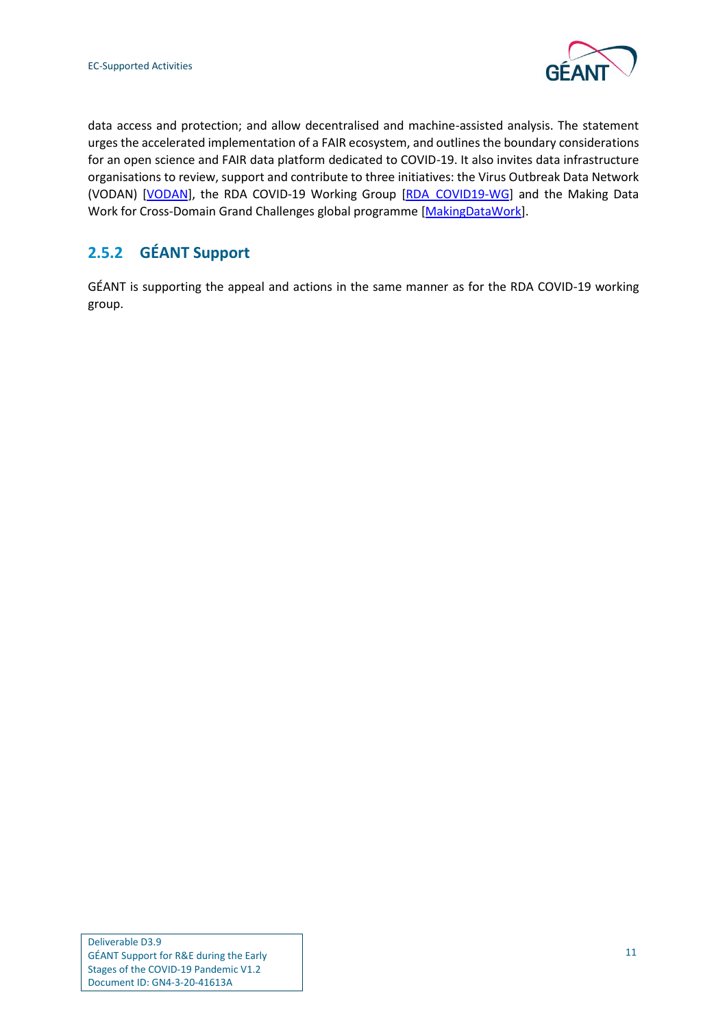data access and protection; and allow decentralised and machine-assisted analysis. The statement urges the accelerated implementation of a FAIR ecosystem, and outlines the boundary considerations for an open science and FAIR data platform dedicated to COVID-19. It also invites data infrastructure organisations to review, support and contribute to three initiatives: the Virus Outbreak Data Network (VODAN) [VODAN], the RDA COVID-19 Working Group [RDA_COVID19-WG] and the Making Data Work for Cross-Domain Grand Challenges global programme [MakingDataWork].

### 2.5.2 GÉANT Support

GÉANT is supporting the appeal and actions in the same manner as for the RDA COVID-19 working group.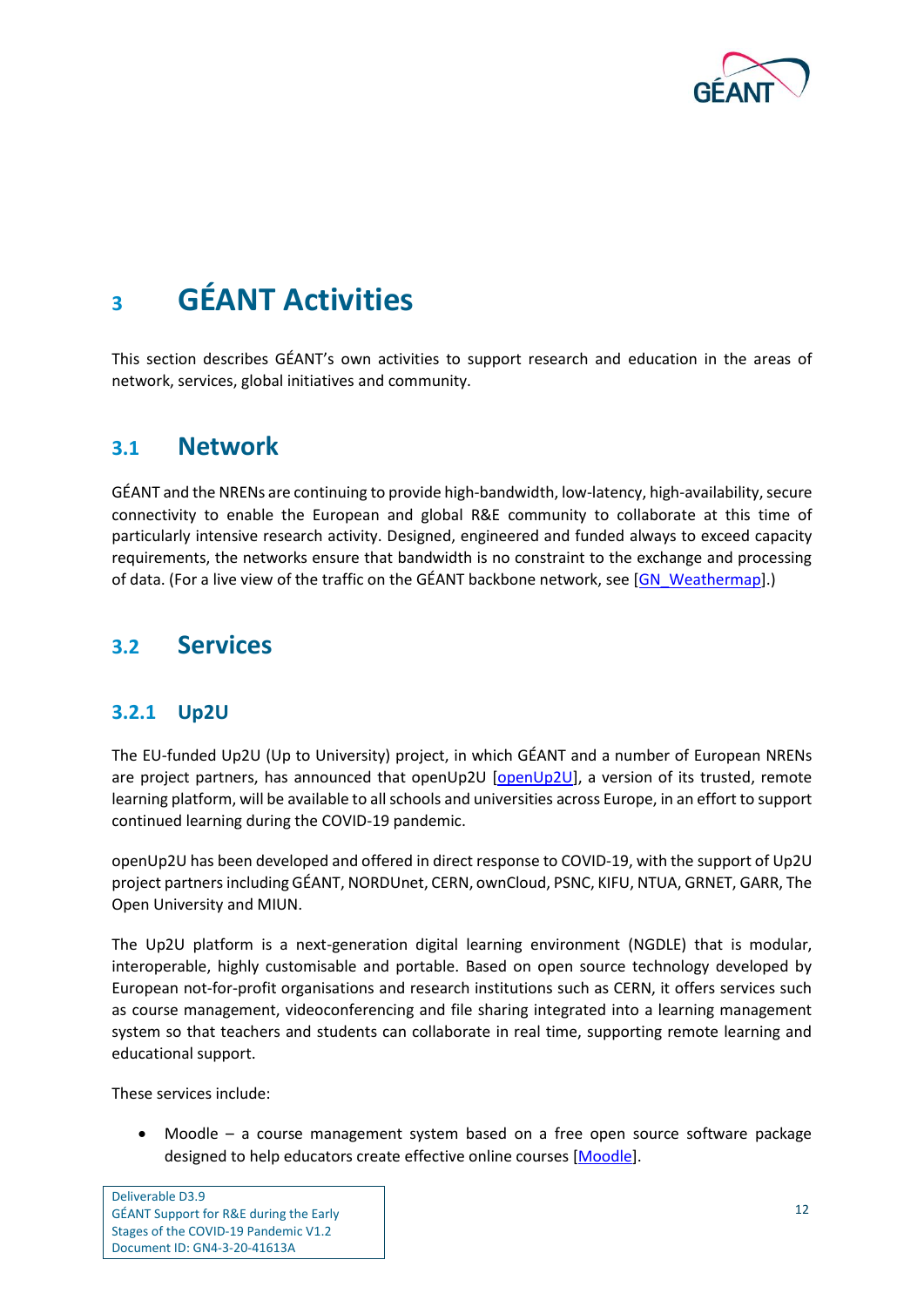# 3 GÉANT Activities

This section describes GÉANT's own activities to support research and education in the areas of network, services, global initiatives and community.

## 3.1 Network

GÉANT and the NRENs are continuing to provide high-bandwidth, low-latency, high-availability, secure connectivity to enable the European and global R&E community to collaborate at this time of particularly intensive research activity. Designed, engineered and funded always to exceed capacity requirements, the networks ensure that bandwidth is no constraint to the exchange and processing of data. (For a live view of the traffic on the GÉANT backbone network, see [GN_Weathermap].)

## 3.2 Services

### 3.2.1 Up2U

The EU-funded Up2U (Up to University) project, in which GÉANT and a number of European NRENs are project partners, has announced that openUp2U [openUp2U], a version of its trusted, remote learning platform, will be available to all schools and universities across Europe, in an effort to support continued learning during the COVID-19 pandemic.

openUp2U has been developed and offered in direct response to COVID-19, with the support of Up2U project partners including GÉANT, NORDUnet, CERN, ownCloud, PSNC, KIFU, NTUA, GRNET, GARR, The Open University and MIUN.

The Up2U platform is a next-generation digital learning environment (NGDLE) that is modular, interoperable, highly customisable and portable. Based on open source technology developed by European not-for-profit organisations and research institutions such as CERN, it offers services such as course management, videoconferencing and file sharing integrated into a learning management system so that teachers and students can collaborate in real time, supporting remote learning and educational support.

These services include:

- Moodle – a course management system based on a free open source software package designed to help educators create effective online courses [Moodle].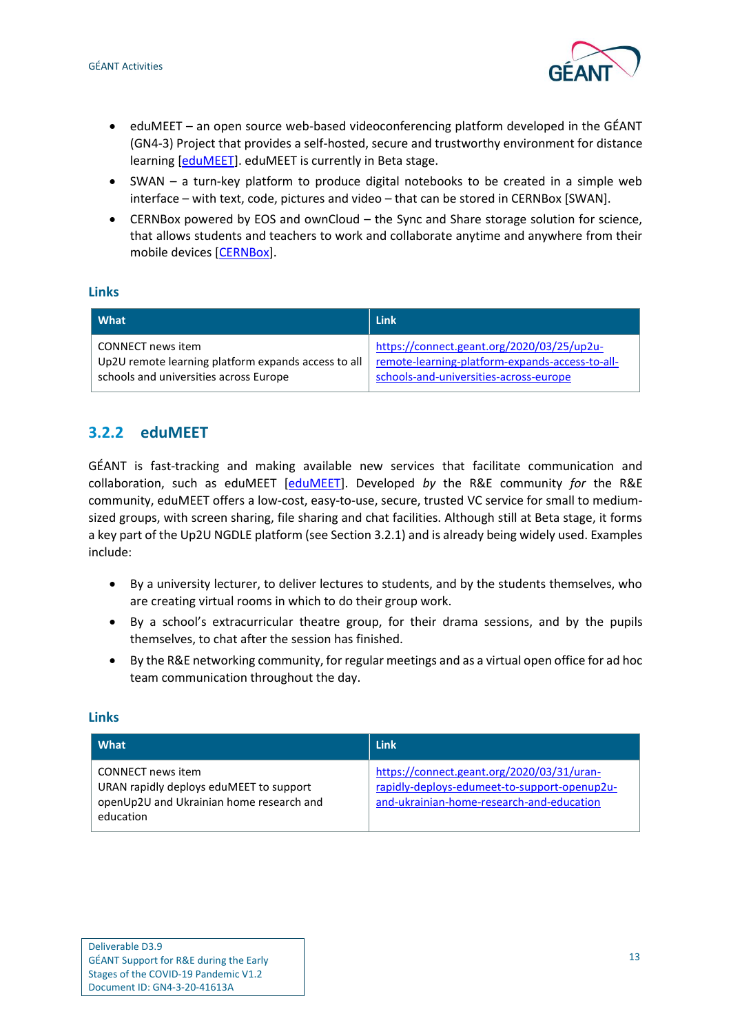- eduMEET – an open source web-based videoconferencing platform developed in the GÉANT (GN4-3) Project that provides a self-hosted, secure and trustworthy environment for distance learning [eduMEET]. eduMEET is currently in Beta stage.
- SWAN – a turn-key platform to produce digital notebooks to be created in a simple web interface – with text, code, pictures and video – that can be stored in CERNBox [SWAN].
- CERNBox powered by EOS and ownCloud – the Sync and Share storage solution for science, that allows students and teachers to work and collaborate anytime and anywhere from their mobile devices [CERNBox].

#### Links

| What | Link |
| --- | --- |
| CONNECT news item<br>Up2U remote learning platform expands access to all schools and universities across Europe | https://connect.geant.org/2020/03/25/up2u-remote-learning-platform-expands-access-to-all-schools-and-universities-across-europe |

### 3.2.2 eduMEET

GÉANT is fast-tracking and making available new services that facilitate communication and collaboration, such as eduMEET [eduMEET]. Developed *by* the R&E community *for* the R&E community, eduMEET offers a low-cost, easy-to-use, secure, trusted VC service for small to medium-sized groups, with screen sharing, file sharing and chat facilities. Although still at Beta stage, it forms a key part of the Up2U NGDLE platform (see Section 3.2.1) and is already being widely used. Examples include:

- By a university lecturer, to deliver lectures to students, and by the students themselves, who are creating virtual rooms in which to do their group work.
- By a school's extracurricular theatre group, for their drama sessions, and by the pupils themselves, to chat after the session has finished.
- By the R&E networking community, for regular meetings and as a virtual open office for ad hoc team communication throughout the day.

#### Links

| What | Link |
| --- | --- |
| CONNECT news item<br>URAN rapidly deploys eduMEET to support openUp2U and Ukrainian home research and education | https://connect.geant.org/2020/03/31/uran-rapidly-deploys-edumeet-to-support-openup2u-and-ukrainian-home-research-and-education |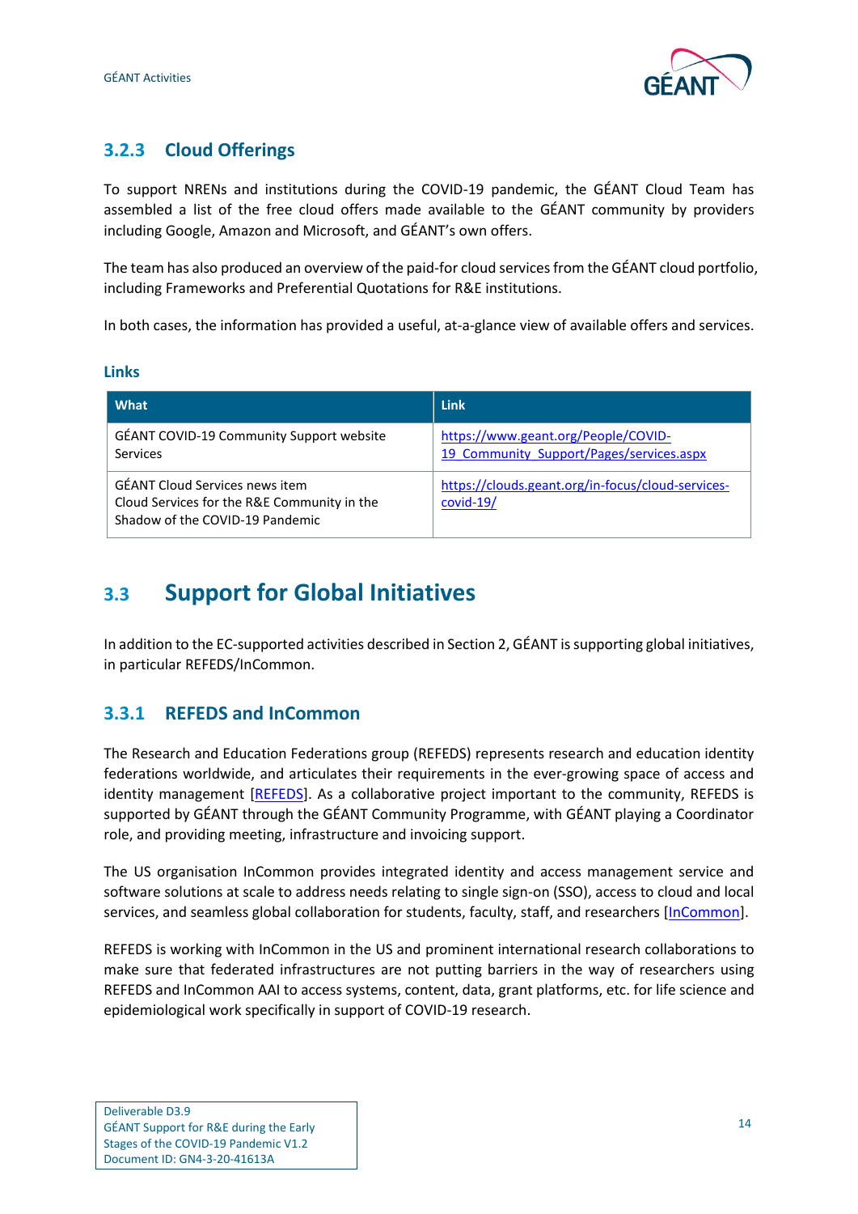### 3.2.3 Cloud Offerings

To support NRENs and institutions during the COVID-19 pandemic, the GÉANT Cloud Team has assembled a list of the free cloud offers made available to the GÉANT community by providers including Google, Amazon and Microsoft, and GÉANT's own offers.

The team has also produced an overview of the paid-for cloud services from the GÉANT cloud portfolio, including Frameworks and Preferential Quotations for R&E institutions.

In both cases, the information has provided a useful, at-a-glance view of available offers and services.

#### Links

| What | Link |
|---|---|
| GÉANT COVID-19 Community Support website Services | https://www.geant.org/People/COVID-19_Community_Support/Pages/services.aspx |
| GÉANT Cloud Services news item Cloud Services for the R&E Community in the Shadow of the COVID-19 Pandemic | https://clouds.geant.org/in-focus/cloud-services-covid-19/ |

## 3.3 Support for Global Initiatives

In addition to the EC-supported activities described in Section 2, GÉANT is supporting global initiatives, in particular REFEDS/InCommon.

### 3.3.1 REFEDS and InCommon

The Research and Education Federations group (REFEDS) represents research and education identity federations worldwide, and articulates their requirements in the ever-growing space of access and identity management [REFEDS]. As a collaborative project important to the community, REFEDS is supported by GÉANT through the GÉANT Community Programme, with GÉANT playing a Coordinator role, and providing meeting, infrastructure and invoicing support.

The US organisation InCommon provides integrated identity and access management service and software solutions at scale to address needs relating to single sign-on (SSO), access to cloud and local services, and seamless global collaboration for students, faculty, staff, and researchers [InCommon].

REFEDS is working with InCommon in the US and prominent international research collaborations to make sure that federated infrastructures are not putting barriers in the way of researchers using REFEDS and InCommon AAI to access systems, content, data, grant platforms, etc. for life science and epidemiological work specifically in support of COVID-19 research.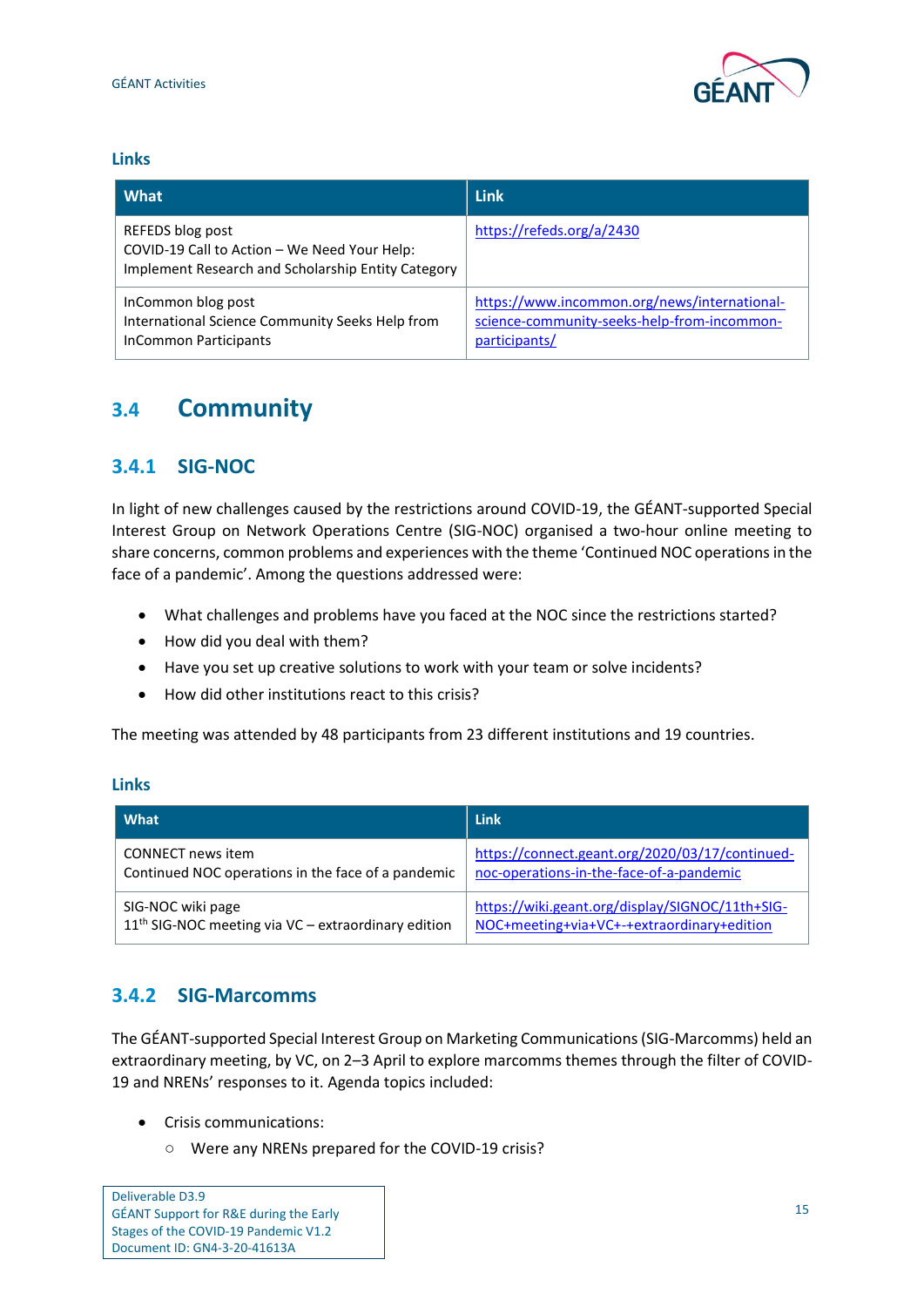### Links

| What | Link |
|---|---|
| REFEDS blog post<br>COVID-19 Call to Action – We Need Your Help: Implement Research and Scholarship Entity Category | https://refeds.org/a/2430 |
| InCommon blog post<br>International Science Community Seeks Help from InCommon Participants | https://www.incommon.org/news/international-science-community-seeks-help-from-incommon-participants/ |

## 3.4 Community

### 3.4.1 SIG-NOC

In light of new challenges caused by the restrictions around COVID-19, the GÉANT-supported Special Interest Group on Network Operations Centre (SIG-NOC) organised a two-hour online meeting to share concerns, common problems and experiences with the theme 'Continued NOC operations in the face of a pandemic'. Among the questions addressed were:

- What challenges and problems have you faced at the NOC since the restrictions started?
- How did you deal with them?
- Have you set up creative solutions to work with your team or solve incidents?
- How did other institutions react to this crisis?

The meeting was attended by 48 participants from 23 different institutions and 19 countries.

#### Links

| What | Link |
|---|---|
| CONNECT news item<br>Continued NOC operations in the face of a pandemic | https://connect.geant.org/2020/03/17/continued-noc-operations-in-the-face-of-a-pandemic |
| SIG-NOC wiki page<br>11th SIG-NOC meeting via VC – extraordinary edition | https://wiki.geant.org/display/SIGNOC/11th+SIG-NOC+meeting+via+VC+-+extraordinary+edition |

### 3.4.2 SIG-Marcomms

The GÉANT-supported Special Interest Group on Marketing Communications (SIG-Marcomms) held an extraordinary meeting, by VC, on 2–3 April to explore marcomms themes through the filter of COVID-19 and NRENs' responses to it. Agenda topics included:

- Crisis communications:
  - Were any NRENs prepared for the COVID-19 crisis?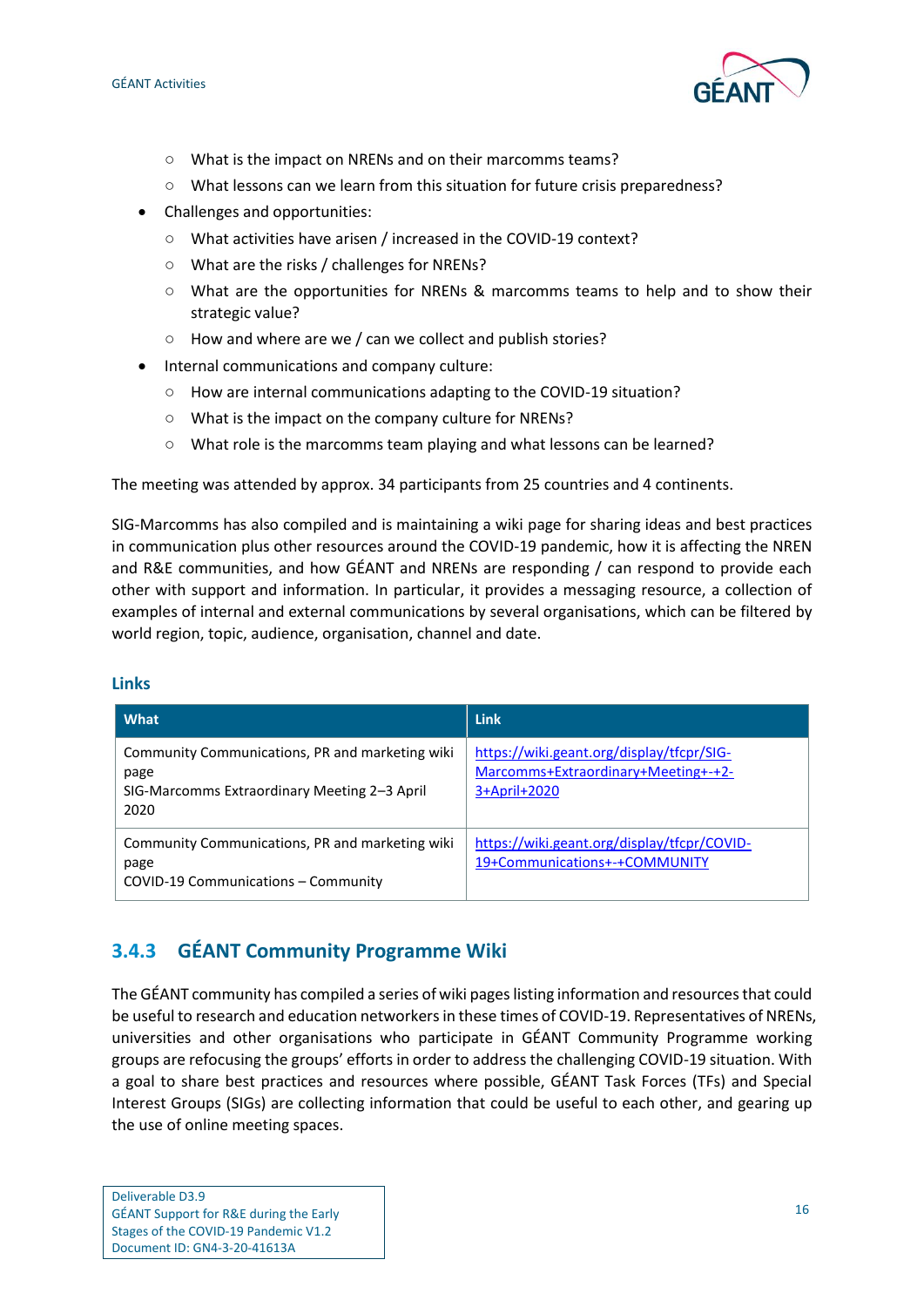- What is the impact on NRENs and on their marcomms teams?
    - What lessons can we learn from this situation for future crisis preparedness?
- Challenges and opportunities:
    - What activities have arisen / increased in the COVID-19 context?
    - What are the risks / challenges for NRENs?
    - What are the opportunities for NRENs & marcomms teams to help and to show their strategic value?
    - How and where are we / can we collect and publish stories?
- Internal communications and company culture:
    - How are internal communications adapting to the COVID-19 situation?
    - What is the impact on the company culture for NRENs?
    - What role is the marcomms team playing and what lessons can be learned?

The meeting was attended by approx. 34 participants from 25 countries and 4 continents.

SIG-Marcomms has also compiled and is maintaining a wiki page for sharing ideas and best practices in communication plus other resources around the COVID-19 pandemic, how it is affecting the NREN and R&E communities, and how GÉANT and NRENs are responding / can respond to provide each other with support and information. In particular, it provides a messaging resource, a collection of examples of internal and external communications by several organisations, which can be filtered by world region, topic, audience, organisation, channel and date.

#### Links

| What | Link |
|---|---|
| Community Communications, PR and marketing wiki page<br>SIG-Marcomms Extraordinary Meeting 2–3 April 2020 | https://wiki.geant.org/display/tfcpr/SIG-Marcomms+Extraordinary+Meeting+-+2-3+April+2020 |
| Community Communications, PR and marketing wiki page<br>COVID-19 Communications – Community | https://wiki.geant.org/display/tfcpr/COVID-19+Communications+-+COMMUNITY |

### 3.4.3 GÉANT Community Programme Wiki

The GÉANT community has compiled a series of wiki pages listing information and resources that could be useful to research and education networkers in these times of COVID-19. Representatives of NRENs, universities and other organisations who participate in GÉANT Community Programme working groups are refocusing the groups' efforts in order to address the challenging COVID-19 situation. With a goal to share best practices and resources where possible, GÉANT Task Forces (TFs) and Special Interest Groups (SIGs) are collecting information that could be useful to each other, and gearing up the use of online meeting spaces.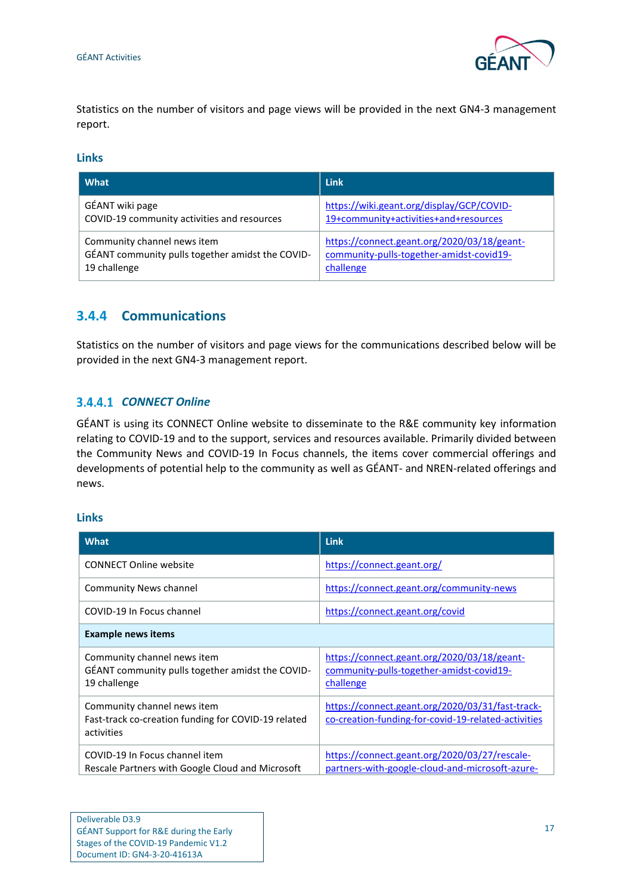Statistics on the number of visitors and page views will be provided in the next GN4-3 management report.

**Links**

| What | Link |
|---|---|
| GÉANT wiki page<br>COVID-19 community activities and resources | https://wiki.geant.org/display/GCP/COVID-19+community+activities+and+resources |
| Community channel news item<br>GÉANT community pulls together amidst the COVID-19 challenge | https://connect.geant.org/2020/03/18/geant-community-pulls-together-amidst-covid19-challenge |

### 3.4.4 Communications

Statistics on the number of visitors and page views for the communications described below will be provided in the next GN4-3 management report.

#### 3.4.4.1 *CONNECT Online*

GÉANT is using its CONNECT Online website to disseminate to the R&E community key information relating to COVID-19 and to the support, services and resources available. Primarily divided between the Community News and COVID-19 In Focus channels, the items cover commercial offerings and developments of potential help to the community as well as GÉANT- and NREN-related offerings and news.

**Links**

| What | Link |
|---|---|
| CONNECT Online website | https://connect.geant.org/ |
| Community News channel | https://connect.geant.org/community-news |
| COVID-19 In Focus channel | https://connect.geant.org/covid |
| **Example news items** | |
| Community channel news item<br>GÉANT community pulls together amidst the COVID-19 challenge | https://connect.geant.org/2020/03/18/geant-community-pulls-together-amidst-covid19-challenge |
| Community channel news item<br>Fast-track co-creation funding for COVID-19 related activities | https://connect.geant.org/2020/03/31/fast-track-co-creation-funding-for-covid-19-related-activities |
| COVID-19 In Focus channel item<br>Rescale Partners with Google Cloud and Microsoft | https://connect.geant.org/2020/03/27/rescale-partners-with-google-cloud-and-microsoft-azure- |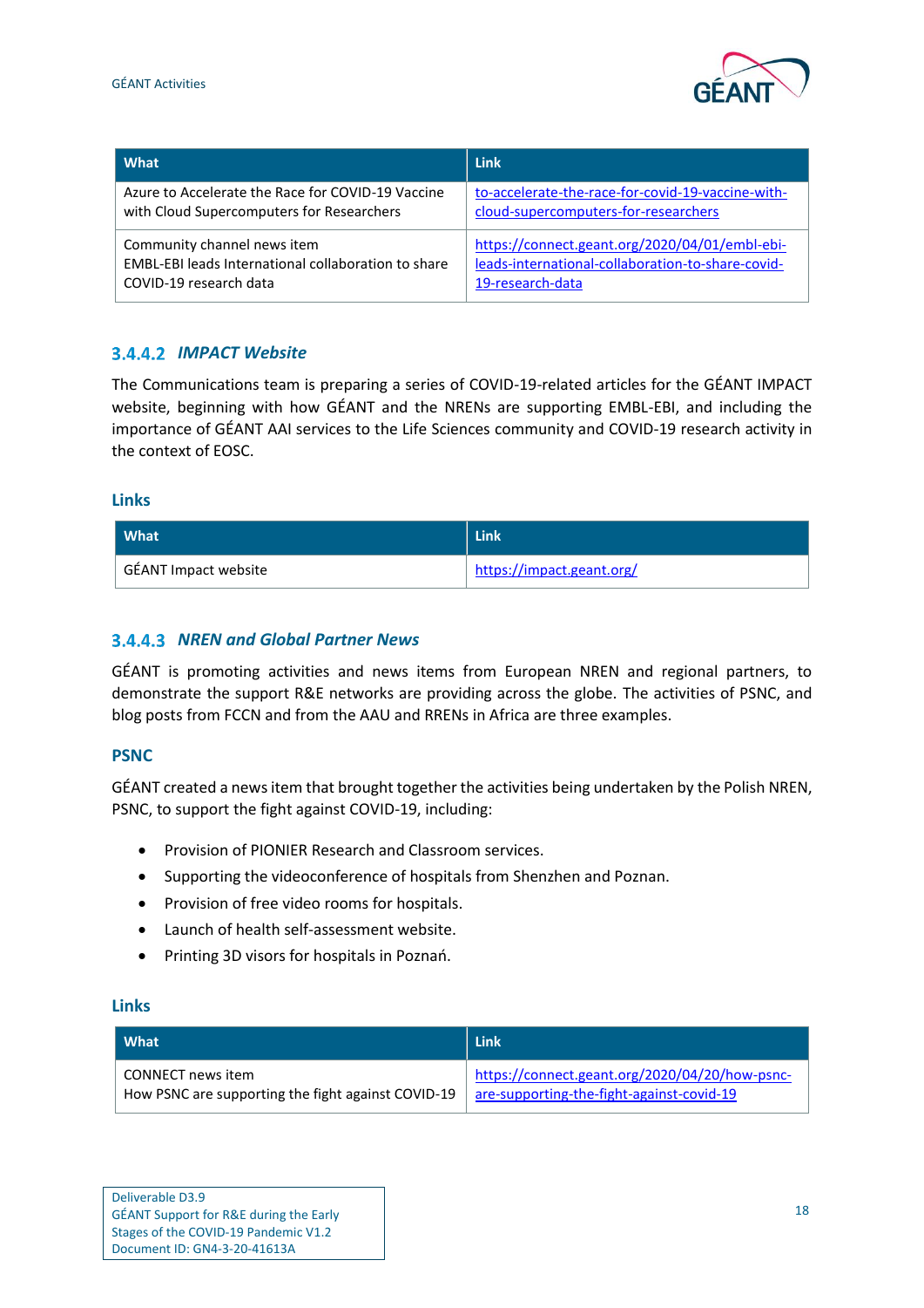| What | Link |
| --- | --- |
| Azure to Accelerate the Race for COVID-19 Vaccine with Cloud Supercomputers for Researchers | to-accelerate-the-race-for-covid-19-vaccine-with-cloud-supercomputers-for-researchers |
| Community channel news item<br>EMBL-EBI leads International collaboration to share COVID-19 research data | https://connect.geant.org/2020/04/01/embl-ebi-leads-international-collaboration-to-share-covid-19-research-data |

#### 3.4.4.2 *IMPACT Website*

The Communications team is preparing a series of COVID-19-related articles for the GÉANT IMPACT website, beginning with how GÉANT and the NRENs are supporting EMBL-EBI, and including the importance of GÉANT AAI services to the Life Sciences community and COVID-19 research activity in the context of EOSC.

**Links**

| What | Link |
| --- | --- |
| GÉANT Impact website | https://impact.geant.org/ |

#### 3.4.4.3 *NREN and Global Partner News*

GÉANT is promoting activities and news items from European NREN and regional partners, to demonstrate the support R&E networks are providing across the globe. The activities of PSNC, and blog posts from FCCN and from the AAU and RRENs in Africa are three examples.

**PSNC**

GÉANT created a news item that brought together the activities being undertaken by the Polish NREN, PSNC, to support the fight against COVID-19, including:

- Provision of PIONIER Research and Classroom services.
- Supporting the videoconference of hospitals from Shenzhen and Poznan.
- Provision of free video rooms for hospitals.
- Launch of health self-assessment website.
- Printing 3D visors for hospitals in Poznań.

**Links**

| What | Link |
| --- | --- |
| CONNECT news item<br>How PSNC are supporting the fight against COVID-19 | https://connect.geant.org/2020/04/20/how-psnc-are-supporting-the-fight-against-covid-19 |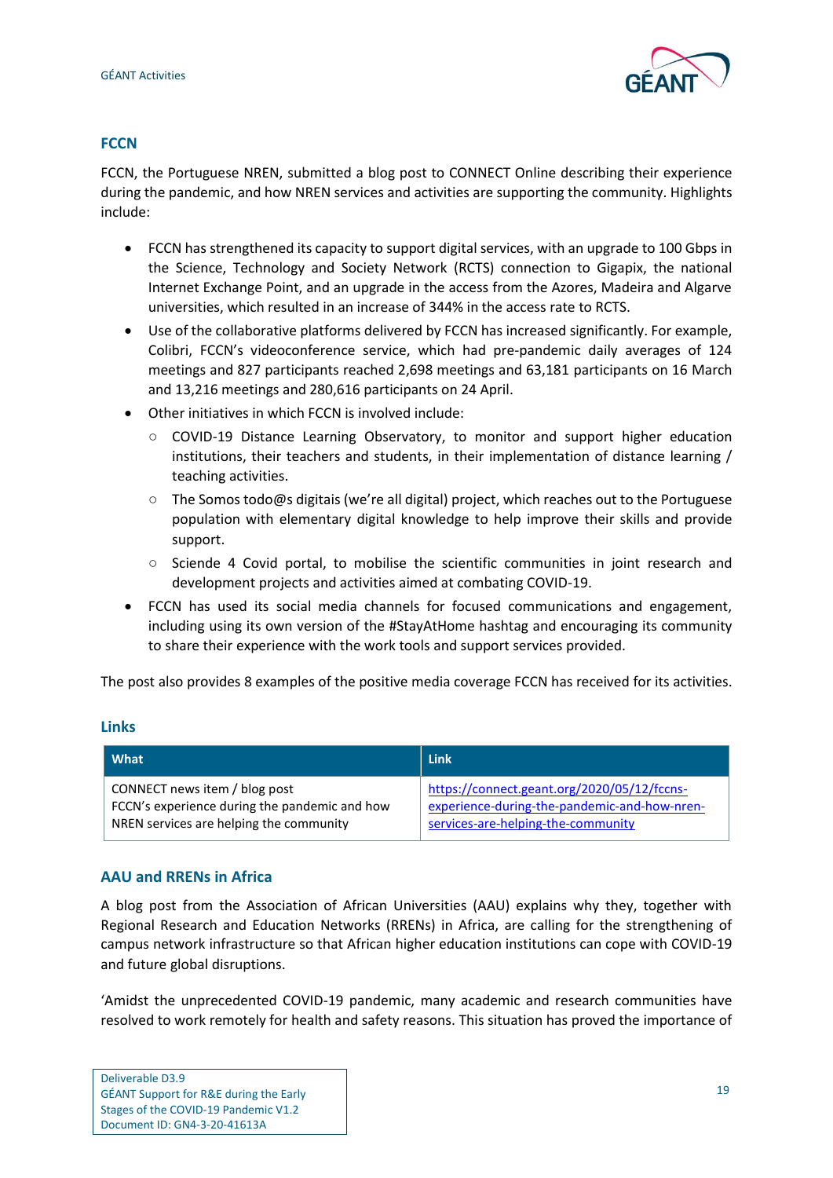## FCCN

FCCN, the Portuguese NREN, submitted a blog post to CONNECT Online describing their experience during the pandemic, and how NREN services and activities are supporting the community. Highlights include:

- FCCN has strengthened its capacity to support digital services, with an upgrade to 100 Gbps in the Science, Technology and Society Network (RCTS) connection to Gigapix, the national Internet Exchange Point, and an upgrade in the access from the Azores, Madeira and Algarve universities, which resulted in an increase of 344% in the access rate to RCTS.
- Use of the collaborative platforms delivered by FCCN has increased significantly. For example, Colibri, FCCN's videoconference service, which had pre-pandemic daily averages of 124 meetings and 827 participants reached 2,698 meetings and 63,181 participants on 16 March and 13,216 meetings and 280,616 participants on 24 April.
- Other initiatives in which FCCN is involved include:
    - COVID-19 Distance Learning Observatory, to monitor and support higher education institutions, their teachers and students, in their implementation of distance learning / teaching activities.
    - The Somos todo@s digitais (we're all digital) project, which reaches out to the Portuguese population with elementary digital knowledge to help improve their skills and provide support.
    - Sciende 4 Covid portal, to mobilise the scientific communities in joint research and development projects and activities aimed at combating COVID-19.
- FCCN has used its social media channels for focused communications and engagement, including using its own version of the #StayAtHome hashtag and encouraging its community to share their experience with the work tools and support services provided.

The post also provides 8 examples of the positive media coverage FCCN has received for its activities.

### Links

| What | Link |
|---|---|
| CONNECT news item / blog post FCCN's experience during the pandemic and how NREN services are helping the community | https://connect.geant.org/2020/05/12/fccns-experience-during-the-pandemic-and-how-nren-services-are-helping-the-community |

## AAU and RRENs in Africa

A blog post from the Association of African Universities (AAU) explains why they, together with Regional Research and Education Networks (RRENs) in Africa, are calling for the strengthening of campus network infrastructure so that African higher education institutions can cope with COVID-19 and future global disruptions.

'Amidst the unprecedented COVID-19 pandemic, many academic and research communities have resolved to work remotely for health and safety reasons. This situation has proved the importance of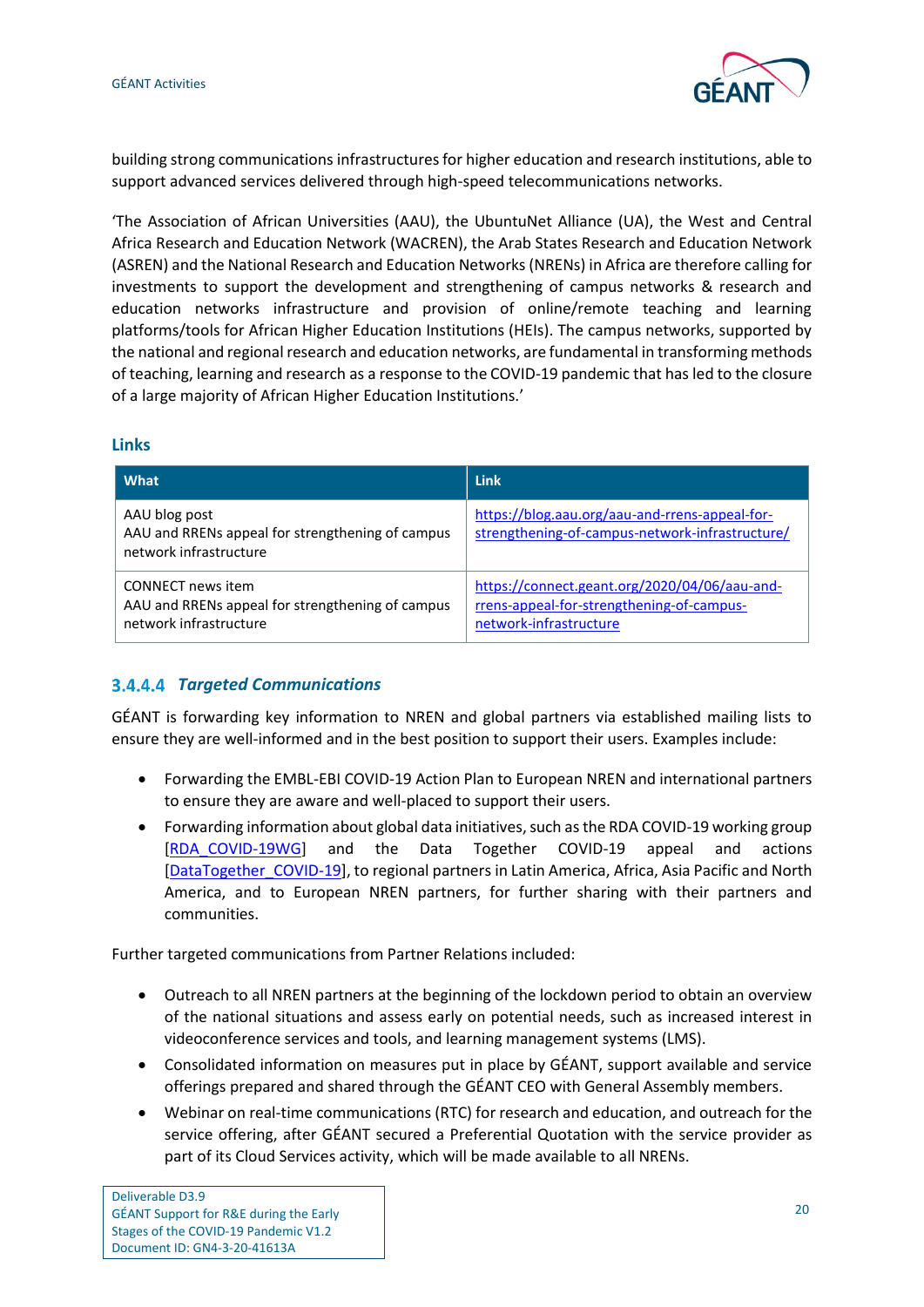building strong communications infrastructures for higher education and research institutions, able to support advanced services delivered through high-speed telecommunications networks.

'The Association of African Universities (AAU), the UbuntuNet Alliance (UA), the West and Central Africa Research and Education Network (WACREN), the Arab States Research and Education Network (ASREN) and the National Research and Education Networks (NRENs) in Africa are therefore calling for investments to support the development and strengthening of campus networks & research and education networks infrastructure and provision of online/remote teaching and learning platforms/tools for African Higher Education Institutions (HEIs). The campus networks, supported by the national and regional research and education networks, are fundamental in transforming methods of teaching, learning and research as a response to the COVID-19 pandemic that has led to the closure of a large majority of African Higher Education Institutions.'

### Links

| What | Link |
|---|---|
| AAU blog post<br>AAU and RRENs appeal for strengthening of campus network infrastructure | https://blog.aau.org/aau-and-rrens-appeal-for-strengthening-of-campus-network-infrastructure/ |
| CONNECT news item<br>AAU and RRENs appeal for strengthening of campus network infrastructure | https://connect.geant.org/2020/04/06/aau-and-rrens-appeal-for-strengthening-of-campus-network-infrastructure |

#### 3.4.4.4 *Targeted Communications*

GÉANT is forwarding key information to NREN and global partners via established mailing lists to ensure they are well-informed and in the best position to support their users. Examples include:

- Forwarding the EMBL-EBI COVID-19 Action Plan to European NREN and international partners to ensure they are aware and well-placed to support their users.
- Forwarding information about global data initiatives, such as the RDA COVID-19 working group [RDA_COVID-19WG] and the Data Together COVID-19 appeal and actions [DataTogether_COVID-19], to regional partners in Latin America, Africa, Asia Pacific and North America, and to European NREN partners, for further sharing with their partners and communities.

Further targeted communications from Partner Relations included:

- Outreach to all NREN partners at the beginning of the lockdown period to obtain an overview of the national situations and assess early on potential needs, such as increased interest in videoconference services and tools, and learning management systems (LMS).
- Consolidated information on measures put in place by GÉANT, support available and service offerings prepared and shared through the GÉANT CEO with General Assembly members.
- Webinar on real-time communications (RTC) for research and education, and outreach for the service offering, after GÉANT secured a Preferential Quotation with the service provider as part of its Cloud Services activity, which will be made available to all NRENs.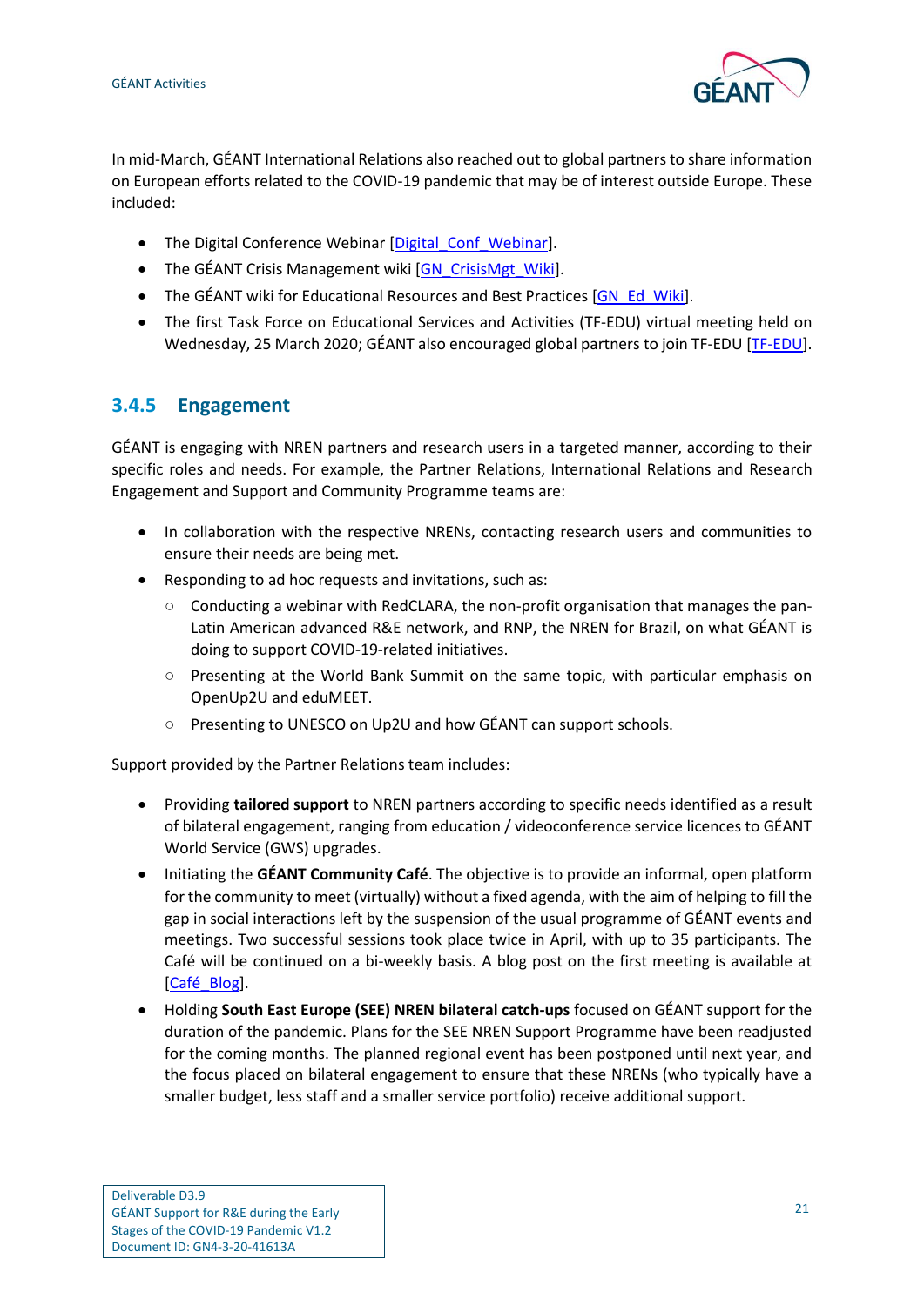In mid-March, GÉANT International Relations also reached out to global partners to share information on European efforts related to the COVID-19 pandemic that may be of interest outside Europe. These included:

- The Digital Conference Webinar [Digital_Conf_Webinar].
- The GÉANT Crisis Management wiki [GN_CrisisMgt_Wiki].
- The GÉANT wiki for Educational Resources and Best Practices [GN_Ed_Wiki].
- The first Task Force on Educational Services and Activities (TF-EDU) virtual meeting held on Wednesday, 25 March 2020; GÉANT also encouraged global partners to join TF-EDU [TF-EDU].

### 3.4.5 Engagement

GÉANT is engaging with NREN partners and research users in a targeted manner, according to their specific roles and needs. For example, the Partner Relations, International Relations and Research Engagement and Support and Community Programme teams are:

- In collaboration with the respective NRENs, contacting research users and communities to ensure their needs are being met.
- Responding to ad hoc requests and invitations, such as:
  - Conducting a webinar with RedCLARA, the non-profit organisation that manages the pan-Latin American advanced R&E network, and RNP, the NREN for Brazil, on what GÉANT is doing to support COVID-19-related initiatives.
  - Presenting at the World Bank Summit on the same topic, with particular emphasis on OpenUp2U and eduMEET.
  - Presenting to UNESCO on Up2U and how GÉANT can support schools.

Support provided by the Partner Relations team includes:

- Providing **tailored support** to NREN partners according to specific needs identified as a result of bilateral engagement, ranging from education / videoconference service licences to GÉANT World Service (GWS) upgrades.
- Initiating the **GÉANT Community Café**. The objective is to provide an informal, open platform for the community to meet (virtually) without a fixed agenda, with the aim of helping to fill the gap in social interactions left by the suspension of the usual programme of GÉANT events and meetings. Two successful sessions took place twice in April, with up to 35 participants. The Café will be continued on a bi-weekly basis. A blog post on the first meeting is available at [Café_Blog].
- Holding **South East Europe (SEE) NREN bilateral catch-ups** focused on GÉANT support for the duration of the pandemic. Plans for the SEE NREN Support Programme have been readjusted for the coming months. The planned regional event has been postponed until next year, and the focus placed on bilateral engagement to ensure that these NRENs (who typically have a smaller budget, less staff and a smaller service portfolio) receive additional support.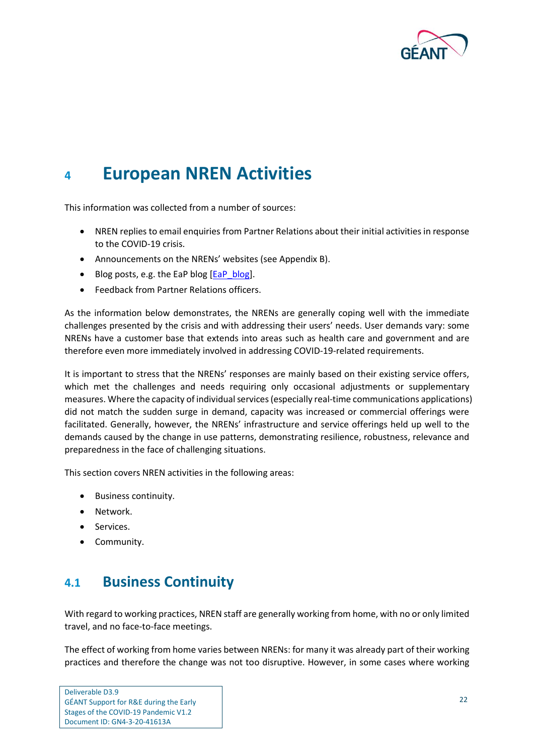# 4 European NREN Activities

This information was collected from a number of sources:

- NREN replies to email enquiries from Partner Relations about their initial activities in response to the COVID-19 crisis.
- Announcements on the NRENs' websites (see Appendix B).
- Blog posts, e.g. the EaP blog [EaP_blog].
- Feedback from Partner Relations officers.

As the information below demonstrates, the NRENs are generally coping well with the immediate challenges presented by the crisis and with addressing their users' needs. User demands vary: some NRENs have a customer base that extends into areas such as health care and government and are therefore even more immediately involved in addressing COVID-19-related requirements.

It is important to stress that the NRENs' responses are mainly based on their existing service offers, which met the challenges and needs requiring only occasional adjustments or supplementary measures. Where the capacity of individual services (especially real-time communications applications) did not match the sudden surge in demand, capacity was increased or commercial offerings were facilitated. Generally, however, the NRENs' infrastructure and service offerings held up well to the demands caused by the change in use patterns, demonstrating resilience, robustness, relevance and preparedness in the face of challenging situations.

This section covers NREN activities in the following areas:

- Business continuity.
- Network.
- Services.
- Community.

## 4.1 Business Continuity

With regard to working practices, NREN staff are generally working from home, with no or only limited travel, and no face-to-face meetings.

The effect of working from home varies between NRENs: for many it was already part of their working practices and therefore the change was not too disruptive. However, in some cases where working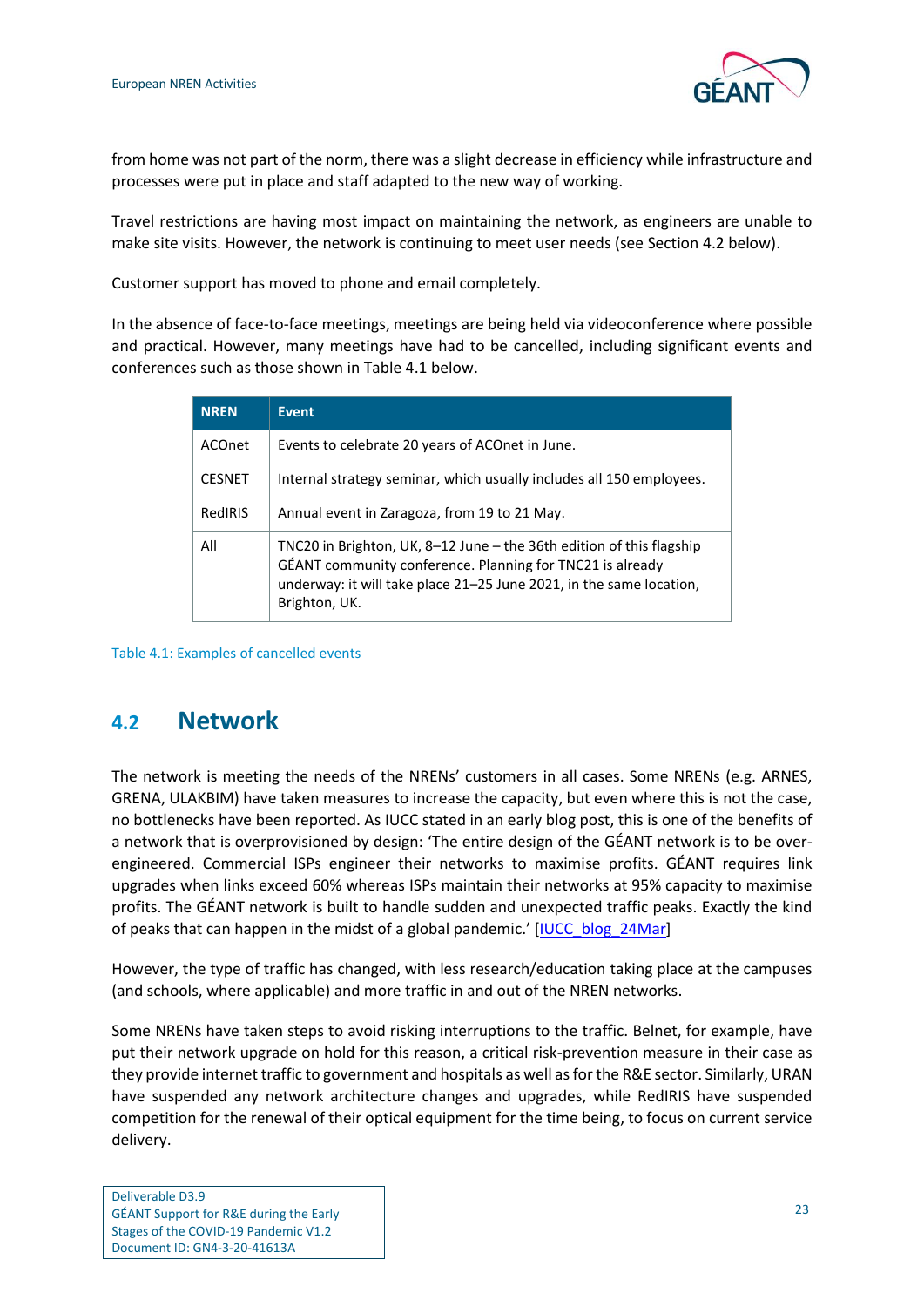from home was not part of the norm, there was a slight decrease in efficiency while infrastructure and processes were put in place and staff adapted to the new way of working.

Travel restrictions are having most impact on maintaining the network, as engineers are unable to make site visits. However, the network is continuing to meet user needs (see Section 4.2 below).

Customer support has moved to phone and email completely.

In the absence of face-to-face meetings, meetings are being held via videoconference where possible and practical. However, many meetings have had to be cancelled, including significant events and conferences such as those shown in Table 4.1 below.

| NREN | Event |
|---|---|
| ACOnet | Events to celebrate 20 years of ACOnet in June. |
| CESNET | Internal strategy seminar, which usually includes all 150 employees. |
| RedIRIS | Annual event in Zaragoza, from 19 to 21 May. |
| All | TNC20 in Brighton, UK, 8–12 June – the 36th edition of this flagship GÉANT community conference. Planning for TNC21 is already underway: it will take place 21–25 June 2021, in the same location, Brighton, UK. |

Table 4.1: Examples of cancelled events

## 4.2 Network

The network is meeting the needs of the NRENs' customers in all cases. Some NRENs (e.g. ARNES, GRENA, ULAKBIM) have taken measures to increase the capacity, but even where this is not the case, no bottlenecks have been reported. As IUCC stated in an early blog post, this is one of the benefits of a network that is overprovisioned by design: 'The entire design of the GÉANT network is to be over-engineered. Commercial ISPs engineer their networks to maximise profits. GÉANT requires link upgrades when links exceed 60% whereas ISPs maintain their networks at 95% capacity to maximise profits. The GÉANT network is built to handle sudden and unexpected traffic peaks. Exactly the kind of peaks that can happen in the midst of a global pandemic.' [IUCC_blog_24Mar]

However, the type of traffic has changed, with less research/education taking place at the campuses (and schools, where applicable) and more traffic in and out of the NREN networks.

Some NRENs have taken steps to avoid risking interruptions to the traffic. Belnet, for example, have put their network upgrade on hold for this reason, a critical risk-prevention measure in their case as they provide internet traffic to government and hospitals as well as for the R&E sector. Similarly, URAN have suspended any network architecture changes and upgrades, while RedIRIS have suspended competition for the renewal of their optical equipment for the time being, to focus on current service delivery.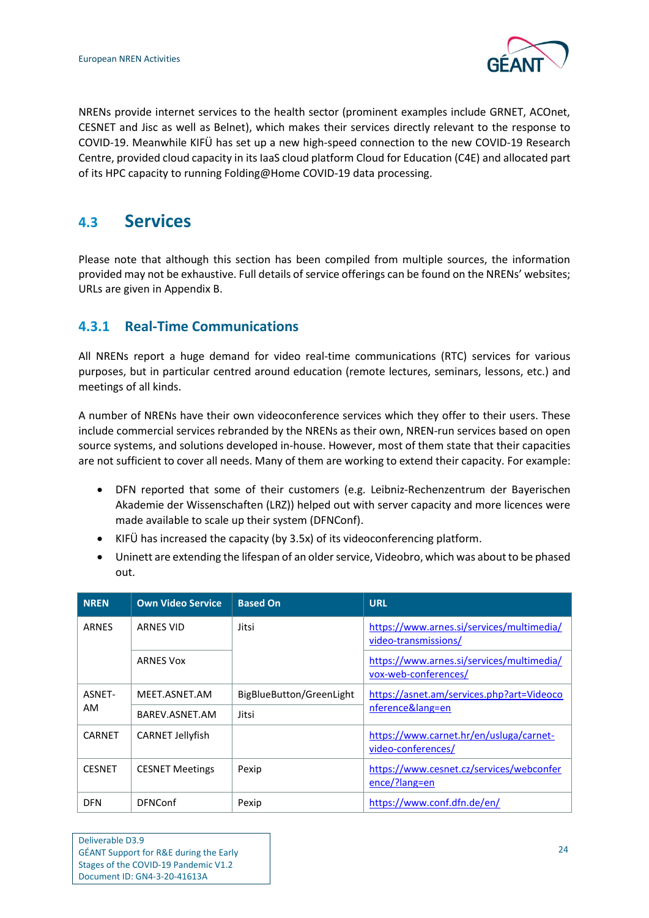NRENs provide internet services to the health sector (prominent examples include GRNET, ACOnet, CESNET and Jisc as well as Belnet), which makes their services directly relevant to the response to COVID-19. Meanwhile KIFÜ has set up a new high-speed connection to the new COVID-19 Research Centre, provided cloud capacity in its IaaS cloud platform Cloud for Education (C4E) and allocated part of its HPC capacity to running Folding@Home COVID-19 data processing.

## 4.3 Services

Please note that although this section has been compiled from multiple sources, the information provided may not be exhaustive. Full details of service offerings can be found on the NRENs' websites; URLs are given in Appendix B.

### 4.3.1 Real-Time Communications

All NRENs report a huge demand for video real-time communications (RTC) services for various purposes, but in particular centred around education (remote lectures, seminars, lessons, etc.) and meetings of all kinds.

A number of NRENs have their own videoconference services which they offer to their users. These include commercial services rebranded by the NRENs as their own, NREN-run services based on open source systems, and solutions developed in-house. However, most of them state that their capacities are not sufficient to cover all needs. Many of them are working to extend their capacity. For example:

- DFN reported that some of their customers (e.g. Leibniz-Rechenzentrum der Bayerischen Akademie der Wissenschaften (LRZ)) helped out with server capacity and more licences were made available to scale up their system (DFNConf).
- KIFÜ has increased the capacity (by 3.5x) of its videoconferencing platform.
- Uninett are extending the lifespan of an older service, Videobro, which was about to be phased out.

| NREN | Own Video Service | Based On | URL |
|---|---|---|---|
| ARNES | ARNES VID | Jitsi | https://www.arnes.si/services/multimedia/video-transmissions/ |
| | ARNES Vox | | https://www.arnes.si/services/multimedia/vox-web-conferences/ |
| ASNET-AM | MEET.ASNET.AM | BigBlueButton/GreenLight | https://asnet.am/services.php?art=Videoconference&lang=en |
| | BAREV.ASNET.AM | Jitsi | |
| CARNET | CARNET Jellyfish | | https://www.carnet.hr/en/usluga/carnet-video-conferences/ |
| CESNET | CESNET Meetings | Pexip | https://www.cesnet.cz/services/webconference/?lang=en |
| DFN | DFNConf | Pexip | https://www.conf.dfn.de/en/ |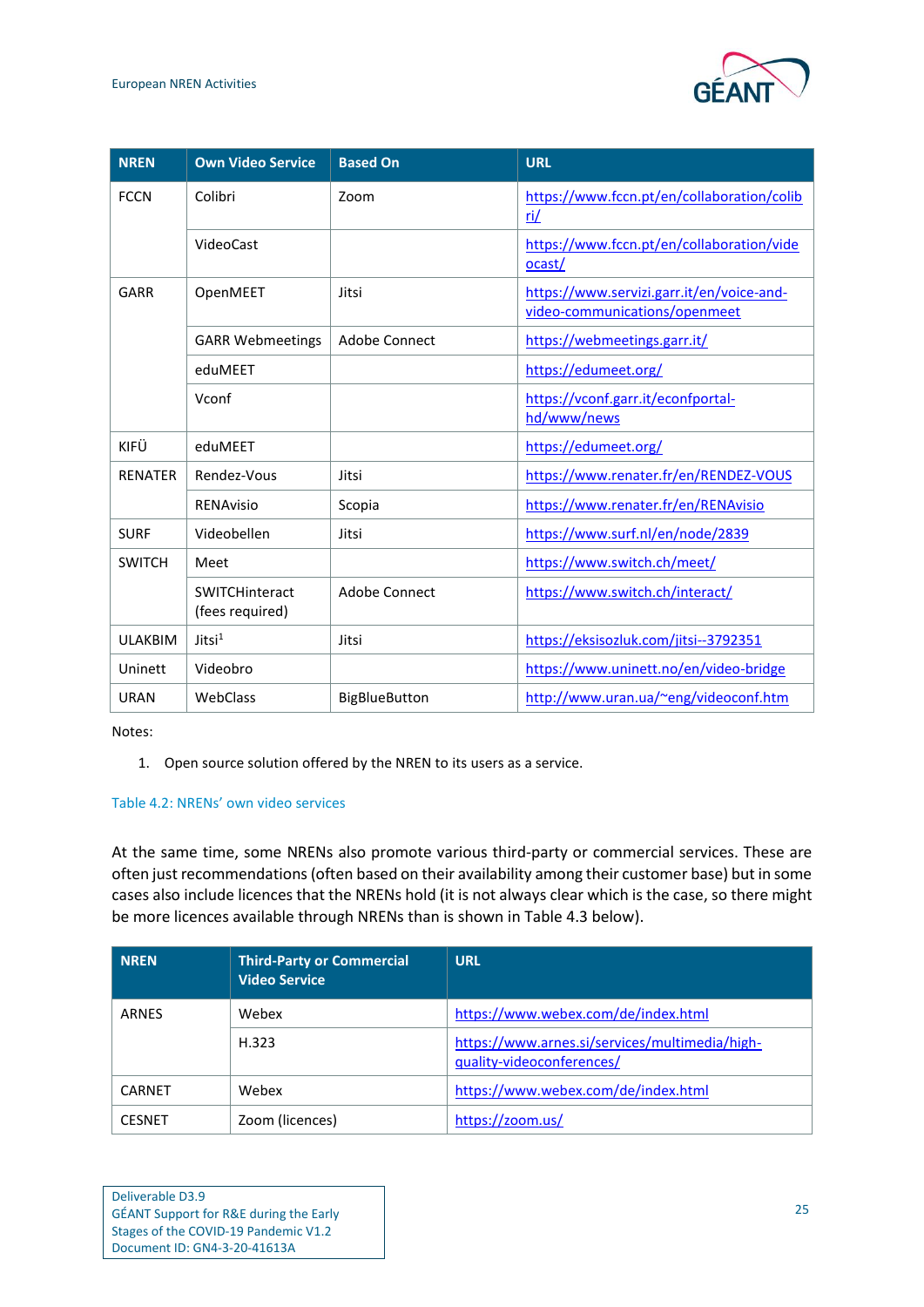| NREN | Own Video Service | Based On | URL |
|---|---|---|---|
| FCCN | Colibri | Zoom | https://www.fccn.pt/en/collaboration/colibri/ |
| | VideoCast | | https://www.fccn.pt/en/collaboration/videocast/ |
| GARR | OpenMEET | Jitsi | https://www.servizi.garr.it/en/voice-and-video-communications/openmeet |
| | GARR Webmeetings | Adobe Connect | https://webmeetings.garr.it/ |
| | eduMEET | | https://edumeet.org/ |
| | Vconf | | https://vconf.garr.it/econfportal-hd/www/news |
| KIFÜ | eduMEET | | https://edumeet.org/ |
| RENATER | Rendez-Vous | Jitsi | https://www.renater.fr/en/RENDEZ-VOUS |
| | RENAvisio | Scopia | https://www.renater.fr/en/RENAvisio |
| SURF | Videobellen | Jitsi | https://www.surf.nl/en/node/2839 |
| SWITCH | Meet | | https://www.switch.ch/meet/ |
| | SWITCHinteract (fees required) | Adobe Connect | https://www.switch.ch/interact/ |
| ULAKBIM | Jitsi[1] | Jitsi | https://eksisozluk.com/jitsi--3792351 |
| Uninett | Videobro | | https://www.uninett.no/en/video-bridge |
| URAN | WebClass | BigBlueButton | http://www.uran.ua/~eng/videoconf.htm |

Notes:

1. Open source solution offered by the NREN to its users as a service.

Table 4.2: NRENs' own video services

At the same time, some NRENs also promote various third-party or commercial services. These are often just recommendations (often based on their availability among their customer base) but in some cases also include licences that the NRENs hold (it is not always clear which is the case, so there might be more licences available through NRENs than is shown in Table 4.3 below).

| NREN | Third-Party or Commercial Video Service | URL |
|---|---|---|
| ARNES | Webex | https://www.webex.com/de/index.html |
| | H.323 | https://www.arnes.si/services/multimedia/high-quality-videoconferences/ |
| CARNET | Webex | https://www.webex.com/de/index.html |
| CESNET | Zoom (licences) | https://zoom.us/ |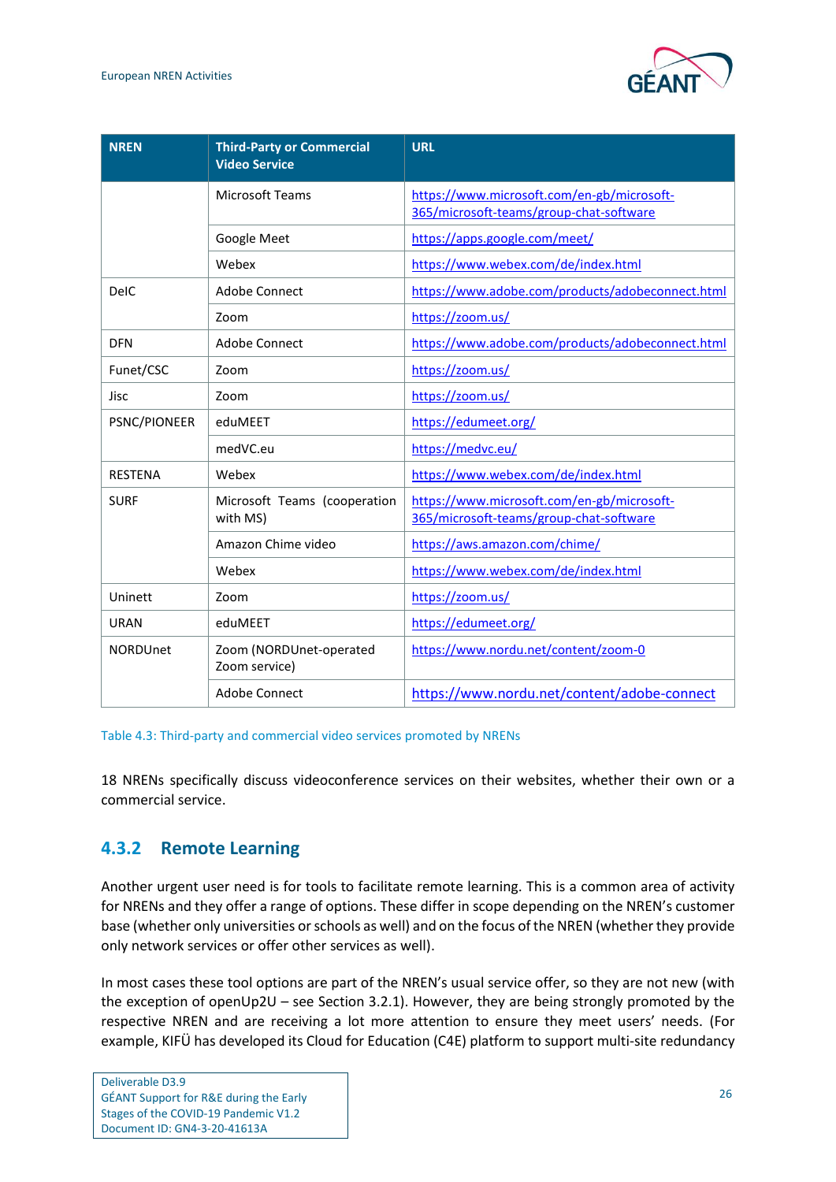| NREN | Third-Party or Commercial Video Service | URL |
|---|---|---|
| | Microsoft Teams | https://www.microsoft.com/en-gb/microsoft-365/microsoft-teams/group-chat-software |
| | Google Meet | https://apps.google.com/meet/ |
| | Webex | https://www.webex.com/de/index.html |
| DeIC | Adobe Connect | https://www.adobe.com/products/adobeconnect.html |
| | Zoom | https://zoom.us/ |
| DFN | Adobe Connect | https://www.adobe.com/products/adobeconnect.html |
| Funet/CSC | Zoom | https://zoom.us/ |
| Jisc | Zoom | https://zoom.us/ |
| PSNC/PIONEER | eduMEET | https://edumeet.org/ |
| | medVC.eu | https://medvc.eu/ |
| RESTENA | Webex | https://www.webex.com/de/index.html |
| SURF | Microsoft Teams (cooperation with MS) | https://www.microsoft.com/en-gb/microsoft-365/microsoft-teams/group-chat-software |
| | Amazon Chime video | https://aws.amazon.com/chime/ |
| | Webex | https://www.webex.com/de/index.html |
| Uninett | Zoom | https://zoom.us/ |
| URAN | eduMEET | https://edumeet.org/ |
| NORDUnet | Zoom (NORDUnet-operated Zoom service) | https://www.nordu.net/content/zoom-0 |
| | Adobe Connect | https://www.nordu.net/content/adobe-connect |

Table 4.3: Third-party and commercial video services promoted by NRENs

18 NRENs specifically discuss videoconference services on their websites, whether their own or a commercial service.

### 4.3.2 Remote Learning

Another urgent user need is for tools to facilitate remote learning. This is a common area of activity for NRENs and they offer a range of options. These differ in scope depending on the NREN's customer base (whether only universities or schools as well) and on the focus of the NREN (whether they provide only network services or offer other services as well).

In most cases these tool options are part of the NREN's usual service offer, so they are not new (with the exception of openUp2U – see Section 3.2.1). However, they are being strongly promoted by the respective NREN and are receiving a lot more attention to ensure they meet users' needs. (For example, KIFÜ has developed its Cloud for Education (C4E) platform to support multi-site redundancy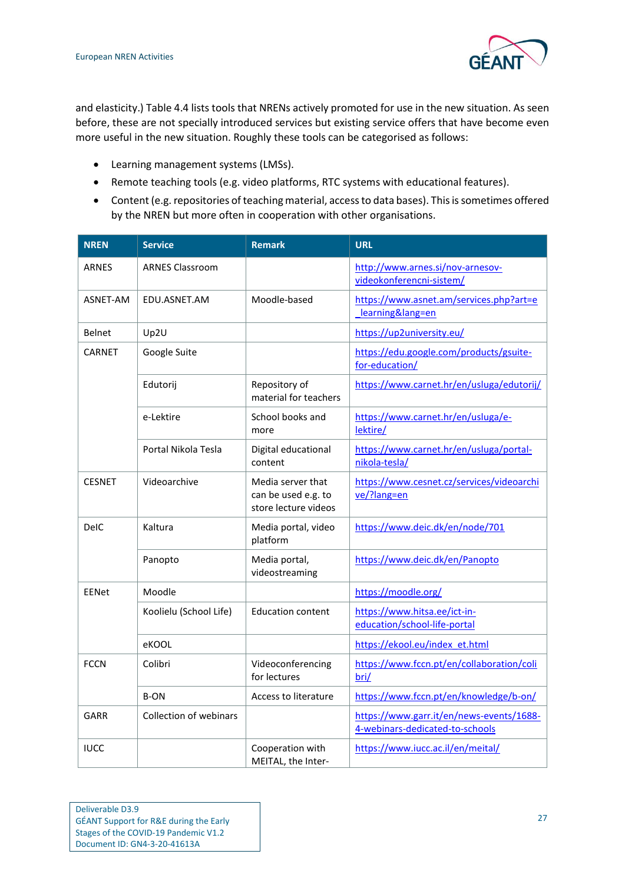and elasticity.) Table 4.4 lists tools that NRENs actively promoted for use in the new situation. As seen before, these are not specially introduced services but existing service offers that have become even more useful in the new situation. Roughly these tools can be categorised as follows:

- Learning management systems (LMSs).
- Remote teaching tools (e.g. video platforms, RTC systems with educational features).
- Content (e.g. repositories of teaching material, access to data bases). This is sometimes offered by the NREN but more often in cooperation with other organisations.

| NREN | Service | Remark | URL |
|---|---|---|---|
| ARNES | ARNES Classroom | | http://www.arnes.si/nov-arnesov-videokonferencni-sistem/ |
| ASNET-AM | EDU.ASNET.AM | Moodle-based | https://www.asnet.am/services.php?art=e_learning&lang=en |
| Belnet | Up2U | | https://up2university.eu/ |
| CARNET | Google Suite | | https://edu.google.com/products/gsuite-for-education/ |
| | Edutorij | Repository of material for teachers | https://www.carnet.hr/en/usluga/edutorij/ |
| | e-Lektire | School books and more | https://www.carnet.hr/en/usluga/e-lektire/ |
| | Portal Nikola Tesla | Digital educational content | https://www.carnet.hr/en/usluga/portal-nikola-tesla/ |
| CESNET | Videoarchive | Media server that can be used e.g. to store lecture videos | https://www.cesnet.cz/services/videoarchive/?lang=en |
| DeIC | Kaltura | Media portal, video platform | https://www.deic.dk/en/node/701 |
| | Panopto | Media portal, videostreaming | https://www.deic.dk/en/Panopto |
| EENet | Moodle | | https://moodle.org/ |
| | Koolielu (School Life) | Education content | https://www.hitsa.ee/ict-in-education/school-life-portal |
| | eKOOL | | https://ekool.eu/index_et.html |
| FCCN | Colibri | Videoconferencing for lectures | https://www.fccn.pt/en/collaboration/colibri/ |
| | B-ON | Access to literature | https://www.fccn.pt/en/knowledge/b-on/ |
| GARR | Collection of webinars | | https://www.garr.it/en/news-events/1688-4-webinars-dedicated-to-schools |
| IUCC | | Cooperation with MEITAL, the Inter- | https://www.iucc.ac.il/en/meital/ |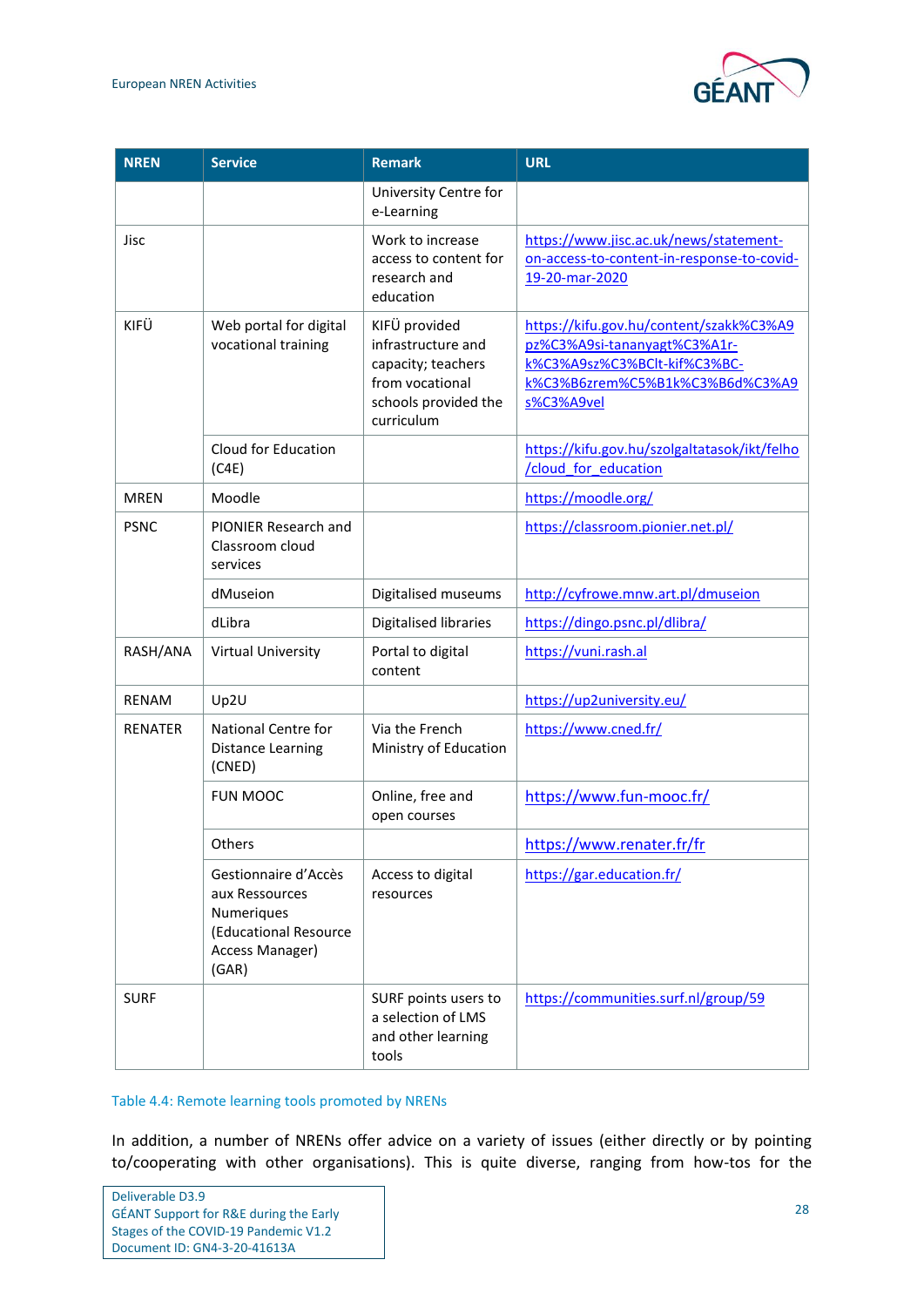| NREN | Service | Remark | URL |
|---|---|---|---|
| | | University Centre for e-Learning | |
| Jisc | | Work to increase access to content for research and education | https://www.jisc.ac.uk/news/statement-on-access-to-content-in-response-to-covid-19-20-mar-2020 |
| KIFÜ | Web portal for digital vocational training | KIFÜ provided infrastructure and capacity; teachers from vocational schools provided the curriculum | https://kifu.gov.hu/content/szakk%C3%A9pz%C3%A9si-tananyagt%C3%A1r-k%C3%A9sz%C3%BClt-kif%C3%BC-k%C3%B6zrem%C5%B1k%C3%B6d%C3%A9s%C3%A9vel |
| | Cloud for Education (C4E) | | https://kifu.gov.hu/szolgaltatasok/ikt/felho/cloud_for_education |
| MREN | Moodle | | https://moodle.org/ |
| PSNC | PIONIER Research and Classroom cloud services | | https://classroom.pionier.net.pl/ |
| | dMuseion | Digitalised museums | http://cyfrowe.mnw.art.pl/dmuseion |
| | dLibra | Digitalised libraries | https://dingo.psnc.pl/dlibra/ |
| RASH/ANA | Virtual University | Portal to digital content | https://vuni.rash.al |
| RENAM | Up2U | | https://up2university.eu/ |
| RENATER | National Centre for Distance Learning (CNED) | Via the French Ministry of Education | https://www.cned.fr/ |
| | FUN MOOC | Online, free and open courses | https://www.fun-mooc.fr/ |
| | Others | | https://www.renater.fr/fr |
| | Gestionnaire d'Accès aux Ressources Numeriques (Educational Resource Access Manager) (GAR) | Access to digital resources | https://gar.education.fr/ |
| SURF | | SURF points users to a selection of LMS and other learning tools | https://communities.surf.nl/group/59 |

Table 4.4: Remote learning tools promoted by NRENs

In addition, a number of NRENs offer advice on a variety of issues (either directly or by pointing to/cooperating with other organisations). This is quite diverse, ranging from how-tos for the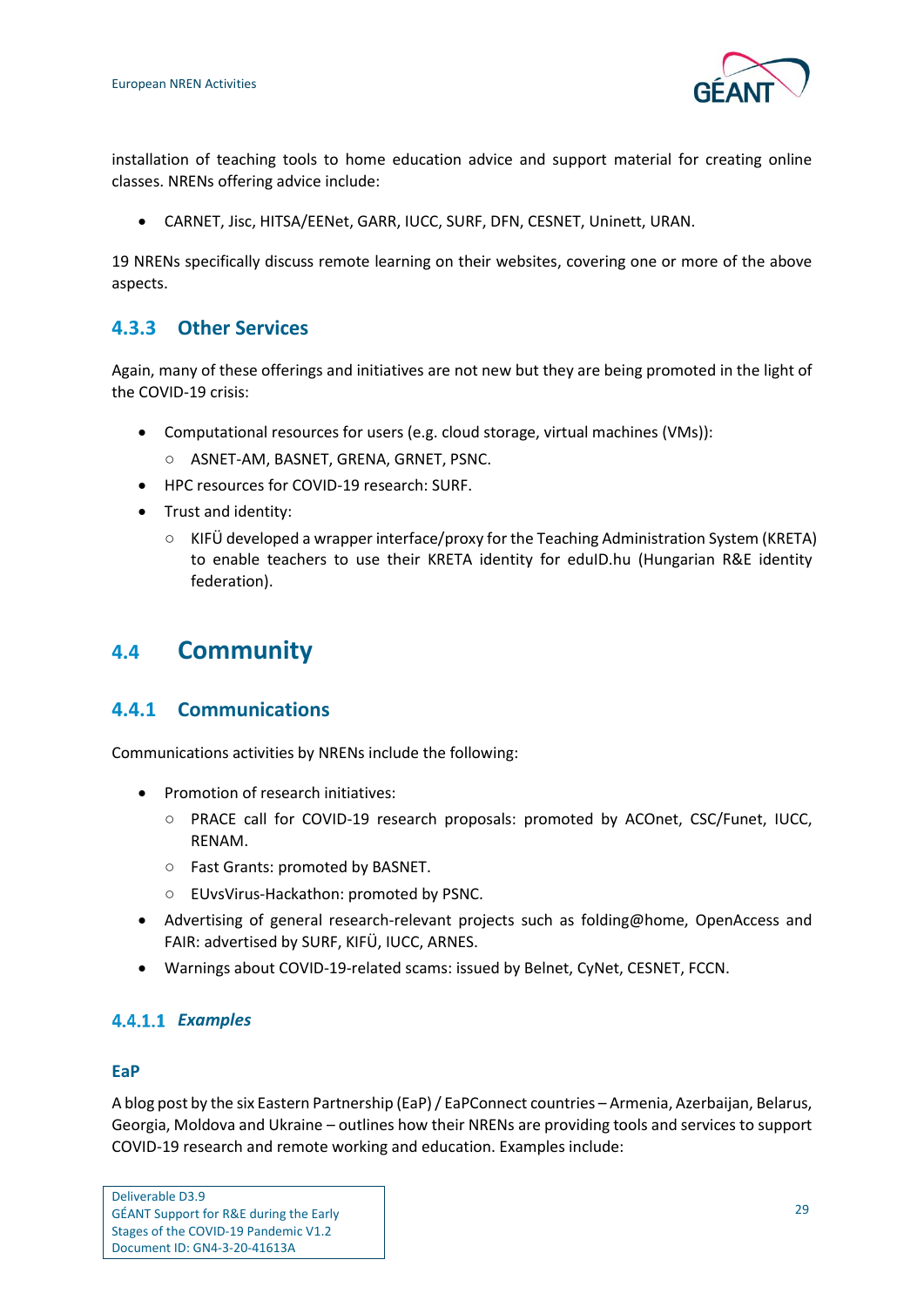installation of teaching tools to home education advice and support material for creating online classes. NRENs offering advice include:

- CARNET, Jisc, HITSA/EENet, GARR, IUCC, SURF, DFN, CESNET, Uninett, URAN.

19 NRENs specifically discuss remote learning on their websites, covering one or more of the above aspects.

### 4.3.3 Other Services

Again, many of these offerings and initiatives are not new but they are being promoted in the light of the COVID-19 crisis:

- Computational resources for users (e.g. cloud storage, virtual machines (VMs)):
  - ASNET-AM, BASNET, GRENA, GRNET, PSNC.
- HPC resources for COVID-19 research: SURF.
- Trust and identity:
  - KIFÜ developed a wrapper interface/proxy for the Teaching Administration System (KRETA) to enable teachers to use their KRETA identity for eduID.hu (Hungarian R&E identity federation).

## 4.4 Community

### 4.4.1 Communications

Communications activities by NRENs include the following:

- Promotion of research initiatives:
  - PRACE call for COVID-19 research proposals: promoted by ACOnet, CSC/Funet, IUCC, RENAM.
  - Fast Grants: promoted by BASNET.
  - EUvsVirus-Hackathon: promoted by PSNC.
- Advertising of general research-relevant projects such as folding@home, OpenAccess and FAIR: advertised by SURF, KIFÜ, IUCC, ARNES.
- Warnings about COVID-19-related scams: issued by Belnet, CyNet, CESNET, FCCN.

#### 4.4.1.1 *Examples*

**EaP**

A blog post by the six Eastern Partnership (EaP) / EaPConnect countries – Armenia, Azerbaijan, Belarus, Georgia, Moldova and Ukraine – outlines how their NRENs are providing tools and services to support COVID-19 research and remote working and education. Examples include: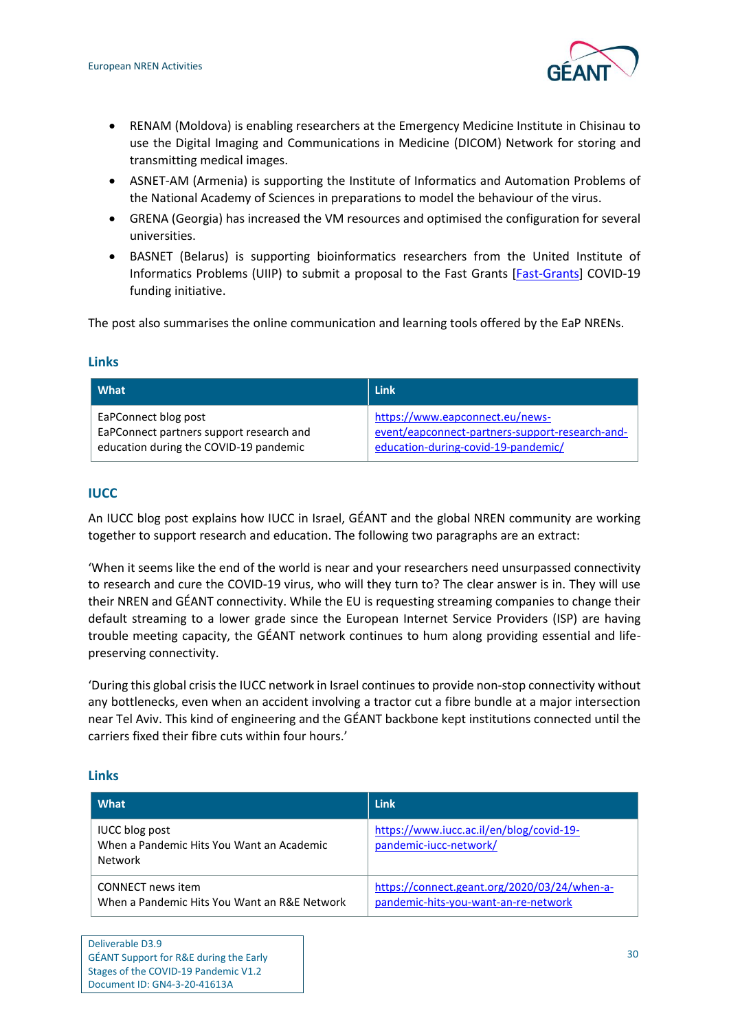- RENAM (Moldova) is enabling researchers at the Emergency Medicine Institute in Chisinau to use the Digital Imaging and Communications in Medicine (DICOM) Network for storing and transmitting medical images.
- ASNET-AM (Armenia) is supporting the Institute of Informatics and Automation Problems of the National Academy of Sciences in preparations to model the behaviour of the virus.
- GRENA (Georgia) has increased the VM resources and optimised the configuration for several universities.
- BASNET (Belarus) is supporting bioinformatics researchers from the United Institute of Informatics Problems (UIIP) to submit a proposal to the Fast Grants [Fast-Grants] COVID-19 funding initiative.

The post also summarises the online communication and learning tools offered by the EaP NRENs.

### Links

| What | Link |
| --- | --- |
| EaPConnect blog post<br>EaPConnect partners support research and education during the COVID-19 pandemic | https://www.eapconnect.eu/news-event/eapconnect-partners-support-research-and-education-during-covid-19-pandemic/ |

## IUCC

An IUCC blog post explains how IUCC in Israel, GÉANT and the global NREN community are working together to support research and education. The following two paragraphs are an extract:

'When it seems like the end of the world is near and your researchers need unsurpassed connectivity to research and cure the COVID-19 virus, who will they turn to? The clear answer is in. They will use their NREN and GÉANT connectivity. While the EU is requesting streaming companies to change their default streaming to a lower grade since the European Internet Service Providers (ISP) are having trouble meeting capacity, the GÉANT network continues to hum along providing essential and life-preserving connectivity.

'During this global crisis the IUCC network in Israel continues to provide non-stop connectivity without any bottlenecks, even when an accident involving a tractor cut a fibre bundle at a major intersection near Tel Aviv. This kind of engineering and the GÉANT backbone kept institutions connected until the carriers fixed their fibre cuts within four hours.'

### Links

| What | Link |
| --- | --- |
| IUCC blog post<br>When a Pandemic Hits You Want an Academic Network | https://www.iucc.ac.il/en/blog/covid-19-pandemic-iucc-network/ |
| CONNECT news item<br>When a Pandemic Hits You Want an R&E Network | https://connect.geant.org/2020/03/24/when-a-pandemic-hits-you-want-an-re-network |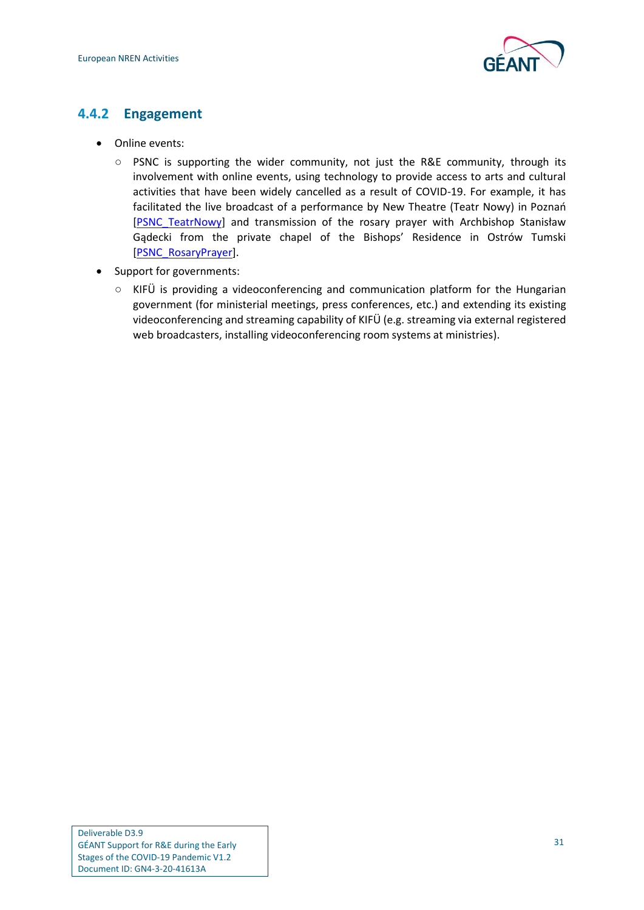### 4.4.2 Engagement

- Online events:
  - PSNC is supporting the wider community, not just the R&E community, through its involvement with online events, using technology to provide access to arts and cultural activities that have been widely cancelled as a result of COVID-19. For example, it has facilitated the live broadcast of a performance by New Theatre (Teatr Nowy) in Poznań [PSNC_TeatrNowy] and transmission of the rosary prayer with Archbishop Stanisław Gądecki from the private chapel of the Bishops' Residence in Ostrów Tumski [PSNC_RosaryPrayer].
- Support for governments:
  - KIFÜ is providing a videoconferencing and communication platform for the Hungarian government (for ministerial meetings, press conferences, etc.) and extending its existing videoconferencing and streaming capability of KIFÜ (e.g. streaming via external registered web broadcasters, installing videoconferencing room systems at ministries).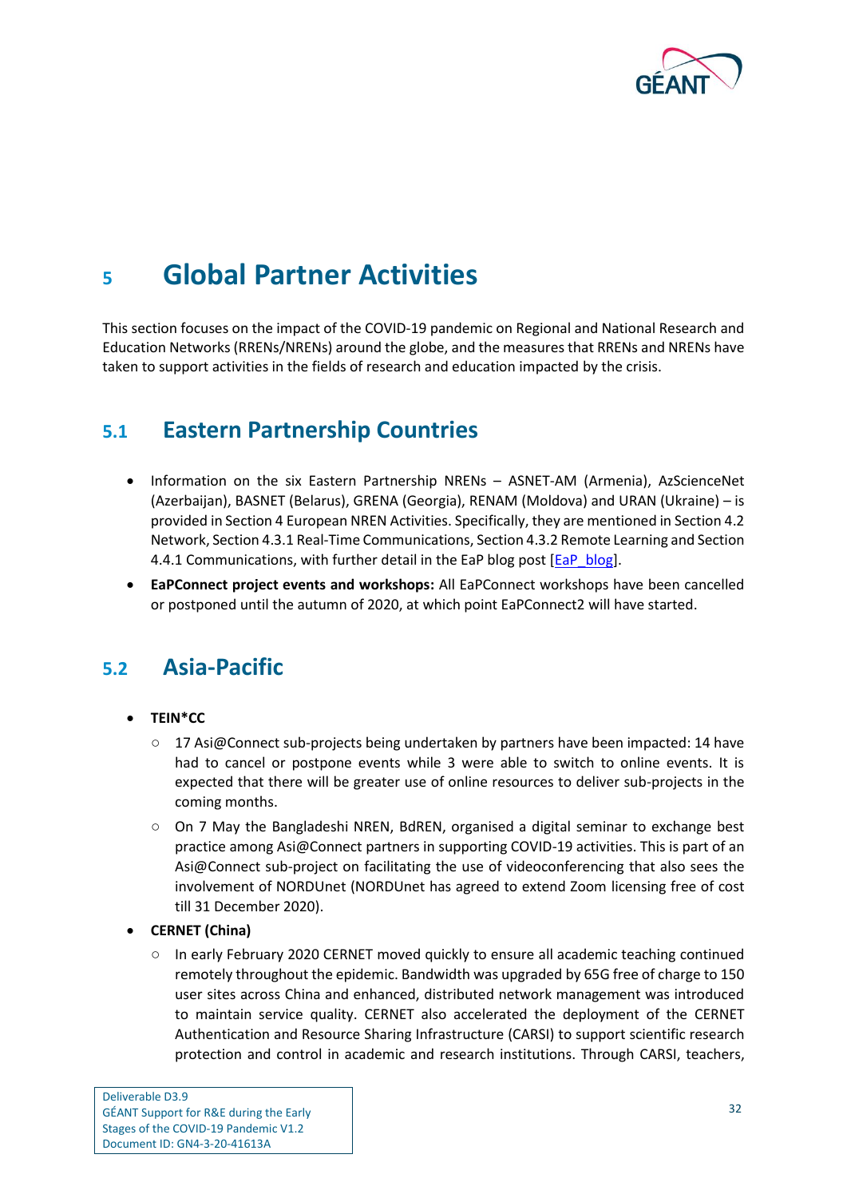# 5 Global Partner Activities

This section focuses on the impact of the COVID-19 pandemic on Regional and National Research and Education Networks (RRENs/NRENs) around the globe, and the measures that RRENs and NRENs have taken to support activities in the fields of research and education impacted by the crisis.

## 5.1 Eastern Partnership Countries

- Information on the six Eastern Partnership NRENs – ASNET-AM (Armenia), AzScienceNet (Azerbaijan), BASNET (Belarus), GRENA (Georgia), RENAM (Moldova) and URAN (Ukraine) – is provided in Section 4 European NREN Activities. Specifically, they are mentioned in Section 4.2 Network, Section 4.3.1 Real-Time Communications, Section 4.3.2 Remote Learning and Section 4.4.1 Communications, with further detail in the EaP blog post [EaP_blog].
- **EaPConnect project events and workshops:** All EaPConnect workshops have been cancelled or postponed until the autumn of 2020, at which point EaPConnect2 will have started.

## 5.2 Asia-Pacific

- **TEIN*CC**
  - 17 Asi@Connect sub-projects being undertaken by partners have been impacted: 14 have had to cancel or postpone events while 3 were able to switch to online events. It is expected that there will be greater use of online resources to deliver sub-projects in the coming months.
  - On 7 May the Bangladeshi NREN, BdREN, organised a digital seminar to exchange best practice among Asi@Connect partners in supporting COVID-19 activities. This is part of an Asi@Connect sub-project on facilitating the use of videoconferencing that also sees the involvement of NORDUnet (NORDUnet has agreed to extend Zoom licensing free of cost till 31 December 2020).
- **CERNET (China)**
  - In early February 2020 CERNET moved quickly to ensure all academic teaching continued remotely throughout the epidemic. Bandwidth was upgraded by 65G free of charge to 150 user sites across China and enhanced, distributed network management was introduced to maintain service quality. CERNET also accelerated the deployment of the CERNET Authentication and Resource Sharing Infrastructure (CARSI) to support scientific research protection and control in academic and research institutions. Through CARSI, teachers,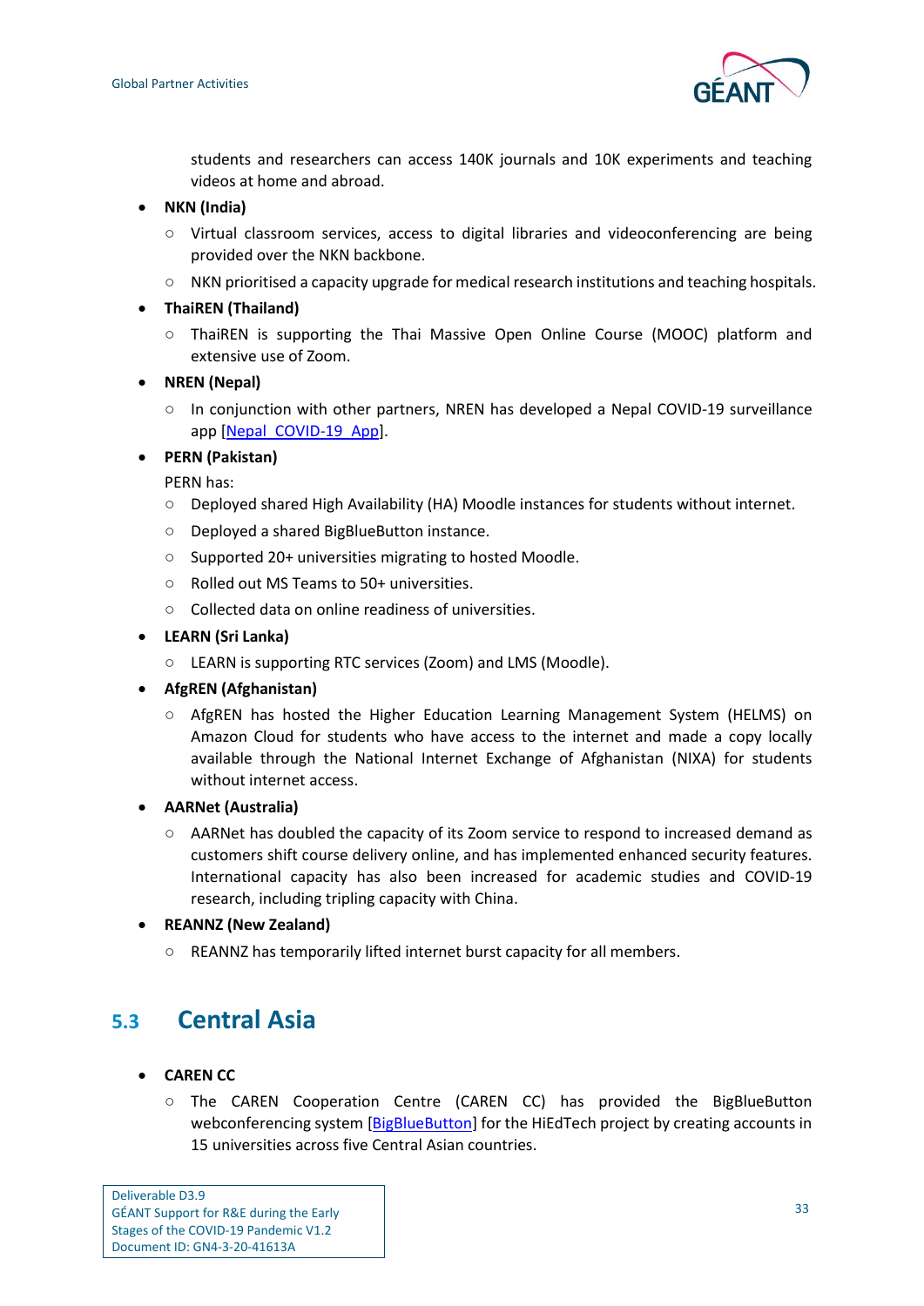students and researchers can access 140K journals and 10K experiments and teaching videos at home and abroad.

- **NKN (India)**
  - Virtual classroom services, access to digital libraries and videoconferencing are being provided over the NKN backbone.
  - NKN prioritised a capacity upgrade for medical research institutions and teaching hospitals.
- **ThaiREN (Thailand)**
  - ThaiREN is supporting the Thai Massive Open Online Course (MOOC) platform and extensive use of Zoom.
- **NREN (Nepal)**
  - In conjunction with other partners, NREN has developed a Nepal COVID-19 surveillance app [Nepal_COVID-19_App].
- **PERN (Pakistan)**

  PERN has:
  - Deployed shared High Availability (HA) Moodle instances for students without internet.
  - Deployed a shared BigBlueButton instance.
  - Supported 20+ universities migrating to hosted Moodle.
  - Rolled out MS Teams to 50+ universities.
  - Collected data on online readiness of universities.
- **LEARN (Sri Lanka)**
  - LEARN is supporting RTC services (Zoom) and LMS (Moodle).
- **AfgREN (Afghanistan)**
  - AfgREN has hosted the Higher Education Learning Management System (HELMS) on Amazon Cloud for students who have access to the internet and made a copy locally available through the National Internet Exchange of Afghanistan (NIXA) for students without internet access.
- **AARNet (Australia)**
  - AARNet has doubled the capacity of its Zoom service to respond to increased demand as customers shift course delivery online, and has implemented enhanced security features. International capacity has also been increased for academic studies and COVID-19 research, including tripling capacity with China.
- **REANNZ (New Zealand)**
  - REANNZ has temporarily lifted internet burst capacity for all members.

## 5.3 Central Asia

- **CAREN CC**
  - The CAREN Cooperation Centre (CAREN CC) has provided the BigBlueButton webconferencing system [BigBlueButton] for the HiEdTech project by creating accounts in 15 universities across five Central Asian countries.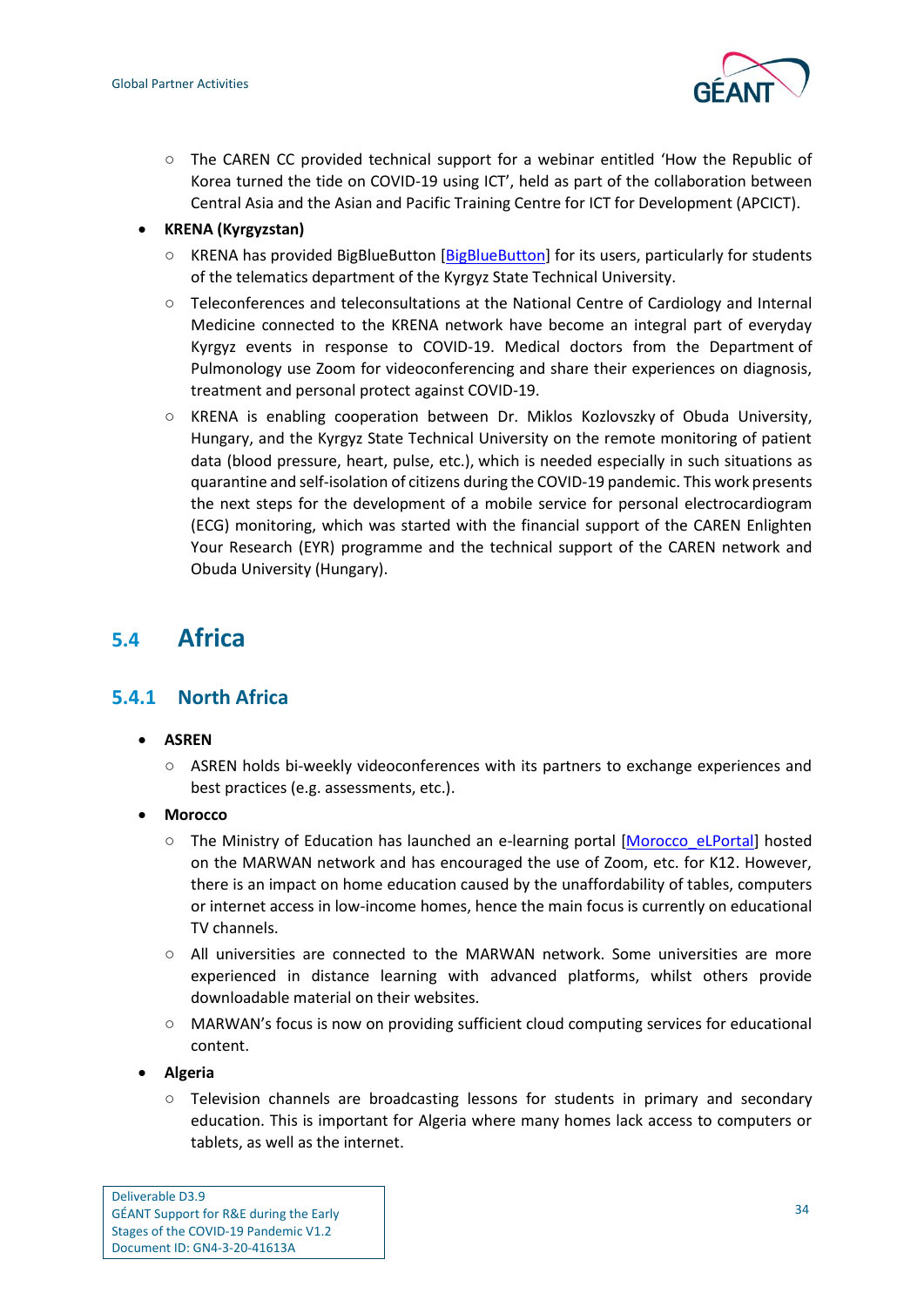- The CAREN CC provided technical support for a webinar entitled 'How the Republic of Korea turned the tide on COVID-19 using ICT', held as part of the collaboration between Central Asia and the Asian and Pacific Training Centre for ICT for Development (APCICT).

- **KRENA (Kyrgyzstan)**
  - KRENA has provided BigBlueButton [BigBlueButton] for its users, particularly for students of the telematics department of the Kyrgyz State Technical University.
  - Teleconferences and teleconsultations at the National Centre of Cardiology and Internal Medicine connected to the KRENA network have become an integral part of everyday Kyrgyz events in response to COVID-19. Medical doctors from the Department of Pulmonology use Zoom for videoconferencing and share their experiences on diagnosis, treatment and personal protect against COVID-19.
  - KRENA is enabling cooperation between Dr. Miklos Kozlovszky of Obuda University, Hungary, and the Kyrgyz State Technical University on the remote monitoring of patient data (blood pressure, heart, pulse, etc.), which is needed especially in such situations as quarantine and self-isolation of citizens during the COVID-19 pandemic. This work presents the next steps for the development of a mobile service for personal electrocardiogram (ECG) monitoring, which was started with the financial support of the CAREN Enlighten Your Research (EYR) programme and the technical support of the CAREN network and Obuda University (Hungary).

## 5.4 Africa

### 5.4.1 North Africa

- **ASREN**
  - ASREN holds bi-weekly videoconferences with its partners to exchange experiences and best practices (e.g. assessments, etc.).
- **Morocco**
  - The Ministry of Education has launched an e-learning portal [Morocco_eLPortal] hosted on the MARWAN network and has encouraged the use of Zoom, etc. for K12. However, there is an impact on home education caused by the unaffordability of tables, computers or internet access in low-income homes, hence the main focus is currently on educational TV channels.
  - All universities are connected to the MARWAN network. Some universities are more experienced in distance learning with advanced platforms, whilst others provide downloadable material on their websites.
  - MARWAN's focus is now on providing sufficient cloud computing services for educational content.
- **Algeria**
  - Television channels are broadcasting lessons for students in primary and secondary education. This is important for Algeria where many homes lack access to computers or tablets, as well as the internet.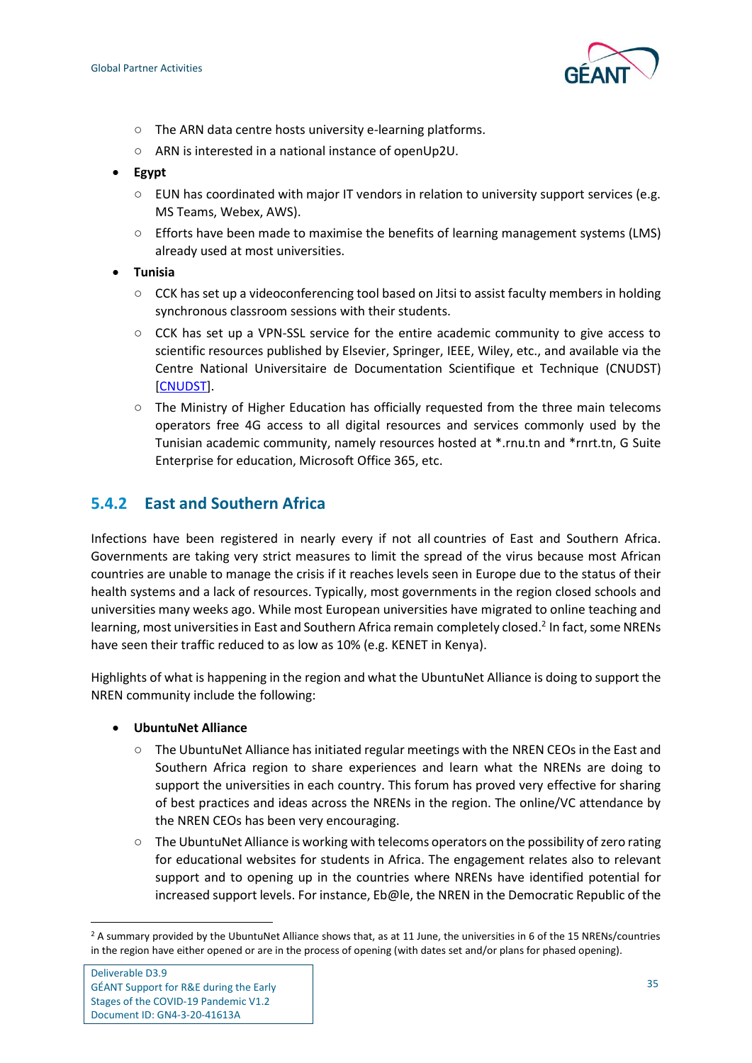- The ARN data centre hosts university e-learning platforms.
    - ARN is interested in a national instance of openUp2U.
- **Egypt**
    - EUN has coordinated with major IT vendors in relation to university support services (e.g. MS Teams, Webex, AWS).
    - Efforts have been made to maximise the benefits of learning management systems (LMS) already used at most universities.
- **Tunisia**
    - CCK has set up a videoconferencing tool based on Jitsi to assist faculty members in holding synchronous classroom sessions with their students.
    - CCK has set up a VPN-SSL service for the entire academic community to give access to scientific resources published by Elsevier, Springer, IEEE, Wiley, etc., and available via the Centre National Universitaire de Documentation Scientifique et Technique (CNUDST) [CNUDST].
    - The Ministry of Higher Education has officially requested from the three main telecoms operators free 4G access to all digital resources and services commonly used by the Tunisian academic community, namely resources hosted at *.rnu.tn and *rnrt.tn, G Suite Enterprise for education, Microsoft Office 365, etc.

### 5.4.2 East and Southern Africa

Infections have been registered in nearly every if not all countries of East and Southern Africa. Governments are taking very strict measures to limit the spread of the virus because most African countries are unable to manage the crisis if it reaches levels seen in Europe due to the status of their health systems and a lack of resources. Typically, most governments in the region closed schools and universities many weeks ago. While most European universities have migrated to online teaching and learning, most universities in East and Southern Africa remain completely closed.[2] In fact, some NRENs have seen their traffic reduced to as low as 10% (e.g. KENET in Kenya).

Highlights of what is happening in the region and what the UbuntuNet Alliance is doing to support the NREN community include the following:

- **UbuntuNet Alliance**
    - The UbuntuNet Alliance has initiated regular meetings with the NREN CEOs in the East and Southern Africa region to share experiences and learn what the NRENs are doing to support the universities in each country. This forum has proved very effective for sharing of best practices and ideas across the NRENs in the region. The online/VC attendance by the NREN CEOs has been very encouraging.
    - The UbuntuNet Alliance is working with telecoms operators on the possibility of zero rating for educational websites for students in Africa. The engagement relates also to relevant support and to opening up in the countries where NRENs have identified potential for increased support levels. For instance, Eb@le, the NREN in the Democratic Republic of the

[2] A summary provided by the UbuntuNet Alliance shows that, as at 11 June, the universities in 6 of the 15 NRENs/countries in the region have either opened or are in the process of opening (with dates set and/or plans for phased opening).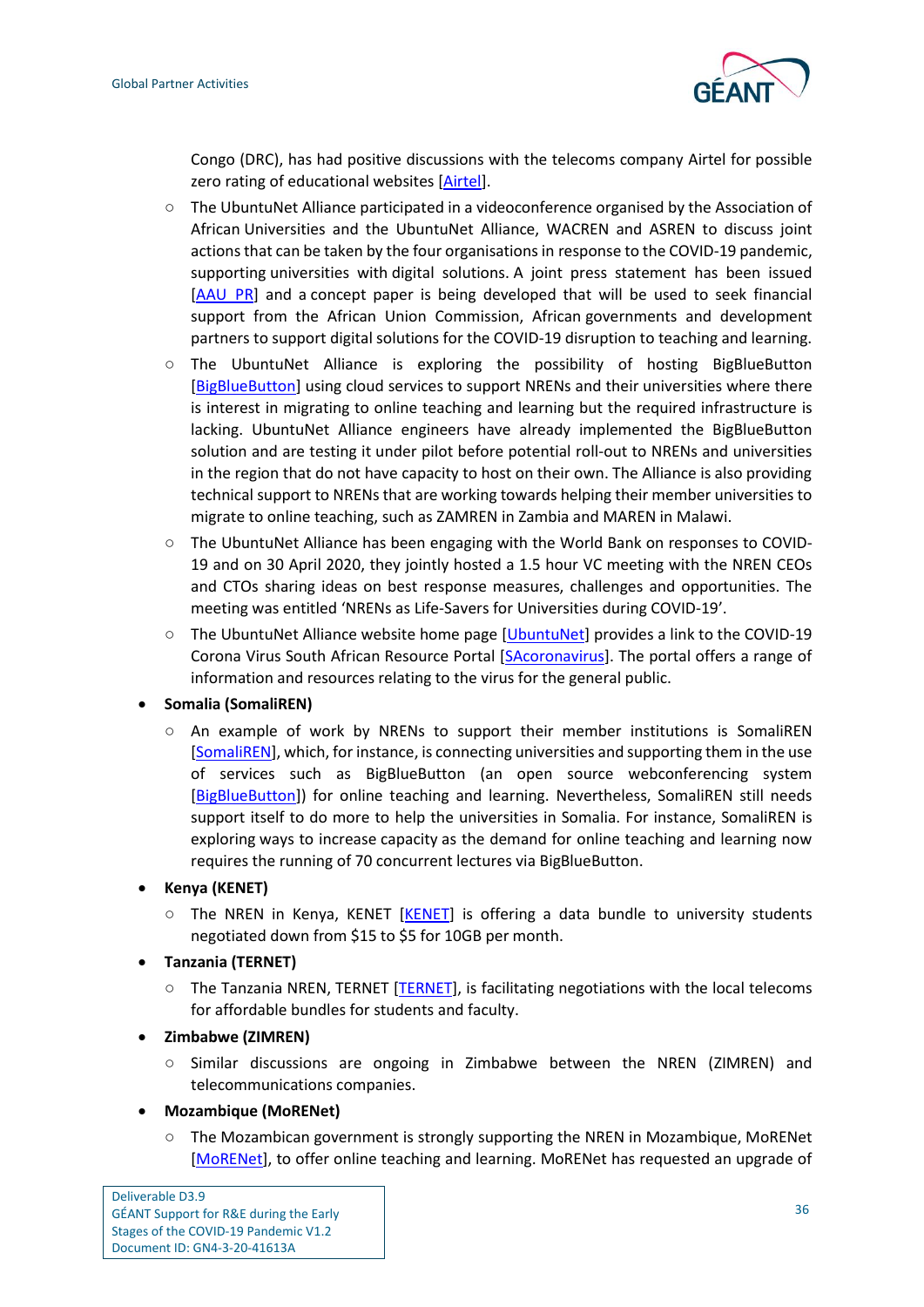Congo (DRC), has had positive discussions with the telecoms company Airtel for possible zero rating of educational websites [Airtel].

- The UbuntuNet Alliance participated in a videoconference organised by the Association of African Universities and the UbuntuNet Alliance, WACREN and ASREN to discuss joint actions that can be taken by the four organisations in response to the COVID-19 pandemic, supporting universities with digital solutions. A joint press statement has been issued [AAU PR] and a concept paper is being developed that will be used to seek financial support from the African Union Commission, African governments and development partners to support digital solutions for the COVID-19 disruption to teaching and learning.
- The UbuntuNet Alliance is exploring the possibility of hosting BigBlueButton [BigBlueButton] using cloud services to support NRENs and their universities where there is interest in migrating to online teaching and learning but the required infrastructure is lacking. UbuntuNet Alliance engineers have already implemented the BigBlueButton solution and are testing it under pilot before potential roll-out to NRENs and universities in the region that do not have capacity to host on their own. The Alliance is also providing technical support to NRENs that are working towards helping their member universities to migrate to online teaching, such as ZAMREN in Zambia and MAREN in Malawi.
- The UbuntuNet Alliance has been engaging with the World Bank on responses to COVID-19 and on 30 April 2020, they jointly hosted a 1.5 hour VC meeting with the NREN CEOs and CTOs sharing ideas on best response measures, challenges and opportunities. The meeting was entitled 'NRENs as Life-Savers for Universities during COVID-19'.
- The UbuntuNet Alliance website home page [UbuntuNet] provides a link to the COVID-19 Corona Virus South African Resource Portal [SAcoronavirus]. The portal offers a range of information and resources relating to the virus for the general public.

- **Somalia (SomaliREN)**
  - An example of work by NRENs to support their member institutions is SomaliREN [SomaliREN], which, for instance, is connecting universities and supporting them in the use of services such as BigBlueButton (an open source webconferencing system [BigBlueButton]) for online teaching and learning. Nevertheless, SomaliREN still needs support itself to do more to help the universities in Somalia. For instance, SomaliREN is exploring ways to increase capacity as the demand for online teaching and learning now requires the running of 70 concurrent lectures via BigBlueButton.
- **Kenya (KENET)**
  - The NREN in Kenya, KENET [KENET] is offering a data bundle to university students negotiated down from $15 to $5 for 10GB per month.
- **Tanzania (TERNET)**
  - The Tanzania NREN, TERNET [TERNET], is facilitating negotiations with the local telecoms for affordable bundles for students and faculty.
- **Zimbabwe (ZIMREN)**
  - Similar discussions are ongoing in Zimbabwe between the NREN (ZIMREN) and telecommunications companies.
- **Mozambique (MoRENet)**
  - The Mozambican government is strongly supporting the NREN in Mozambique, MoRENet [MoRENet], to offer online teaching and learning. MoRENet has requested an upgrade of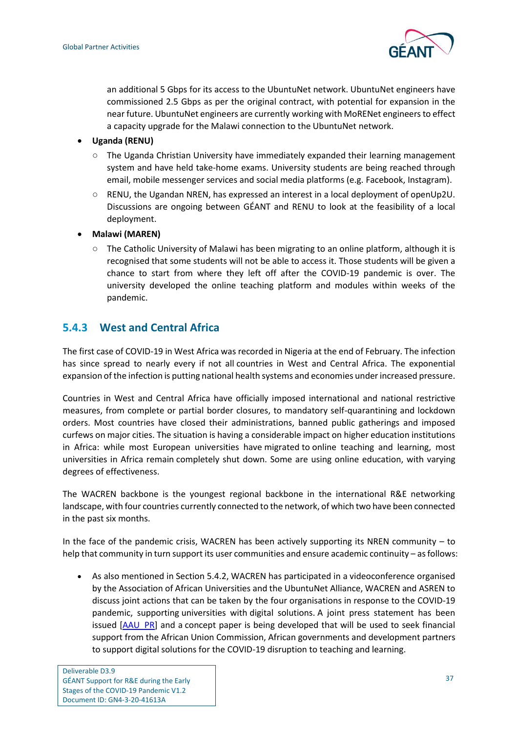an additional 5 Gbps for its access to the UbuntuNet network. UbuntuNet engineers have commissioned 2.5 Gbps as per the original contract, with potential for expansion in the near future. UbuntuNet engineers are currently working with MoRENet engineers to effect a capacity upgrade for the Malawi connection to the UbuntuNet network.

- **Uganda (RENU)**
  - The Uganda Christian University have immediately expanded their learning management system and have held take-home exams. University students are being reached through email, mobile messenger services and social media platforms (e.g. Facebook, Instagram).
  - RENU, the Ugandan NREN, has expressed an interest in a local deployment of openUp2U. Discussions are ongoing between GÉANT and RENU to look at the feasibility of a local deployment.
- **Malawi (MAREN)**
  - The Catholic University of Malawi has been migrating to an online platform, although it is recognised that some students will not be able to access it. Those students will be given a chance to start from where they left off after the COVID-19 pandemic is over. The university developed the online teaching platform and modules within weeks of the pandemic.

### 5.4.3 West and Central Africa

The first case of COVID-19 in West Africa was recorded in Nigeria at the end of February. The infection has since spread to nearly every if not all countries in West and Central Africa. The exponential expansion of the infection is putting national health systems and economies under increased pressure.

Countries in West and Central Africa have officially imposed international and national restrictive measures, from complete or partial border closures, to mandatory self-quarantining and lockdown orders. Most countries have closed their administrations, banned public gatherings and imposed curfews on major cities. The situation is having a considerable impact on higher education institutions in Africa: while most European universities have migrated to online teaching and learning, most universities in Africa remain completely shut down. Some are using online education, with varying degrees of effectiveness.

The WACREN backbone is the youngest regional backbone in the international R&E networking landscape, with four countries currently connected to the network, of which two have been connected in the past six months.

In the face of the pandemic crisis, WACREN has been actively supporting its NREN community – to help that community in turn support its user communities and ensure academic continuity – as follows:

- As also mentioned in Section 5.4.2, WACREN has participated in a videoconference organised by the Association of African Universities and the UbuntuNet Alliance, WACREN and ASREN to discuss joint actions that can be taken by the four organisations in response to the COVID-19 pandemic, supporting universities with digital solutions. A joint press statement has been issued [AAU_PR] and a concept paper is being developed that will be used to seek financial support from the African Union Commission, African governments and development partners to support digital solutions for the COVID-19 disruption to teaching and learning.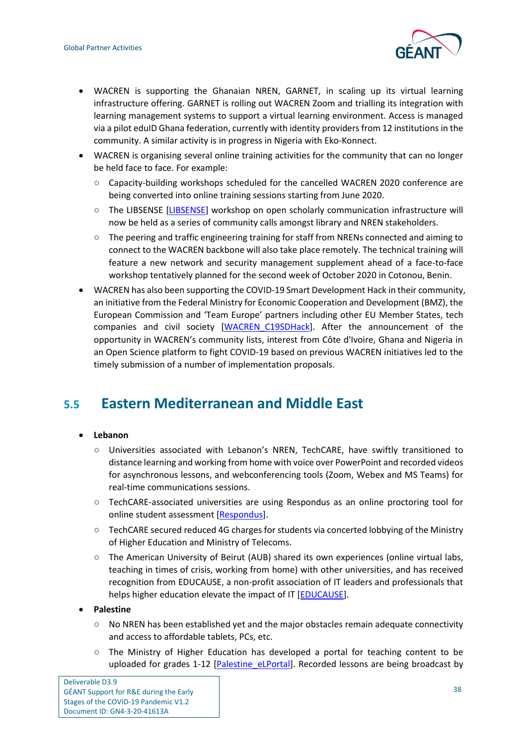- WACREN is supporting the Ghanaian NREN, GARNET, in scaling up its virtual learning infrastructure offering. GARNET is rolling out WACREN Zoom and trialling its integration with learning management systems to support a virtual learning environment. Access is managed via a pilot eduID Ghana federation, currently with identity providers from 12 institutions in the community. A similar activity is in progress in Nigeria with Eko-Konnect.
- WACREN is organising several online training activities for the community that can no longer be held face to face. For example:
  - Capacity-building workshops scheduled for the cancelled WACREN 2020 conference are being converted into online training sessions starting from June 2020.
  - The LIBSENSE [LIBSENSE] workshop on open scholarly communication infrastructure will now be held as a series of community calls amongst library and NREN stakeholders.
  - The peering and traffic engineering training for staff from NRENs connected and aiming to connect to the WACREN backbone will also take place remotely. The technical training will feature a new network and security management supplement ahead of a face-to-face workshop tentatively planned for the second week of October 2020 in Cotonou, Benin.
- WACREN has also been supporting the COVID-19 Smart Development Hack in their community, an initiative from the Federal Ministry for Economic Cooperation and Development (BMZ), the European Commission and 'Team Europe' partners including other EU Member States, tech companies and civil society [WACREN_C19SDHack]. After the announcement of the opportunity in WACREN's community lists, interest from Côte d'Ivoire, Ghana and Nigeria in an Open Science platform to fight COVID-19 based on previous WACREN initiatives led to the timely submission of a number of implementation proposals.

## 5.5 Eastern Mediterranean and Middle East

- **Lebanon**
  - Universities associated with Lebanon's NREN, TechCARE, have swiftly transitioned to distance learning and working from home with voice over PowerPoint and recorded videos for asynchronous lessons, and webconferencing tools (Zoom, Webex and MS Teams) for real-time communications sessions.
  - TechCARE-associated universities are using Respondus as an online proctoring tool for online student assessment [Respondus].
  - TechCARE secured reduced 4G charges for students via concerted lobbying of the Ministry of Higher Education and Ministry of Telecoms.
  - The American University of Beirut (AUB) shared its own experiences (online virtual labs, teaching in times of crisis, working from home) with other universities, and has received recognition from EDUCAUSE, a non-profit association of IT leaders and professionals that helps higher education elevate the impact of IT [EDUCAUSE].
- **Palestine**
  - No NREN has been established yet and the major obstacles remain adequate connectivity and access to affordable tablets, PCs, etc.
  - The Ministry of Higher Education has developed a portal for teaching content to be uploaded for grades 1-12 [Palestine_eLPortal]. Recorded lessons are being broadcast by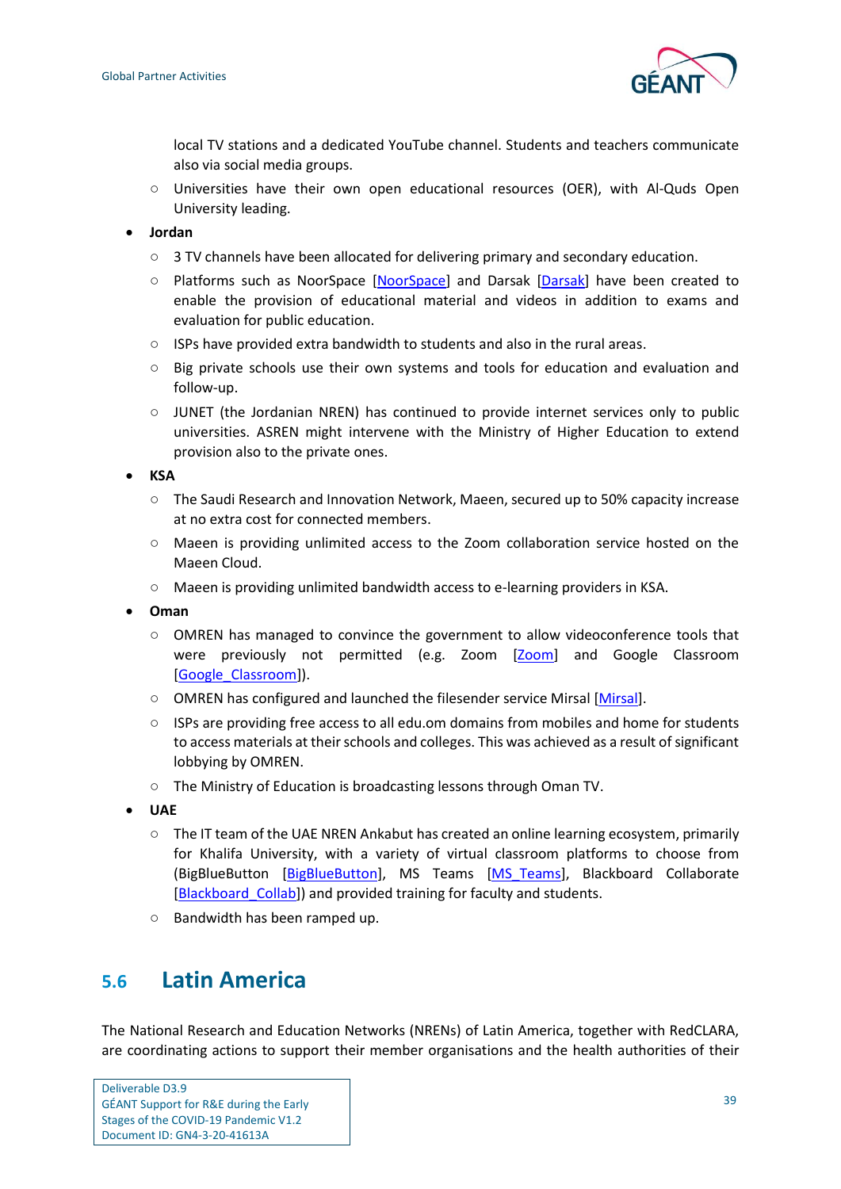local TV stations and a dedicated YouTube channel. Students and teachers communicate also via social media groups.
  - Universities have their own open educational resources (OER), with Al-Quds Open University leading.
- **Jordan**
  - 3 TV channels have been allocated for delivering primary and secondary education.
  - Platforms such as NoorSpace [NoorSpace] and Darsak [Darsak] have been created to enable the provision of educational material and videos in addition to exams and evaluation for public education.
  - ISPs have provided extra bandwidth to students and also in the rural areas.
  - Big private schools use their own systems and tools for education and evaluation and follow-up.
  - JUNET (the Jordanian NREN) has continued to provide internet services only to public universities. ASREN might intervene with the Ministry of Higher Education to extend provision also to the private ones.
- **KSA**
  - The Saudi Research and Innovation Network, Maeen, secured up to 50% capacity increase at no extra cost for connected members.
  - Maeen is providing unlimited access to the Zoom collaboration service hosted on the Maeen Cloud.
  - Maeen is providing unlimited bandwidth access to e-learning providers in KSA.
- **Oman**
  - OMREN has managed to convince the government to allow videoconference tools that were previously not permitted (e.g. Zoom [Zoom] and Google Classroom [Google_Classroom]).
  - OMREN has configured and launched the filesender service Mirsal [Mirsal].
  - ISPs are providing free access to all edu.om domains from mobiles and home for students to access materials at their schools and colleges. This was achieved as a result of significant lobbying by OMREN.
  - The Ministry of Education is broadcasting lessons through Oman TV.
- **UAE**
  - The IT team of the UAE NREN Ankabut has created an online learning ecosystem, primarily for Khalifa University, with a variety of virtual classroom platforms to choose from (BigBlueButton [BigBlueButton], MS Teams [MS_Teams], Blackboard Collaborate [Blackboard_Collab]) and provided training for faculty and students.
  - Bandwidth has been ramped up.

## 5.6 Latin America

The National Research and Education Networks (NRENs) of Latin America, together with RedCLARA, are coordinating actions to support their member organisations and the health authorities of their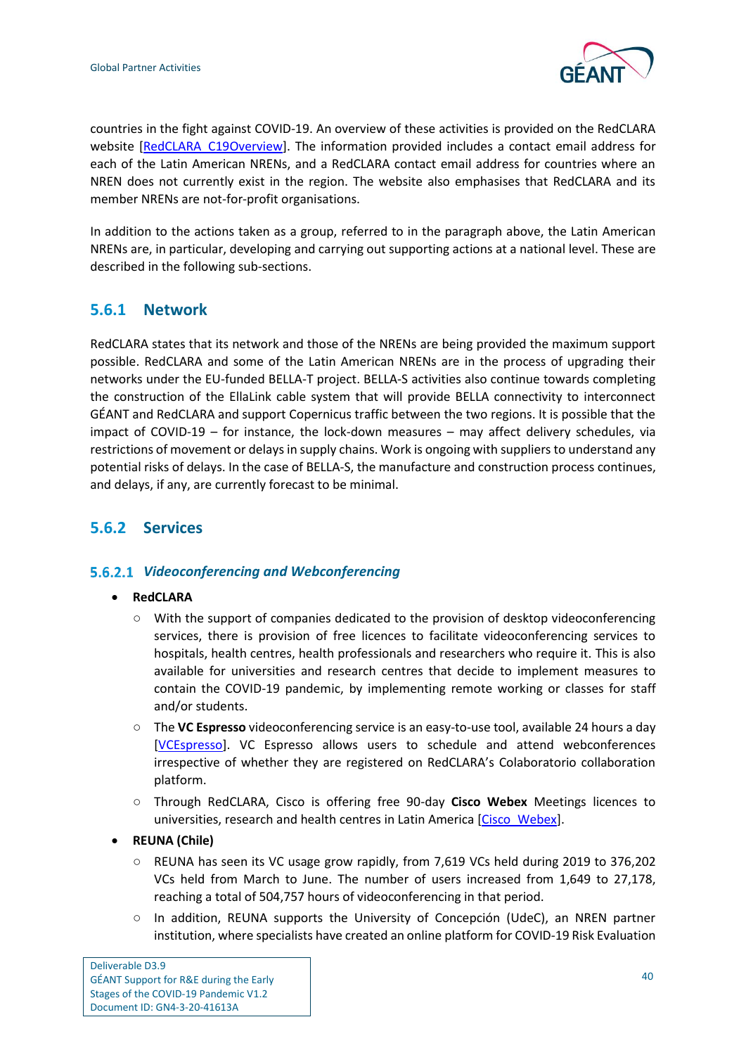countries in the fight against COVID-19. An overview of these activities is provided on the RedCLARA website [RedCLARA_C19Overview]. The information provided includes a contact email address for each of the Latin American NRENs, and a RedCLARA contact email address for countries where an NREN does not currently exist in the region. The website also emphasises that RedCLARA and its member NRENs are not-for-profit organisations.

In addition to the actions taken as a group, referred to in the paragraph above, the Latin American NRENs are, in particular, developing and carrying out supporting actions at a national level. These are described in the following sub-sections.

## 5.6.1 Network

RedCLARA states that its network and those of the NRENs are being provided the maximum support possible. RedCLARA and some of the Latin American NRENs are in the process of upgrading their networks under the EU-funded BELLA-T project. BELLA-S activities also continue towards completing the construction of the EllaLink cable system that will provide BELLA connectivity to interconnect GÉANT and RedCLARA and support Copernicus traffic between the two regions. It is possible that the impact of COVID-19 – for instance, the lock-down measures – may affect delivery schedules, via restrictions of movement or delays in supply chains. Work is ongoing with suppliers to understand any potential risks of delays. In the case of BELLA-S, the manufacture and construction process continues, and delays, if any, are currently forecast to be minimal.

## 5.6.2 Services

### 5.6.2.1 *Videoconferencing and Webconferencing*

- **RedCLARA**
  - With the support of companies dedicated to the provision of desktop videoconferencing services, there is provision of free licences to facilitate videoconferencing services to hospitals, health centres, health professionals and researchers who require it. This is also available for universities and research centres that decide to implement measures to contain the COVID-19 pandemic, by implementing remote working or classes for staff and/or students.
  - The **VC Espresso** videoconferencing service is an easy-to-use tool, available 24 hours a day [VCEspresso]. VC Espresso allows users to schedule and attend webconferences irrespective of whether they are registered on RedCLARA's Colaboratorio collaboration platform.
  - Through RedCLARA, Cisco is offering free 90-day **Cisco Webex** Meetings licences to universities, research and health centres in Latin America [Cisco_Webex].
- **REUNA (Chile)**
  - REUNA has seen its VC usage grow rapidly, from 7,619 VCs held during 2019 to 376,202 VCs held from March to June. The number of users increased from 1,649 to 27,178, reaching a total of 504,757 hours of videoconferencing in that period.
  - In addition, REUNA supports the University of Concepción (UdeC), an NREN partner institution, where specialists have created an online platform for COVID-19 Risk Evaluation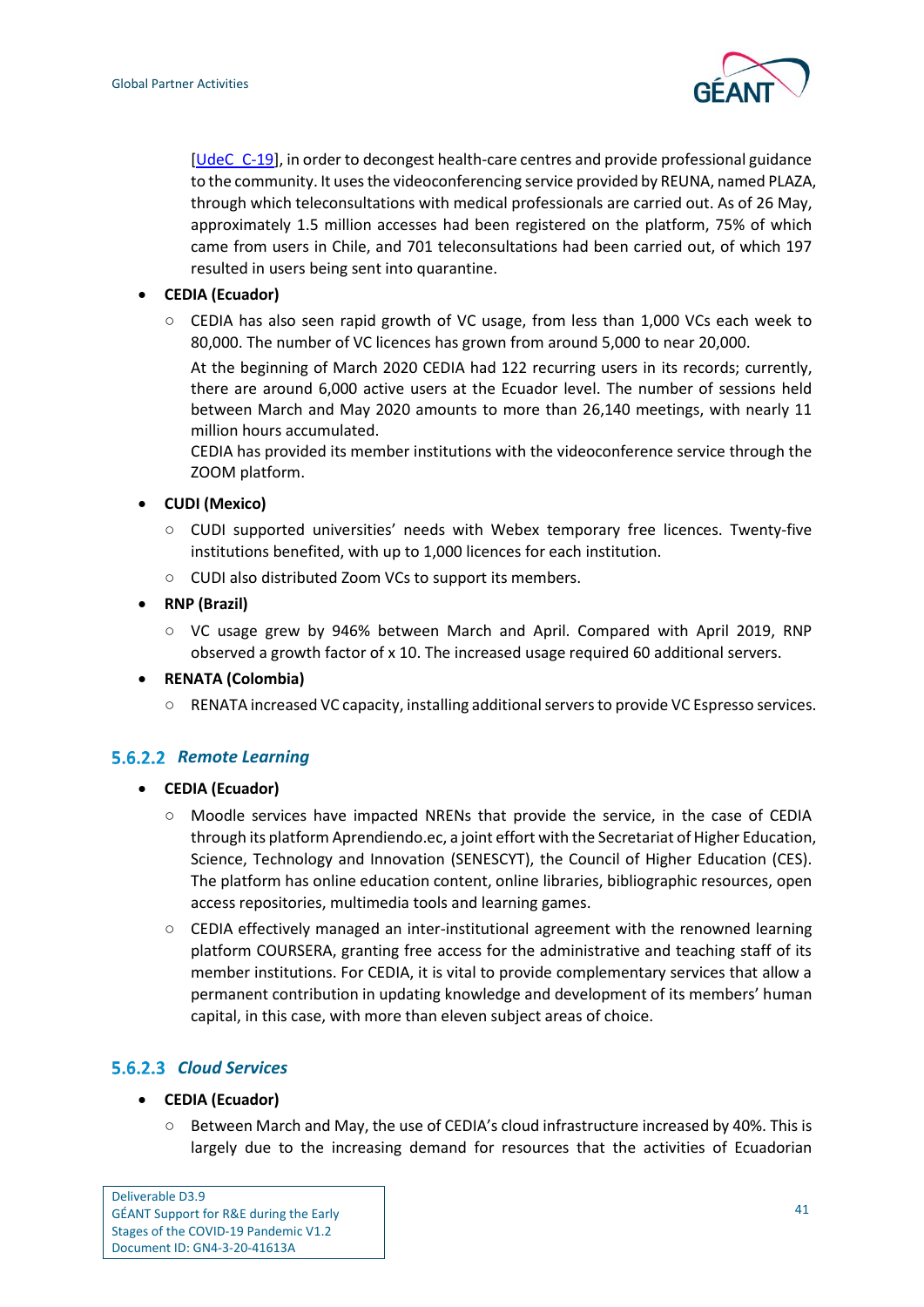[UdeC_C-19], in order to decongest health-care centres and provide professional guidance to the community. It uses the videoconferencing service provided by REUNA, named PLAZA, through which teleconsultations with medical professionals are carried out. As of 26 May, approximately 1.5 million accesses had been registered on the platform, 75% of which came from users in Chile, and 701 teleconsultations had been carried out, of which 197 resulted in users being sent into quarantine.

- **CEDIA (Ecuador)**
  - CEDIA has also seen rapid growth of VC usage, from less than 1,000 VCs each week to 80,000. The number of VC licences has grown from around 5,000 to near 20,000.

    At the beginning of March 2020 CEDIA had 122 recurring users in its records; currently, there are around 6,000 active users at the Ecuador level. The number of sessions held between March and May 2020 amounts to more than 26,140 meetings, with nearly 11 million hours accumulated.

    CEDIA has provided its member institutions with the videoconference service through the ZOOM platform.
- **CUDI (Mexico)**
  - CUDI supported universities' needs with Webex temporary free licences. Twenty-five institutions benefited, with up to 1,000 licences for each institution.
  - CUDI also distributed Zoom VCs to support its members.
- **RNP (Brazil)**
  - VC usage grew by 946% between March and April. Compared with April 2019, RNP observed a growth factor of x 10. The increased usage required 60 additional servers.
- **RENATA (Colombia)**
  - RENATA increased VC capacity, installing additional servers to provide VC Espresso services.

#### 5.6.2.2 *Remote Learning*

- **CEDIA (Ecuador)**
  - Moodle services have impacted NRENs that provide the service, in the case of CEDIA through its platform Aprendiendo.ec, a joint effort with the Secretariat of Higher Education, Science, Technology and Innovation (SENESCYT), the Council of Higher Education (CES). The platform has online education content, online libraries, bibliographic resources, open access repositories, multimedia tools and learning games.
  - CEDIA effectively managed an inter-institutional agreement with the renowned learning platform COURSERA, granting free access for the administrative and teaching staff of its member institutions. For CEDIA, it is vital to provide complementary services that allow a permanent contribution in updating knowledge and development of its members' human capital, in this case, with more than eleven subject areas of choice.

#### 5.6.2.3 *Cloud Services*

- **CEDIA (Ecuador)**
  - Between March and May, the use of CEDIA's cloud infrastructure increased by 40%. This is largely due to the increasing demand for resources that the activities of Ecuadorian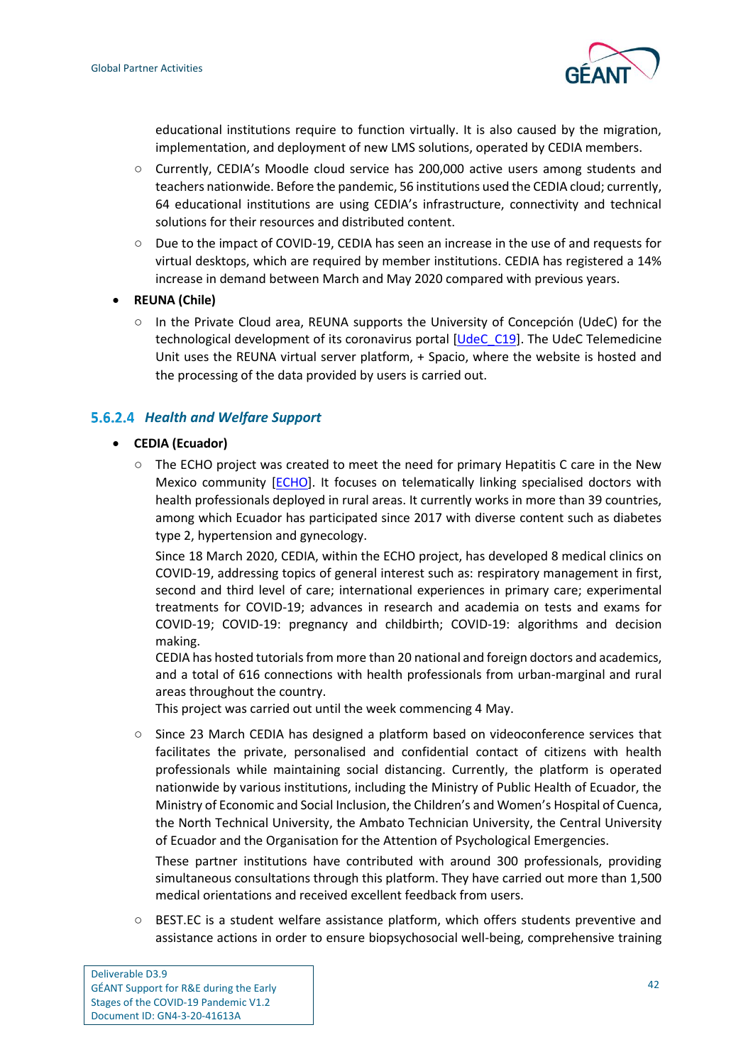educational institutions require to function virtually. It is also caused by the migration, implementation, and deployment of new LMS solutions, operated by CEDIA members.

  - Currently, CEDIA's Moodle cloud service has 200,000 active users among students and teachers nationwide. Before the pandemic, 56 institutions used the CEDIA cloud; currently, 64 educational institutions are using CEDIA's infrastructure, connectivity and technical solutions for their resources and distributed content.
  - Due to the impact of COVID-19, CEDIA has seen an increase in the use of and requests for virtual desktops, which are required by member institutions. CEDIA has registered a 14% increase in demand between March and May 2020 compared with previous years.

- **REUNA (Chile)**
  - In the Private Cloud area, REUNA supports the University of Concepción (UdeC) for the technological development of its coronavirus portal [UdeC_C19]. The UdeC Telemedicine Unit uses the REUNA virtual server platform, + Spacio, where the website is hosted and the processing of the data provided by users is carried out.

#### 5.6.2.4 *Health and Welfare Support*

- **CEDIA (Ecuador)**
  - The ECHO project was created to meet the need for primary Hepatitis C care in the New Mexico community [ECHO]. It focuses on telematically linking specialised doctors with health professionals deployed in rural areas. It currently works in more than 39 countries, among which Ecuador has participated since 2017 with diverse content such as diabetes type 2, hypertension and gynecology.

    Since 18 March 2020, CEDIA, within the ECHO project, has developed 8 medical clinics on COVID-19, addressing topics of general interest such as: respiratory management in first, second and third level of care; international experiences in primary care; experimental treatments for COVID-19; advances in research and academia on tests and exams for COVID-19; COVID-19: pregnancy and childbirth; COVID-19: algorithms and decision making.

    CEDIA has hosted tutorials from more than 20 national and foreign doctors and academics, and a total of 616 connections with health professionals from urban-marginal and rural areas throughout the country.

    This project was carried out until the week commencing 4 May.
  - Since 23 March CEDIA has designed a platform based on videoconference services that facilitates the private, personalised and confidential contact of citizens with health professionals while maintaining social distancing. Currently, the platform is operated nationwide by various institutions, including the Ministry of Public Health of Ecuador, the Ministry of Economic and Social Inclusion, the Children's and Women's Hospital of Cuenca, the North Technical University, the Ambato Technician University, the Central University of Ecuador and the Organisation for the Attention of Psychological Emergencies.

    These partner institutions have contributed with around 300 professionals, providing simultaneous consultations through this platform. They have carried out more than 1,500 medical orientations and received excellent feedback from users.
  - BEST.EC is a student welfare assistance platform, which offers students preventive and assistance actions in order to ensure biopsychosocial well-being, comprehensive training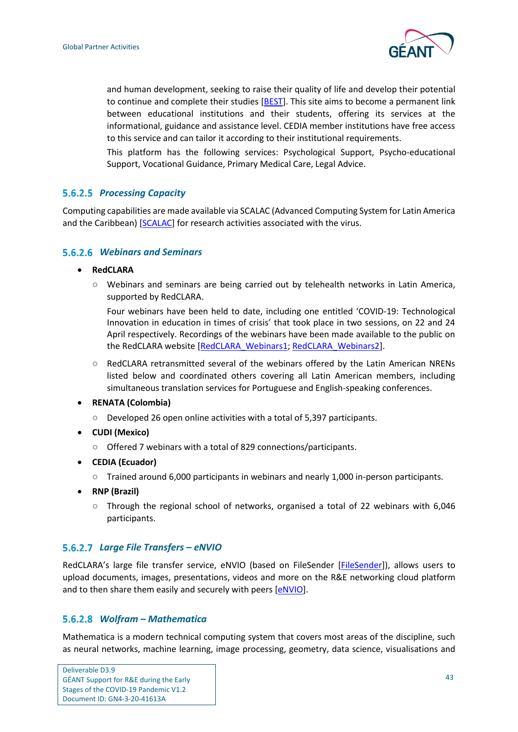and human development, seeking to raise their quality of life and develop their potential to continue and complete their studies [BEST]. This site aims to become a permanent link between educational institutions and their students, offering its services at the informational, guidance and assistance level. CEDIA member institutions have free access to this service and can tailor it according to their institutional requirements.

This platform has the following services: Psychological Support, Psycho-educational Support, Vocational Guidance, Primary Medical Care, Legal Advice.

#### 5.6.2.5 *Processing Capacity*

Computing capabilities are made available via SCALAC (Advanced Computing System for Latin America and the Caribbean) [SCALAC] for research activities associated with the virus.

#### 5.6.2.6 *Webinars and Seminars*

- **RedCLARA**
  - Webinars and seminars are being carried out by telehealth networks in Latin America, supported by RedCLARA.

    Four webinars have been held to date, including one entitled 'COVID-19: Technological Innovation in education in times of crisis' that took place in two sessions, on 22 and 24 April respectively. Recordings of the webinars have been made available to the public on the RedCLARA website [RedCLARA_Webinars1; RedCLARA_Webinars2].
  - RedCLARA retransmitted several of the webinars offered by the Latin American NRENs listed below and coordinated others covering all Latin American members, including simultaneous translation services for Portuguese and English-speaking conferences.
- **RENATA (Colombia)**
  - Developed 26 open online activities with a total of 5,397 participants.
- **CUDI (Mexico)**
  - Offered 7 webinars with a total of 829 connections/participants.
- **CEDIA (Ecuador)**
  - Trained around 6,000 participants in webinars and nearly 1,000 in-person participants.
- **RNP (Brazil)**
  - Through the regional school of networks, organised a total of 22 webinars with 6,046 participants.

#### 5.6.2.7 *Large File Transfers – eNVIO*

RedCLARA's large file transfer service, eNVIO (based on FileSender [FileSender]), allows users to upload documents, images, presentations, videos and more on the R&E networking cloud platform and to then share them easily and securely with peers [eNVIO].

#### 5.6.2.8 *Wolfram – Mathematica*

Mathematica is a modern technical computing system that covers most areas of the discipline, such as neural networks, machine learning, image processing, geometry, data science, visualisations and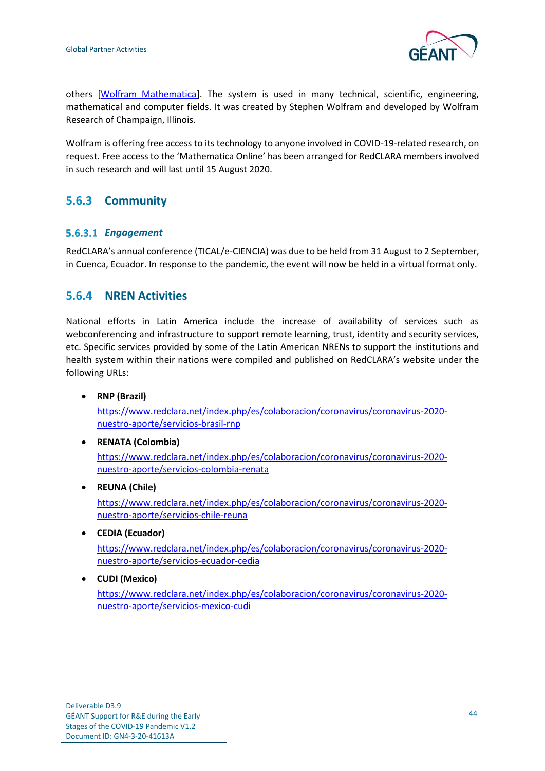others [Wolfram Mathematica]. The system is used in many technical, scientific, engineering, mathematical and computer fields. It was created by Stephen Wolfram and developed by Wolfram Research of Champaign, Illinois.

Wolfram is offering free access to its technology to anyone involved in COVID-19-related research, on request. Free access to the 'Mathematica Online' has been arranged for RedCLARA members involved in such research and will last until 15 August 2020.

### 5.6.3 Community

#### 5.6.3.1 *Engagement*

RedCLARA's annual conference (TICAL/e-CIENCIA) was due to be held from 31 August to 2 September, in Cuenca, Ecuador. In response to the pandemic, the event will now be held in a virtual format only.

### 5.6.4 NREN Activities

National efforts in Latin America include the increase of availability of services such as webconferencing and infrastructure to support remote learning, trust, identity and security services, etc. Specific services provided by some of the Latin American NRENs to support the institutions and health system within their nations were compiled and published on RedCLARA's website under the following URLs:

- **RNP (Brazil)**
  https://www.redclara.net/index.php/es/colaboracion/coronavirus/coronavirus-2020-nuestro-aporte/servicios-brasil-rnp
- **RENATA (Colombia)**
  https://www.redclara.net/index.php/es/colaboracion/coronavirus/coronavirus-2020-nuestro-aporte/servicios-colombia-renata
- **REUNA (Chile)**
  https://www.redclara.net/index.php/es/colaboracion/coronavirus/coronavirus-2020-nuestro-aporte/servicios-chile-reuna
- **CEDIA (Ecuador)**
  https://www.redclara.net/index.php/es/colaboracion/coronavirus/coronavirus-2020-nuestro-aporte/servicios-ecuador-cedia
- **CUDI (Mexico)**
  https://www.redclara.net/index.php/es/colaboracion/coronavirus/coronavirus-2020-nuestro-aporte/servicios-mexico-cudi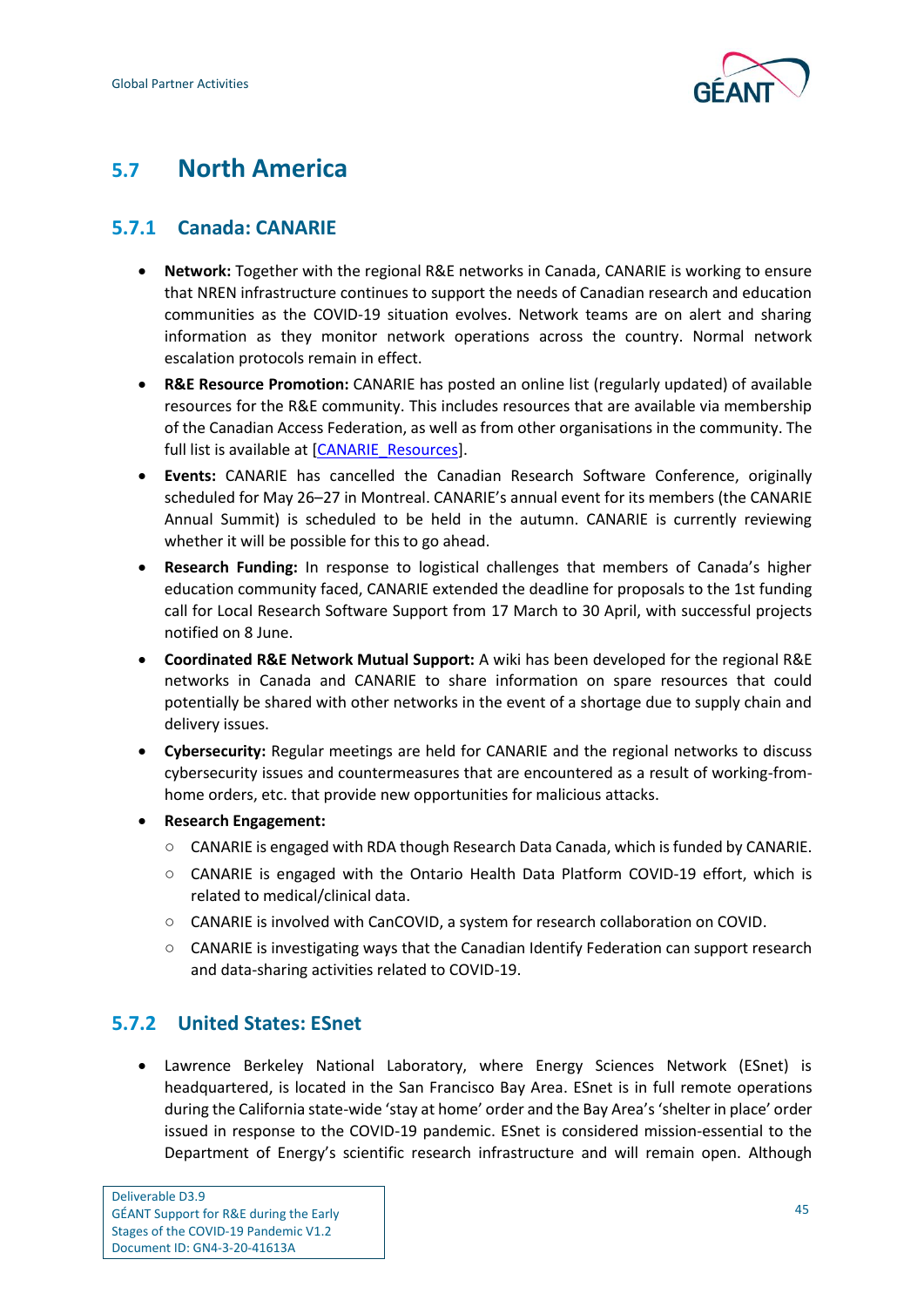## 5.7 North America

### 5.7.1 Canada: CANARIE

- **Network:** Together with the regional R&E networks in Canada, CANARIE is working to ensure that NREN infrastructure continues to support the needs of Canadian research and education communities as the COVID-19 situation evolves. Network teams are on alert and sharing information as they monitor network operations across the country. Normal network escalation protocols remain in effect.
- **R&E Resource Promotion:** CANARIE has posted an online list (regularly updated) of available resources for the R&E community. This includes resources that are available via membership of the Canadian Access Federation, as well as from other organisations in the community. The full list is available at [CANARIE_Resources].
- **Events:** CANARIE has cancelled the Canadian Research Software Conference, originally scheduled for May 26–27 in Montreal. CANARIE's annual event for its members (the CANARIE Annual Summit) is scheduled to be held in the autumn. CANARIE is currently reviewing whether it will be possible for this to go ahead.
- **Research Funding:** In response to logistical challenges that members of Canada's higher education community faced, CANARIE extended the deadline for proposals to the 1st funding call for Local Research Software Support from 17 March to 30 April, with successful projects notified on 8 June.
- **Coordinated R&E Network Mutual Support:** A wiki has been developed for the regional R&E networks in Canada and CANARIE to share information on spare resources that could potentially be shared with other networks in the event of a shortage due to supply chain and delivery issues.
- **Cybersecurity:** Regular meetings are held for CANARIE and the regional networks to discuss cybersecurity issues and countermeasures that are encountered as a result of working-from-home orders, etc. that provide new opportunities for malicious attacks.
- **Research Engagement:**
  - CANARIE is engaged with RDA though Research Data Canada, which is funded by CANARIE.
  - CANARIE is engaged with the Ontario Health Data Platform COVID-19 effort, which is related to medical/clinical data.
  - CANARIE is involved with CanCOVID, a system for research collaboration on COVID.
  - CANARIE is investigating ways that the Canadian Identify Federation can support research and data-sharing activities related to COVID-19.

### 5.7.2 United States: ESnet

- Lawrence Berkeley National Laboratory, where Energy Sciences Network (ESnet) is headquartered, is located in the San Francisco Bay Area. ESnet is in full remote operations during the California state-wide 'stay at home' order and the Bay Area's 'shelter in place' order issued in response to the COVID-19 pandemic. ESnet is considered mission-essential to the Department of Energy's scientific research infrastructure and will remain open. Although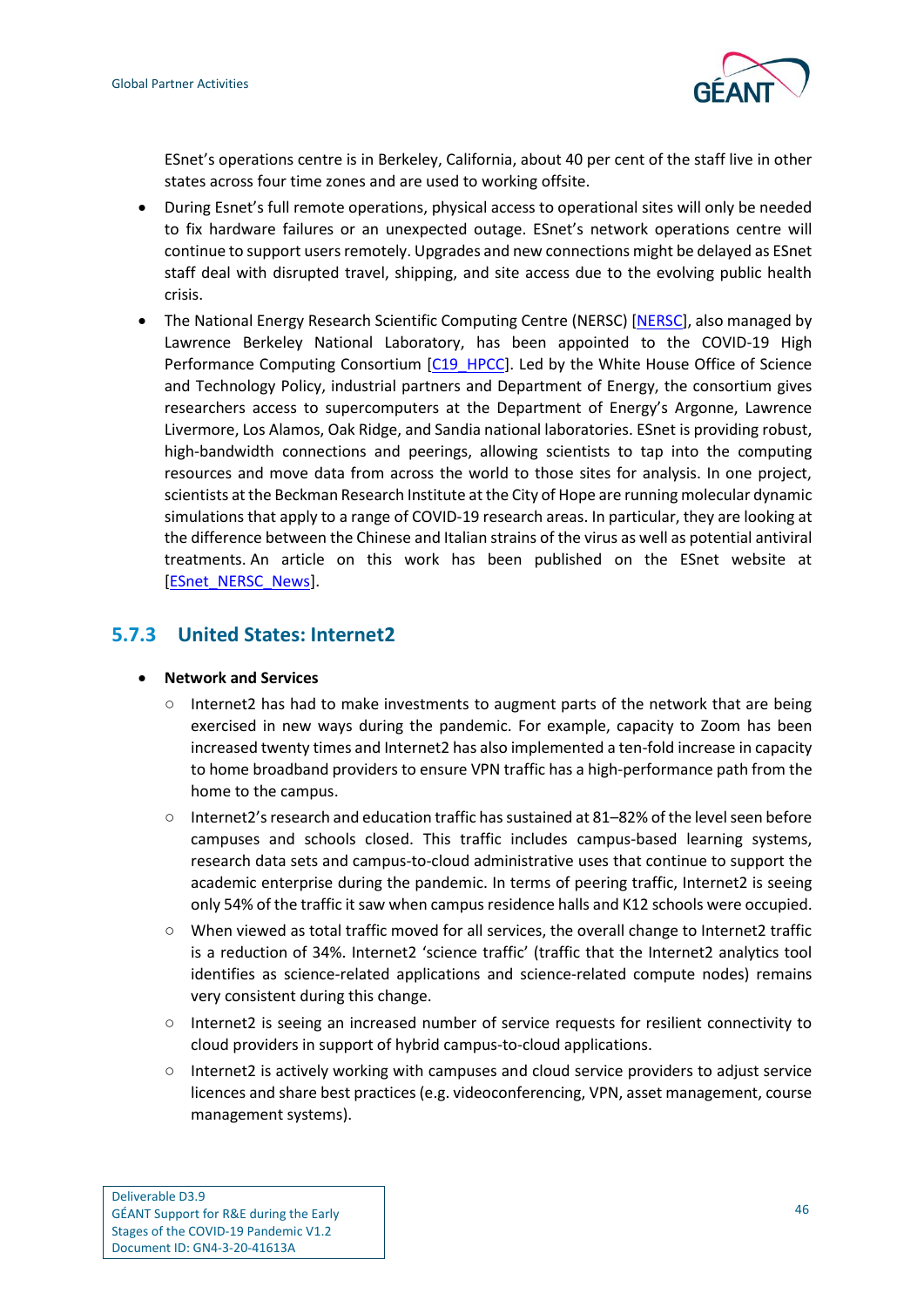ESnet's operations centre is in Berkeley, California, about 40 per cent of the staff live in other states across four time zones and are used to working offsite.

- During Esnet's full remote operations, physical access to operational sites will only be needed to fix hardware failures or an unexpected outage. ESnet's network operations centre will continue to support users remotely. Upgrades and new connections might be delayed as ESnet staff deal with disrupted travel, shipping, and site access due to the evolving public health crisis.
- The National Energy Research Scientific Computing Centre (NERSC) [NERSC], also managed by Lawrence Berkeley National Laboratory, has been appointed to the COVID-19 High Performance Computing Consortium [C19_HPCC]. Led by the White House Office of Science and Technology Policy, industrial partners and Department of Energy, the consortium gives researchers access to supercomputers at the Department of Energy's Argonne, Lawrence Livermore, Los Alamos, Oak Ridge, and Sandia national laboratories. ESnet is providing robust, high-bandwidth connections and peerings, allowing scientists to tap into the computing resources and move data from across the world to those sites for analysis. In one project, scientists at the Beckman Research Institute at the City of Hope are running molecular dynamic simulations that apply to a range of COVID-19 research areas. In particular, they are looking at the difference between the Chinese and Italian strains of the virus as well as potential antiviral treatments. An article on this work has been published on the ESnet website at [ESnet_NERSC_News].

### 5.7.3 United States: Internet2

- **Network and Services**
  - Internet2 has had to make investments to augment parts of the network that are being exercised in new ways during the pandemic. For example, capacity to Zoom has been increased twenty times and Internet2 has also implemented a ten-fold increase in capacity to home broadband providers to ensure VPN traffic has a high-performance path from the home to the campus.
  - Internet2's research and education traffic has sustained at 81–82% of the level seen before campuses and schools closed. This traffic includes campus-based learning systems, research data sets and campus-to-cloud administrative uses that continue to support the academic enterprise during the pandemic. In terms of peering traffic, Internet2 is seeing only 54% of the traffic it saw when campus residence halls and K12 schools were occupied.
  - When viewed as total traffic moved for all services, the overall change to Internet2 traffic is a reduction of 34%. Internet2 'science traffic' (traffic that the Internet2 analytics tool identifies as science-related applications and science-related compute nodes) remains very consistent during this change.
  - Internet2 is seeing an increased number of service requests for resilient connectivity to cloud providers in support of hybrid campus-to-cloud applications.
  - Internet2 is actively working with campuses and cloud service providers to adjust service licences and share best practices (e.g. videoconferencing, VPN, asset management, course management systems).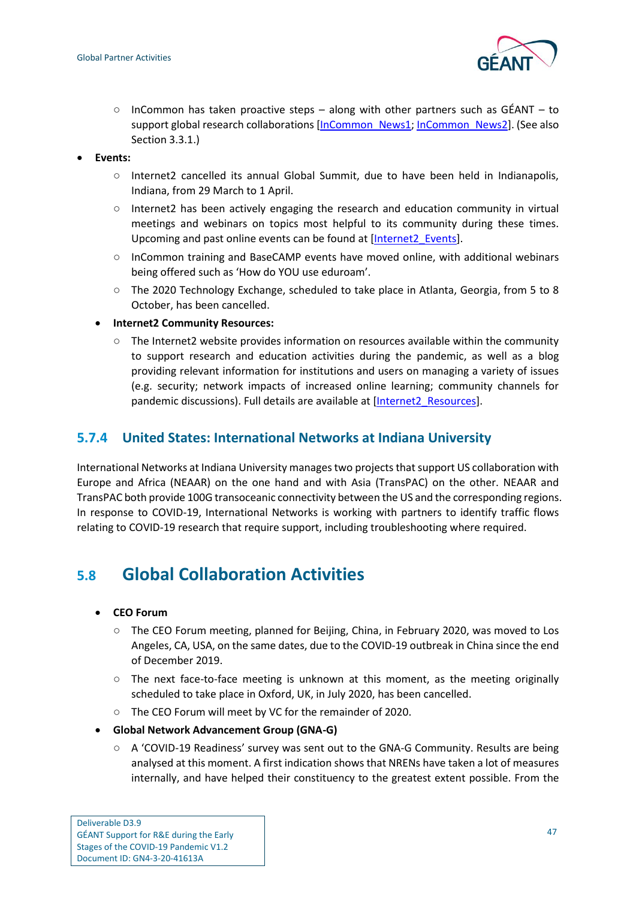- InCommon has taken proactive steps – along with other partners such as GÉANT – to support global research collaborations [InCommon_News1; InCommon_News2]. (See also Section 3.3.1.)

- **Events:**
  - Internet2 cancelled its annual Global Summit, due to have been held in Indianapolis, Indiana, from 29 March to 1 April.
  - Internet2 has been actively engaging the research and education community in virtual meetings and webinars on topics most helpful to its community during these times. Upcoming and past online events can be found at [Internet2_Events].
  - InCommon training and BaseCAMP events have moved online, with additional webinars being offered such as 'How do YOU use eduroam'.
  - The 2020 Technology Exchange, scheduled to take place in Atlanta, Georgia, from 5 to 8 October, has been cancelled.
- **Internet2 Community Resources:**
  - The Internet2 website provides information on resources available within the community to support research and education activities during the pandemic, as well as a blog providing relevant information for institutions and users on managing a variety of issues (e.g. security; network impacts of increased online learning; community channels for pandemic discussions). Full details are available at [Internet2_Resources].

### 5.7.4 United States: International Networks at Indiana University

International Networks at Indiana University manages two projects that support US collaboration with Europe and Africa (NEAAR) on the one hand and with Asia (TransPAC) on the other. NEAAR and TransPAC both provide 100G transoceanic connectivity between the US and the corresponding regions. In response to COVID-19, International Networks is working with partners to identify traffic flows relating to COVID-19 research that require support, including troubleshooting where required.

## 5.8 Global Collaboration Activities

- **CEO Forum**
  - The CEO Forum meeting, planned for Beijing, China, in February 2020, was moved to Los Angeles, CA, USA, on the same dates, due to the COVID-19 outbreak in China since the end of December 2019.
  - The next face-to-face meeting is unknown at this moment, as the meeting originally scheduled to take place in Oxford, UK, in July 2020, has been cancelled.
  - The CEO Forum will meet by VC for the remainder of 2020.
- **Global Network Advancement Group (GNA-G)**
  - A 'COVID-19 Readiness' survey was sent out to the GNA-G Community. Results are being analysed at this moment. A first indication shows that NRENs have taken a lot of measures internally, and have helped their constituency to the greatest extent possible. From the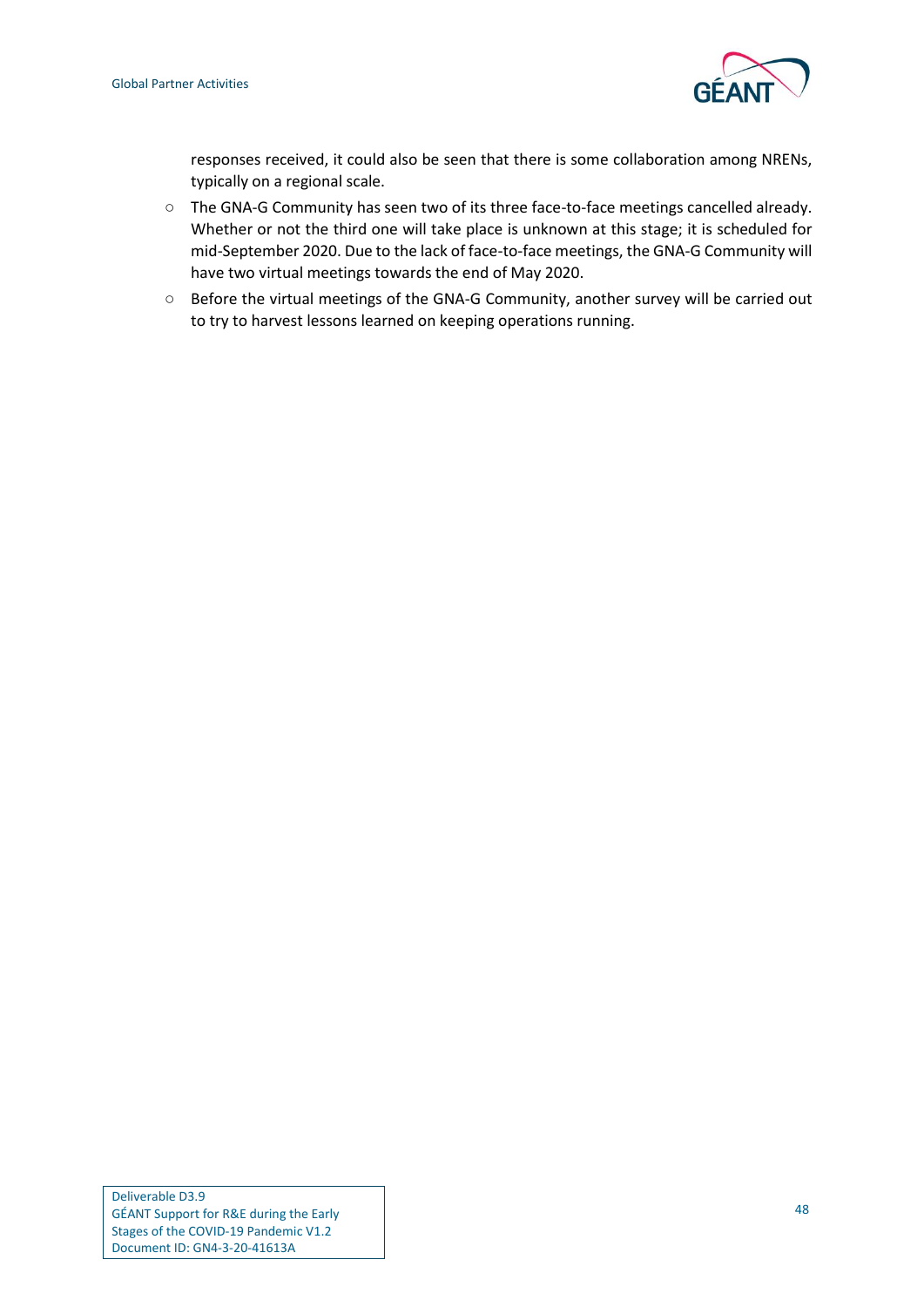responses received, it could also be seen that there is some collaboration among NRENs, typically on a regional scale.

- The GNA-G Community has seen two of its three face-to-face meetings cancelled already. Whether or not the third one will take place is unknown at this stage; it is scheduled for mid-September 2020. Due to the lack of face-to-face meetings, the GNA-G Community will have two virtual meetings towards the end of May 2020.
- Before the virtual meetings of the GNA-G Community, another survey will be carried out to try to harvest lessons learned on keeping operations running.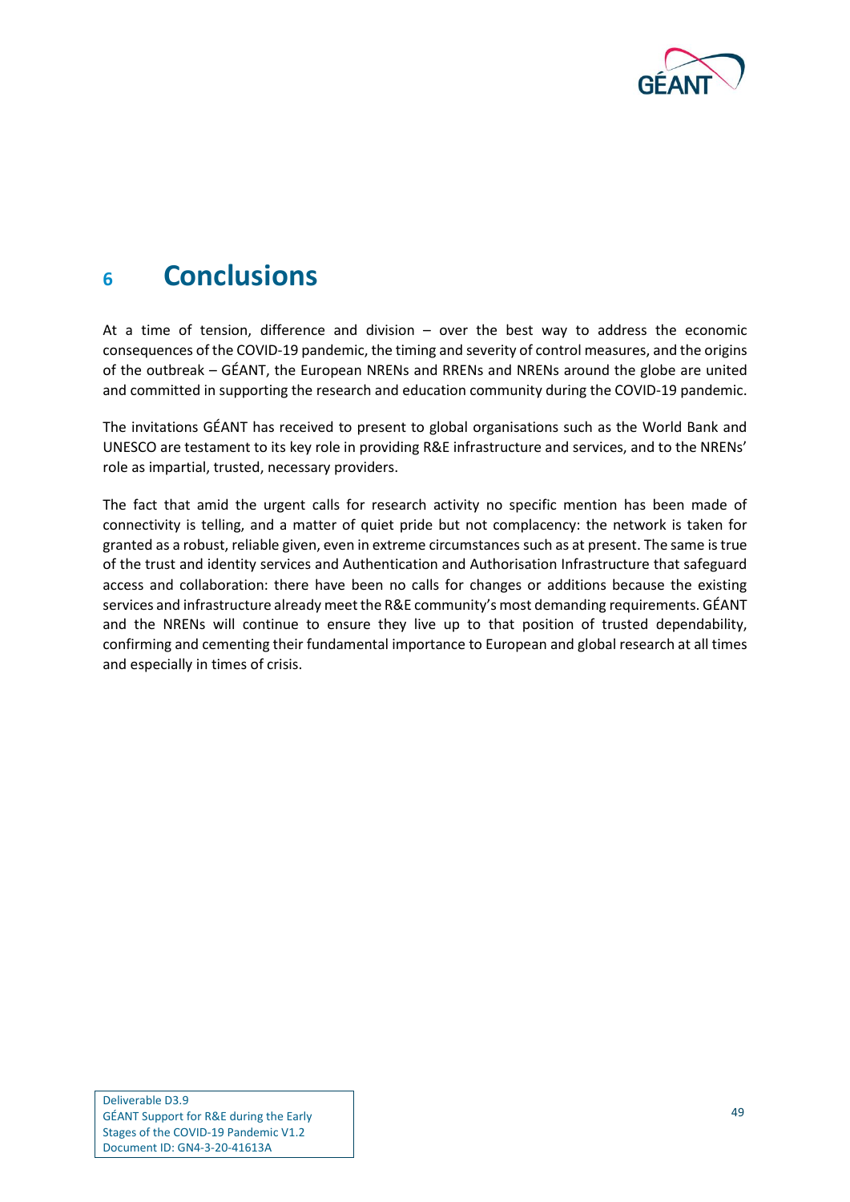# 6 Conclusions

At a time of tension, difference and division – over the best way to address the economic consequences of the COVID-19 pandemic, the timing and severity of control measures, and the origins of the outbreak – GÉANT, the European NRENs and RRENs and NRENs around the globe are united and committed in supporting the research and education community during the COVID-19 pandemic.

The invitations GÉANT has received to present to global organisations such as the World Bank and UNESCO are testament to its key role in providing R&E infrastructure and services, and to the NRENs' role as impartial, trusted, necessary providers.

The fact that amid the urgent calls for research activity no specific mention has been made of connectivity is telling, and a matter of quiet pride but not complacency: the network is taken for granted as a robust, reliable given, even in extreme circumstances such as at present. The same is true of the trust and identity services and Authentication and Authorisation Infrastructure that safeguard access and collaboration: there have been no calls for changes or additions because the existing services and infrastructure already meet the R&E community's most demanding requirements. GÉANT and the NRENs will continue to ensure they live up to that position of trusted dependability, confirming and cementing their fundamental importance to European and global research at all times and especially in times of crisis.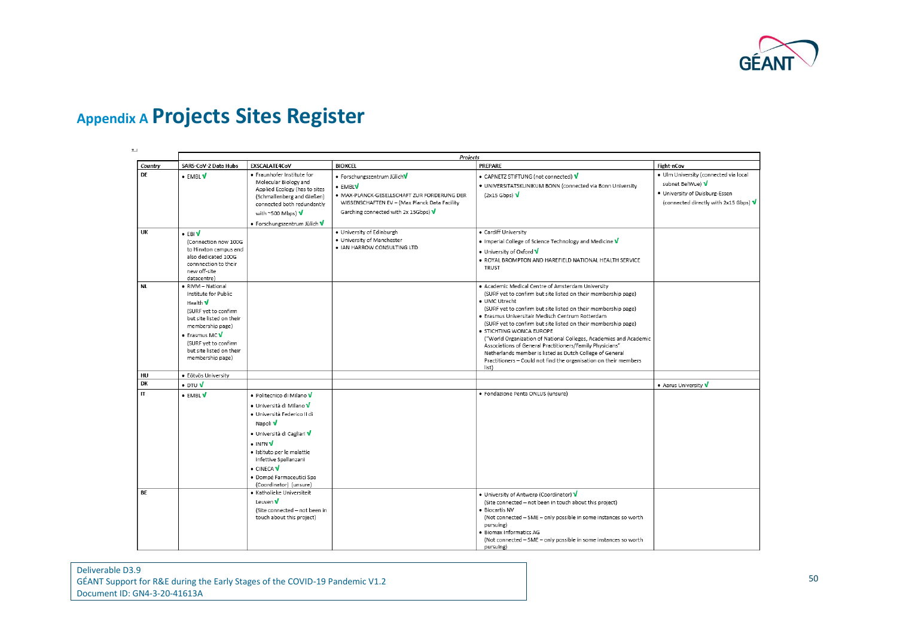# Appendix A Projects Sites Register

| | Projects | | | | |
|---|---|---|---|---|---|
| *Country* | SARS-CoV-2 Data Hubs | EXSCALATE4CoV | BIOXCEL | PREPARE | Fight-nCov |
| DE | • EMBL √ | • Fraunhofer Institute for Molecular Biology and Applied Ecology (has to sites (Schmallenberg and Gießen) connected both redundantly with ~500 Mbps) √ <br> • Forschungszentrum Jülich √ | • Forschungszentrum Jülich √ <br> • EMBL √ <br> • MAX-PLANCK-GESELLSCHAFT ZUR FORDERUNG DER WISSENSCHAFTEN EV – (Max Planck Data Facility Garching connected with 2x 15Gbps) √ | • CAPNETZ STIFTUNG (not connected) √ <br> • UNIVERSITATSKLINIKUM BONN (connected via Bonn University (2x15 Gbps) √ | • Ulm University (connected via local subnet BelWue) √ <br> • University of Duisburg-Essen (connected directly with 2x15 Gbps) √ |
| UK | • EBI √ (Connection now 100G to Hinxton campus and also dedicated 100G conncection to their new off-site datacentre) | | • University of Edinburgh <br> • University of Manchester <br> • IAN HARROW CONSULTING LTD | • Cardiff University <br> • Imperial College of Science Technology and Medicine √ <br> • University of Oxford √ <br> • ROYAL BROMPTON AND HAREFIELD NATIONAL HEALTH SERVICE TRUST | |
| NL | • RIVM – National Institute for Public Health √ (SURF yet to confirm but site listed on their membership page) <br> • Erasmus MC √ (SURF yet to confirm but site listed on their membership page) | | | • Academic Medical Centre of Amsterdam University (SURF yet to confirm but site listed on their membership page) <br> • UMC Utrecht (SURF yet to confirm but site listed on their membership page) <br> • Erasmus Universitair Medisch Centrum Rotterdam (SURF yet to confirm but site listed on their membership page) <br> • STICHTING WONCA EUROPE ("World Organization of National Colleges, Academies and Academic Associations of General Practitioners/Family Physicians" Netherlands member is listed as Dutch College of General Practitioners – Could not find the organisation on their members list) | |
| HU | • Eötvös University | | | | |
| DK | • DTU √ | | | | • Aarus University √ |
| IT | • EMBL √ | • Politecnico di Milano √ <br> • Università di Milano √ <br> • Università Federico II di Napoli √ <br> • Università di Cagliari √ <br> • INFN √ <br> • Istituto per le malattie infettive Spallanzani <br> • CINECA √ <br> • Dompé Farmaceutici Spa (Coordinator) (unsure) | | • Fondazione Penta ONLUS (unsure) | |
| BE | | • Katholieke Universiteit Leuven √ (Site connected – not been in touch about this project) | | • University of Antwerp (Coordinator) √ (Site connected – not been in touch about this project) <br> • Biocartis NV (Not connected – SME – only possible in some instances so worth pursuing) <br> • Biomax Informatics AG (Not connected – SME – only possible in some instances so worth pursuing) | |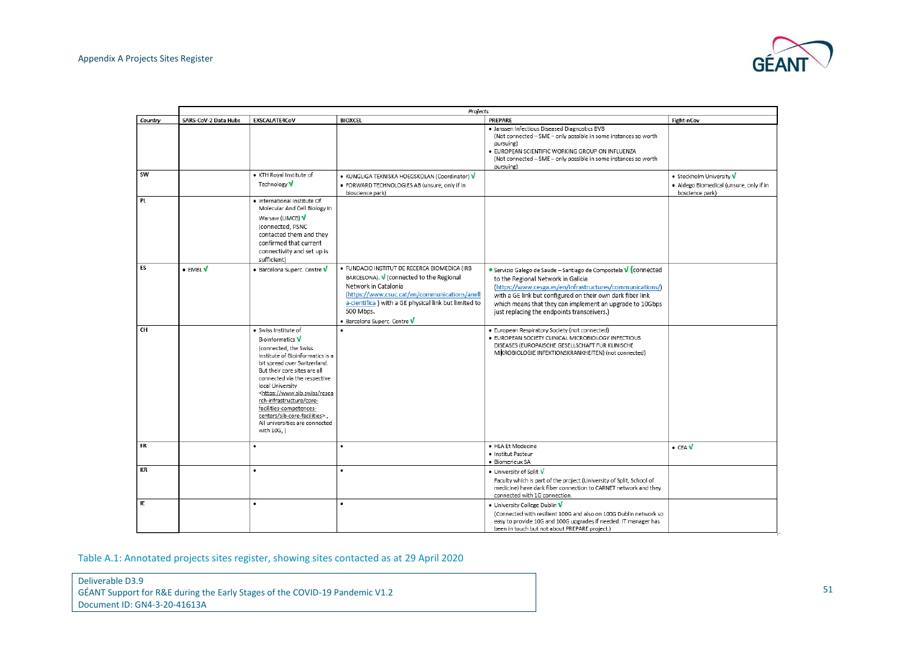| Country | Projects | | | | |
|---|---|---|---|---|---|
| | SARS-CoV-2 Data Hubs | EXSCALATE4CoV | BIOXCEL | PREPARE | Fight-nCov |
| | | | | • Janssen Infectious Diseased Diagnostics BVB (Not connected – SME – only possible in some instances so worth pursuing) • EUROPEAN SCIENTIFIC WORKING GROUP ON INFLUENZA (Not connected – SME – only possible in some instances so worth pursuing) | |
| SW | | • KTH Royal Institute of Technology √ | • KUNGLIGA TEKNISKA HOEGSKOLAN (Coordinator) √ • FORWARD TECHNOLOGIES AB (unsure, only if in bioscience park) | | • Stockholm University √ • Aldego Biomedical (unsure, only if in boscience park) |
| PL | | • International Institute Of Molecular And Cell Biology In Warsaw (IIMCB) √ (connected, PSNC contacted them and they confirmed that current connectivity and set up is sufficient) | | | |
| ES | • EMBL √ | • Barcelona Superc. Centre √ | • FUNDACIO INSTITUT DE RECERCA BIOMEDICA (IRB BARCELONA). √ (connected to the Regional Network in Catalonia (https://www.csuc.cat/en/communications/anella-cientifica ) with a GE physical link but limited to 500 Mbps. • Barcelona Superc. Centre √ | • Servizio Galego de Saude – Santiago de Compostela √ (connected to the Regional Network in Galicia (https://www.cesga.es/en/infrastructures/communications/) with a GE link but configured on their own dark fiber link which means that they can implement an upgrade to 10Gbps just replacing the endpoints transceivers.) | |
| CH | | • Swiss Institute of Bioinformatics √ (connected, the Swiss Institute of Bioinformatics is a bit spread over Switzerland. But their core sites are all connected via the respective local University <https://www.sib.swiss/research-infrastructure/core-facilities-competences-centers/sib-core-facilities>., All universities are connected with 10G, ) | • | • European Respiratory Society (not connected) • EUROPEAN SOCIETY CLINICAL MICROBIOLOGY INFECTIOUS DISEASES (EUROPAISCHE GESELLSCHAFT FUR KLINISCHE MIKROBIOLOGIE INFEKTIONSKRANKHEITEN) (not connected) | |
| FR | | • | • | • HLA Et Medecine • Institut Pasteur • Biomerieux SA | • CEA √ |
| KR | | • | • | • University of Split √ Faculty which is part of the project (University of Split, School of medicine) have dark fiber connection to CARNET network and they connected with 1G connection. | |
| IE | | • | • | • University College Dublin √ (Connected with resilient 100G and also on 100G Dublin network so easy to provide 10G and 100G upgrades if needed. IT manager has been in touch but not about PREPARE project.) | |

Table A.1: Annotated projects sites register, showing sites contacted as at 29 April 2020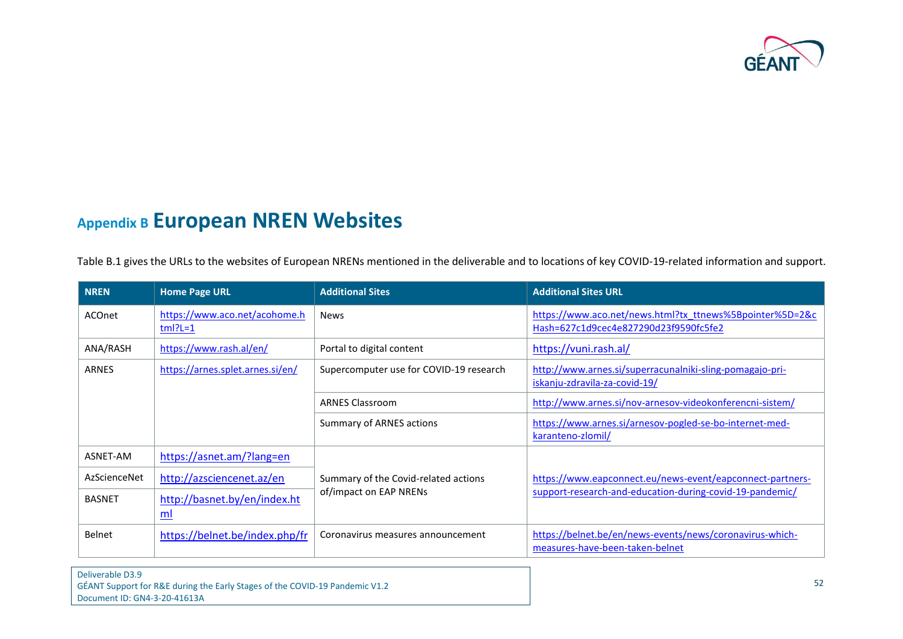# Appendix B European NREN Websites

Table B.1 gives the URLs to the websites of European NRENs mentioned in the deliverable and to locations of key COVID-19-related information and support.

| NREN | Home Page URL | Additional Sites | Additional Sites URL |
|---|---|---|---|
| ACOnet | https://www.aco.net/acohome.html?L=1 | News | https://www.aco.net/news.html?tx_ttnews%5Bpointer%5D=2&cHash=627c1d9cec4e827290d23f9590fc5fe2 |
| ANA/RASH | https://www.rash.al/en/ | Portal to digital content | https://vuni.rash.al/ |
| ARNES | https://arnes.splet.arnes.si/en/ | Supercomputer use for COVID-19 research | http://www.arnes.si/superracunalniki-sling-pomagajo-pri-iskanju-zdravila-za-covid-19/ |
| | | ARNES Classroom | http://www.arnes.si/nov-arnesov-videokonferencni-sistem/ |
| | | Summary of ARNES actions | https://www.arnes.si/arnesov-pogled-se-bo-internet-med-karanteno-zlomil/ |
| ASNET-AM | https://asnet.am/?lang=en | Summary of the Covid-related actions of/impact on EAP NRENs | https://www.eapconnect.eu/news-event/eapconnect-partners-support-research-and-education-during-covid-19-pandemic/ |
| AzScienceNet | http://azsciencenet.az/en | | |
| BASNET | http://basnet.by/en/index.html | | |
| Belnet | https://belnet.be/index.php/fr | Coronavirus measures announcement | https://belnet.be/en/news-events/news/coronavirus-which-measures-have-been-taken-belnet |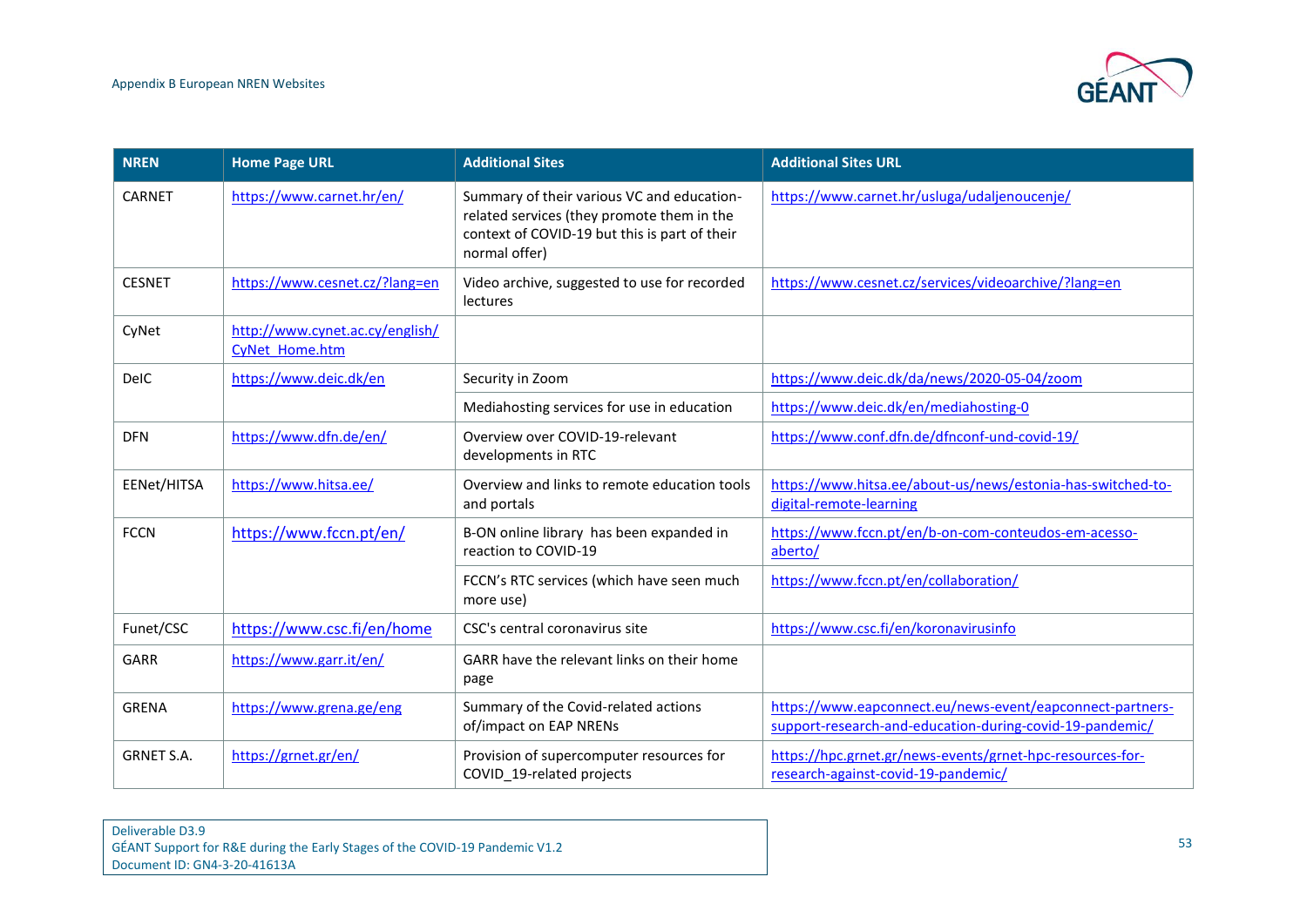| NREN | Home Page URL | Additional Sites | Additional Sites URL |
|---|---|---|---|
| CARNET | https://www.carnet.hr/en/ | Summary of their various VC and education-related services (they promote them in the context of COVID-19 but this is part of their normal offer) | https://www.carnet.hr/usluga/udaljenoucenje/ |
| CESNET | https://www.cesnet.cz/?lang=en | Video archive, suggested to use for recorded lectures | https://www.cesnet.cz/services/videoarchive/?lang=en |
| CyNet | http://www.cynet.ac.cy/english/CyNet_Home.htm | | |
| DeIC | https://www.deic.dk/en | Security in Zoom | https://www.deic.dk/da/news/2020-05-04/zoom |
| | | Mediahosting services for use in education | https://www.deic.dk/en/mediahosting-0 |
| DFN | https://www.dfn.de/en/ | Overview over COVID-19-relevant developments in RTC | https://www.conf.dfn.de/dfnconf-und-covid-19/ |
| EENet/HITSA | https://www.hitsa.ee/ | Overview and links to remote education tools and portals | https://www.hitsa.ee/about-us/news/estonia-has-switched-to-digital-remote-learning |
| FCCN | https://www.fccn.pt/en/ | B-ON online library has been expanded in reaction to COVID-19 | https://www.fccn.pt/en/b-on-com-conteudos-em-acesso-aberto/ |
| | | FCCN's RTC services (which have seen much more use) | https://www.fccn.pt/en/collaboration/ |
| Funet/CSC | https://www.csc.fi/en/home | CSC's central coronavirus site | https://www.csc.fi/en/koronavirusinfo |
| GARR | https://www.garr.it/en/ | GARR have the relevant links on their home page | |
| GRENA | https://www.grena.ge/eng | Summary of the Covid-related actions of/impact on EAP NRENs | https://www.eapconnect.eu/news-event/eapconnect-partners-support-research-and-education-during-covid-19-pandemic/ |
| GRNET S.A. | https://grnet.gr/en/ | Provision of supercomputer resources for COVID_19-related projects | https://hpc.grnet.gr/news-events/grnet-hpc-resources-for-research-against-covid-19-pandemic/ |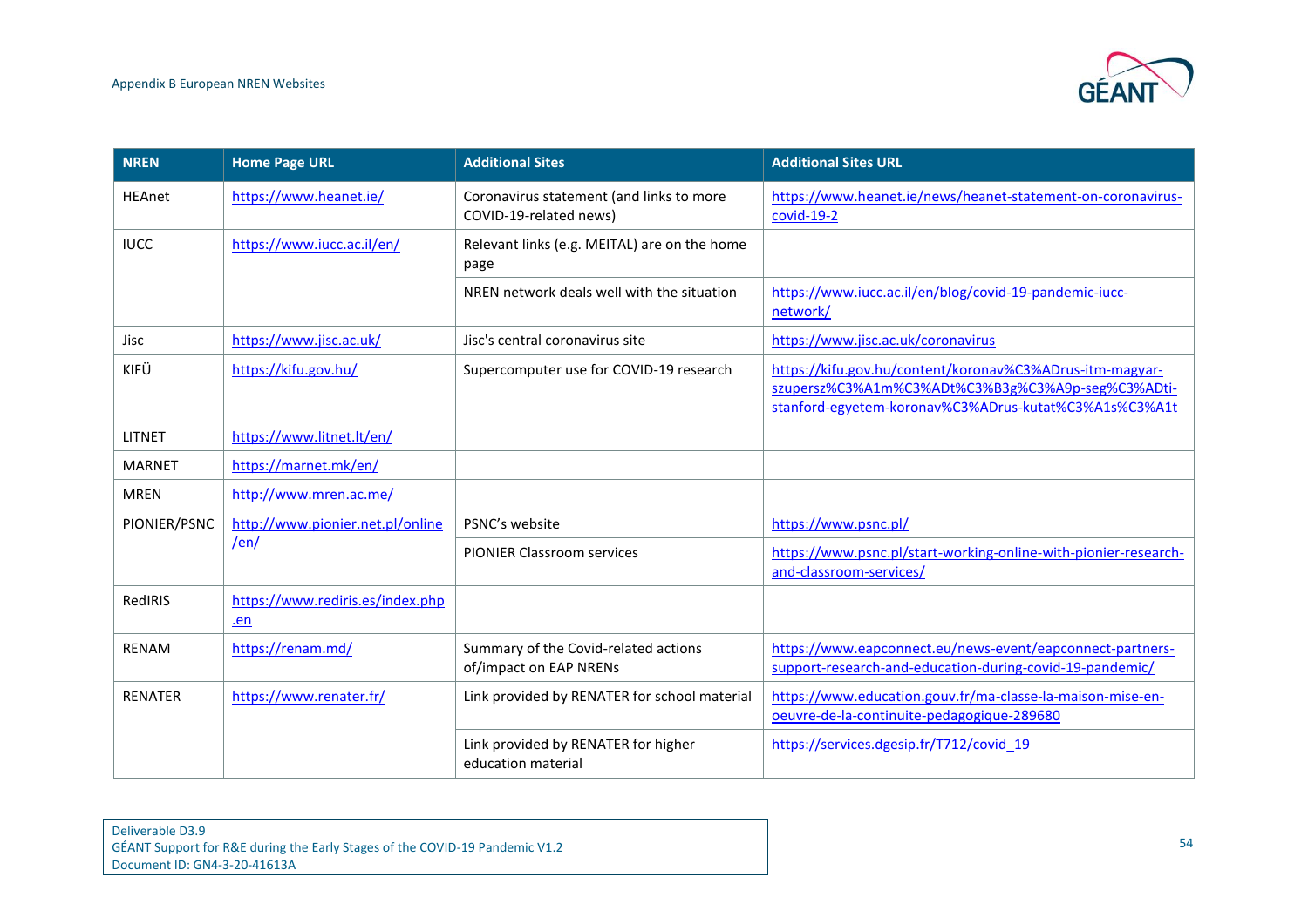| NREN | Home Page URL | Additional Sites | Additional Sites URL |
|---|---|---|---|
| HEAnet | https://www.heanet.ie/ | Coronavirus statement (and links to more COVID-19-related news) | https://www.heanet.ie/news/heanet-statement-on-coronavirus-covid-19-2 |
| IUCC | https://www.iucc.ac.il/en/ | Relevant links (e.g. MEITAL) are on the home page | |
| | | NREN network deals well with the situation | https://www.iucc.ac.il/en/blog/covid-19-pandemic-iucc-network/ |
| Jisc | https://www.jisc.ac.uk/ | Jisc's central coronavirus site | https://www.jisc.ac.uk/coronavirus |
| KIFÜ | https://kifu.gov.hu/ | Supercomputer use for COVID-19 research | https://kifu.gov.hu/content/koronav%C3%ADrus-itm-magyar-szupersz%C3%A1m%C3%ADt%C3%B3g%C3%A9p-seg%C3%ADti-stanford-egyetem-koronav%C3%ADrus-kutat%C3%A1s%C3%A1t |
| LITNET | https://www.litnet.lt/en/ | | |
| MARNET | https://marnet.mk/en/ | | |
| MREN | http://www.mren.ac.me/ | | |
| PIONIER/PSNC | http://www.pionier.net.pl/online/en/ | PSNC's website | https://www.psnc.pl/ |
| | | PIONIER Classroom services | https://www.psnc.pl/start-working-online-with-pionier-research-and-classroom-services/ |
| RedIRIS | https://www.rediris.es/index.php.en | | |
| RENAM | https://renam.md/ | Summary of the Covid-related actions of/impact on EAP NRENs | https://www.eapconnect.eu/news-event/eapconnect-partners-support-research-and-education-during-covid-19-pandemic/ |
| RENATER | https://www.renater.fr/ | Link provided by RENATER for school material | https://www.education.gouv.fr/ma-classe-la-maison-mise-en-oeuvre-de-la-continuite-pedagogique-289680 |
| | | Link provided by RENATER for higher education material | https://services.dgesip.fr/T712/covid_19 |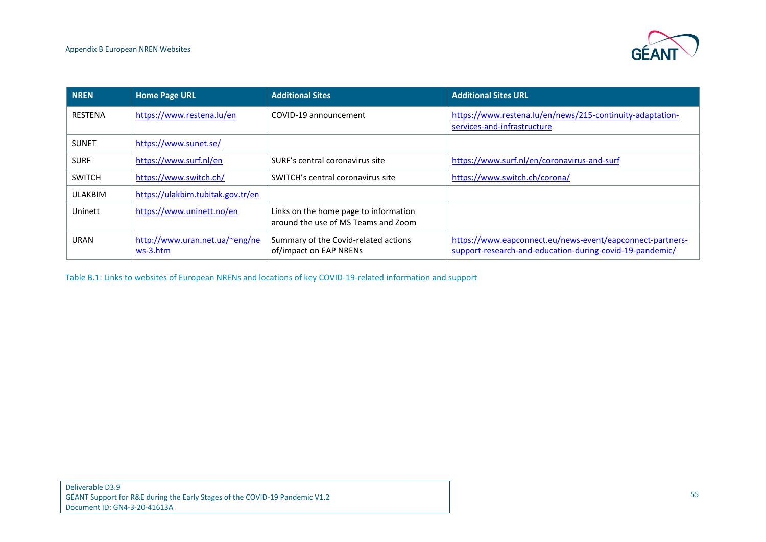| NREN | Home Page URL | Additional Sites | Additional Sites URL |
|---|---|---|---|
| RESTENA | https://www.restena.lu/en | COVID-19 announcement | https://www.restena.lu/en/news/215-continuity-adaptation-services-and-infrastructure |
| SUNET | https://www.sunet.se/ | | |
| SURF | https://www.surf.nl/en | SURF's central coronavirus site | https://www.surf.nl/en/coronavirus-and-surf |
| SWITCH | https://www.switch.ch/ | SWITCH's central coronavirus site | https://www.switch.ch/corona/ |
| ULAKBIM | https://ulakbim.tubitak.gov.tr/en | | |
| Uninett | https://www.uninett.no/en | Links on the home page to information around the use of MS Teams and Zoom | |
| URAN | http://www.uran.net.ua/~eng/news-3.htm | Summary of the Covid-related actions of/impact on EAP NRENs | https://www.eapconnect.eu/news-event/eapconnect-partners-support-research-and-education-during-covid-19-pandemic/ |

Table B.1: Links to websites of European NRENs and locations of key COVID-19-related information and support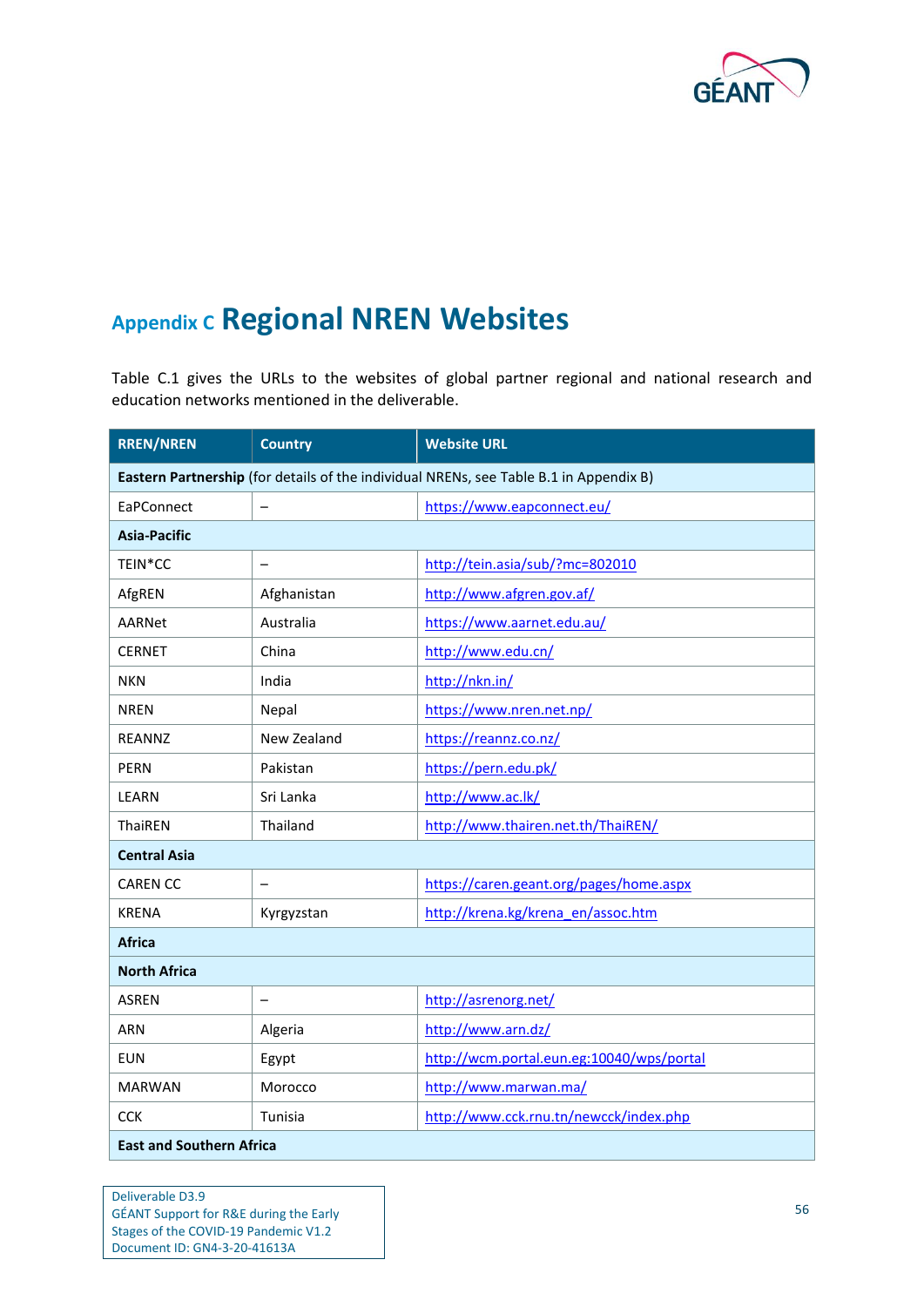# Appendix C Regional NREN Websites

Table C.1 gives the URLs to the websites of global partner regional and national research and education networks mentioned in the deliverable.

| RREN/NREN | Country | Website URL |
|---|---|---|
| **Eastern Partnership** (for details of the individual NRENs, see Table B.1 in Appendix B) | | |
| EaPConnect | – | https://www.eapconnect.eu/ |
| **Asia-Pacific** | | |
| TEIN*CC | – | http://tein.asia/sub/?mc=802010 |
| AfgREN | Afghanistan | http://www.afgren.gov.af/ |
| AARNet | Australia | https://www.aarnet.edu.au/ |
| CERNET | China | http://www.edu.cn/ |
| NKN | India | http://nkn.in/ |
| NREN | Nepal | https://www.nren.net.np/ |
| REANNZ | New Zealand | https://reannz.co.nz/ |
| PERN | Pakistan | https://pern.edu.pk/ |
| LEARN | Sri Lanka | http://www.ac.lk/ |
| ThaiREN | Thailand | http://www.thairen.net.th/ThaiREN/ |
| **Central Asia** | | |
| CAREN CC | – | https://caren.geant.org/pages/home.aspx |
| KRENA | Kyrgyzstan | http://krena.kg/krena_en/assoc.htm |
| **Africa** | | |
| **North Africa** | | |
| ASREN | – | http://asrenorg.net/ |
| ARN | Algeria | http://www.arn.dz/ |
| EUN | Egypt | http://wcm.portal.eun.eg:10040/wps/portal |
| MARWAN | Morocco | http://www.marwan.ma/ |
| CCK | Tunisia | http://www.cck.rnu.tn/newcck/index.php |
| **East and Southern Africa** | | |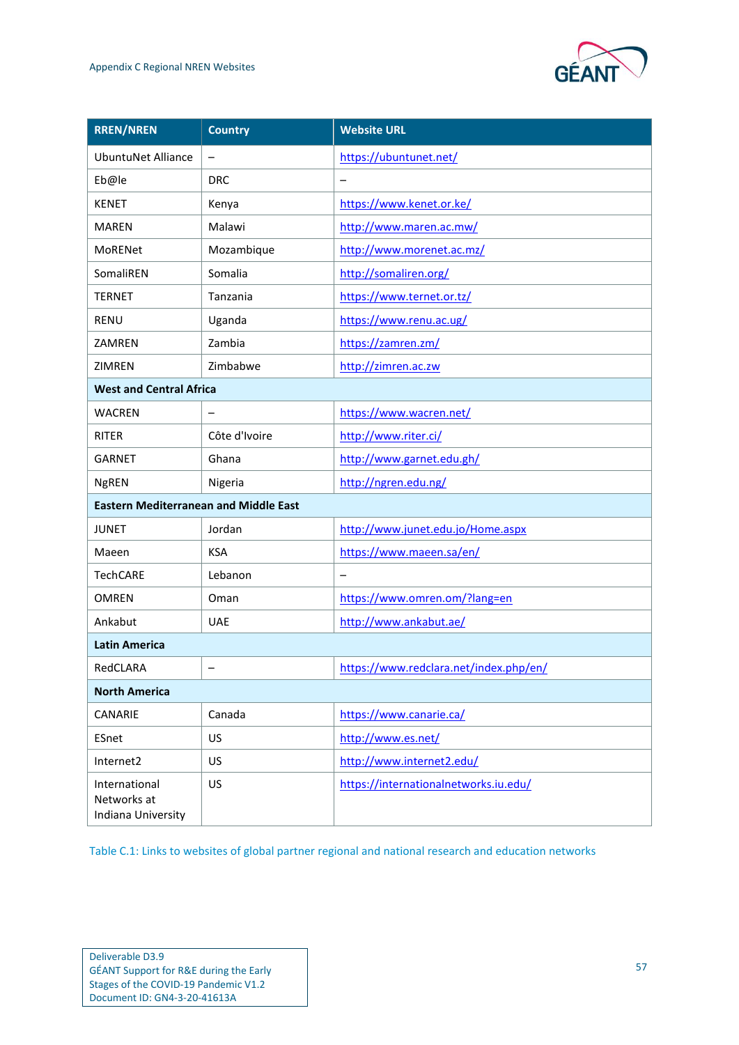| RREN/NREN | Country | Website URL |
|---|---|---|
| UbuntuNet Alliance | – | https://ubuntunet.net/ |
| Eb@le | DRC | – |
| KENET | Kenya | https://www.kenet.or.ke/ |
| MAREN | Malawi | http://www.maren.ac.mw/ |
| MoRENet | Mozambique | http://www.morenet.ac.mz/ |
| SomaliREN | Somalia | http://somaliren.org/ |
| TERNET | Tanzania | https://www.ternet.or.tz/ |
| RENU | Uganda | https://www.renu.ac.ug/ |
| ZAMREN | Zambia | https://zamren.zm/ |
| ZIMREN | Zimbabwe | http://zimren.ac.zw |
| **West and Central Africa** | | |
| WACREN | – | https://www.wacren.net/ |
| RITER | Côte d'Ivoire | http://www.riter.ci/ |
| GARNET | Ghana | http://www.garnet.edu.gh/ |
| NgREN | Nigeria | http://ngren.edu.ng/ |
| **Eastern Mediterranean and Middle East** | | |
| JUNET | Jordan | http://www.junet.edu.jo/Home.aspx |
| Maeen | KSA | https://www.maeen.sa/en/ |
| TechCARE | Lebanon | – |
| OMREN | Oman | https://www.omren.om/?lang=en |
| Ankabut | UAE | http://www.ankabut.ae/ |
| **Latin America** | | |
| RedCLARA | – | https://www.redclara.net/index.php/en/ |
| **North America** | | |
| CANARIE | Canada | https://www.canarie.ca/ |
| ESnet | US | http://www.es.net/ |
| Internet2 | US | http://www.internet2.edu/ |
| International Networks at Indiana University | US | https://internationalnetworks.iu.edu/ |

Table C.1: Links to websites of global partner regional and national research and education networks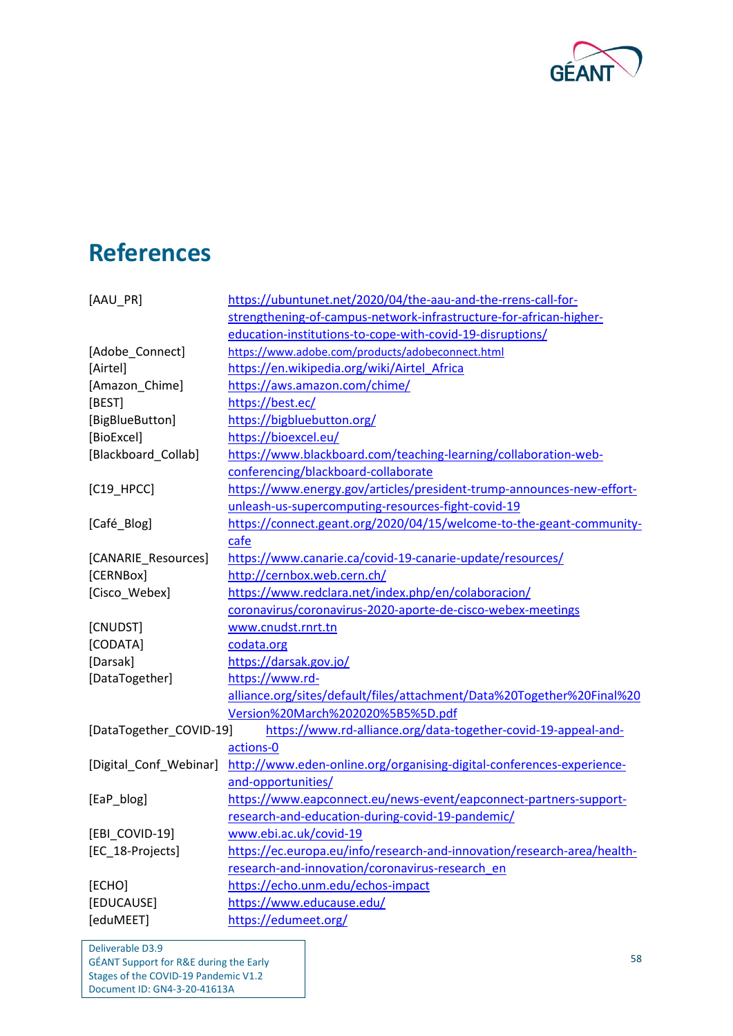# References

| | |
|---|---|
| [AAU_PR] | https://ubuntunet.net/2020/04/the-aau-and-the-rrens-call-for-strengthening-of-campus-network-infrastructure-for-african-higher-education-institutions-to-cope-with-covid-19-disruptions/ |
| [Adobe_Connect] | https://www.adobe.com/products/adobeconnect.html |
| [Airtel] | https://en.wikipedia.org/wiki/Airtel_Africa |
| [Amazon_Chime] | https://aws.amazon.com/chime/ |
| [BEST] | https://best.ec/ |
| [BigBlueButton] | https://bigbluebutton.org/ |
| [BioExcel] | https://bioexcel.eu/ |
| [Blackboard_Collab] | https://www.blackboard.com/teaching-learning/collaboration-web-conferencing/blackboard-collaborate |
| [C19_HPCC] | https://www.energy.gov/articles/president-trump-announces-new-effort-unleash-us-supercomputing-resources-fight-covid-19 |
| [Café_Blog] | https://connect.geant.org/2020/04/15/welcome-to-the-geant-community-cafe |
| [CANARIE_Resources] | https://www.canarie.ca/covid-19-canarie-update/resources/ |
| [CERNBox] | http://cernbox.web.cern.ch/ |
| [Cisco_Webex] | https://www.redclara.net/index.php/en/colaboracion/coronavirus/coronavirus-2020-aporte-de-cisco-webex-meetings |
| [CNUDST] | www.cnudst.rnrt.tn |
| [CODATA] | codata.org |
| [Darsak] | https://darsak.gov.jo/ |
| [DataTogether] | https://www.rd-alliance.org/sites/default/files/attachment/Data%20Together%20Final%20Version%20March%202020%5B5%5D.pdf |
| [DataTogether_COVID-19] | https://www.rd-alliance.org/data-together-covid-19-appeal-and-actions-0 |
| [Digital_Conf_Webinar] | http://www.eden-online.org/organising-digital-conferences-experience-and-opportunities/ |
| [EaP_blog] | https://www.eapconnect.eu/news-event/eapconnect-partners-support-research-and-education-during-covid-19-pandemic/ |
| [EBI_COVID-19] | www.ebi.ac.uk/covid-19 |
| [EC_18-Projects] | https://ec.europa.eu/info/research-and-innovation/research-area/health-research-and-innovation/coronavirus-research_en |
| [ECHO] | https://echo.unm.edu/echos-impact |
| [EDUCAUSE] | https://www.educause.edu/ |
| [eduMEET] | https://edumeet.org/ |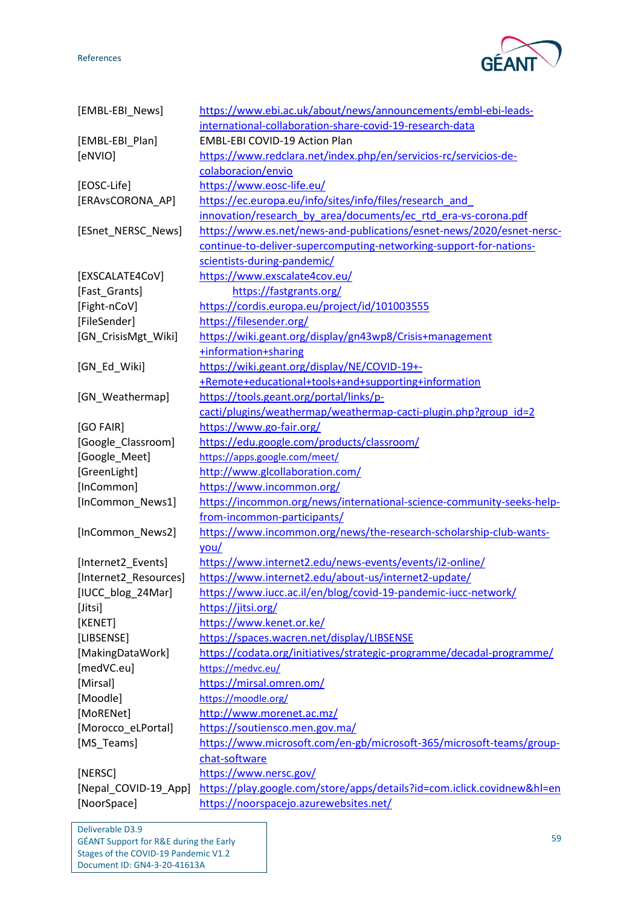| | |
|---|---|
| [EMBL-EBI_News] | https://www.ebi.ac.uk/about/news/announcements/embl-ebi-leads-international-collaboration-share-covid-19-research-data |
| [EMBL-EBI_Plan] | EMBL-EBI COVID-19 Action Plan |
| [eNVIO] | https://www.redclara.net/index.php/en/servicios-rc/servicios-de-colaboracion/envio |
| [EOSC-Life] | https://www.eosc-life.eu/ |
| [ERAvsCORONA_AP] | https://ec.europa.eu/info/sites/info/files/research_and_innovation/research_by_area/documents/ec_rtd_era-vs-corona.pdf |
| [ESnet_NERSC_News] | https://www.es.net/news-and-publications/esnet-news/2020/esnet-nersc-continue-to-deliver-supercomputing-networking-support-for-nations-scientists-during-pandemic/ |
| [EXSCALATE4CoV] | https://www.exscalate4cov.eu/ |
| [Fast_Grants] | https://fastgrants.org/ |
| [Fight-nCoV] | https://cordis.europa.eu/project/id/101003555 |
| [FileSender] | https://filesender.org/ |
| [GN_CrisisMgt_Wiki] | https://wiki.geant.org/display/gn43wp8/Crisis+management+information+sharing |
| [GN_Ed_Wiki] | https://wiki.geant.org/display/NE/COVID-19+-+Remote+educational+tools+and+supporting+information |
| [GN_Weathermap] | https://tools.geant.org/portal/links/p-cacti/plugins/weathermap/weathermap-cacti-plugin.php?group_id=2 |
| [GO FAIR] | https://www.go-fair.org/ |
| [Google_Classroom] | https://edu.google.com/products/classroom/ |
| [Google_Meet] | https://apps.google.com/meet/ |
| [GreenLight] | http://www.glcollaboration.com/ |
| [InCommon] | https://www.incommon.org/ |
| [InCommon_News1] | https://incommon.org/news/international-science-community-seeks-help-from-incommon-participants/ |
| [InCommon_News2] | https://www.incommon.org/news/the-research-scholarship-club-wants-you/ |
| [Internet2_Events] | https://www.internet2.edu/news-events/events/i2-online/ |
| [Internet2_Resources] | https://www.internet2.edu/about-us/internet2-update/ |
| [IUCC_blog_24Mar] | https://www.iucc.ac.il/en/blog/covid-19-pandemic-iucc-network/ |
| [Jitsi] | https://jitsi.org/ |
| [KENET] | https://www.kenet.or.ke/ |
| [LIBSENSE] | https://spaces.wacren.net/display/LIBSENSE |
| [MakingDataWork] | https://codata.org/initiatives/strategic-programme/decadal-programme/ |
| [medVC.eu] | https://medvc.eu/ |
| [Mirsal] | https://mirsal.omren.om/ |
| [Moodle] | https://moodle.org/ |
| [MoRENet] | http://www.morenet.ac.mz/ |
| [Morocco_eLPortal] | https://soutiensco.men.gov.ma/ |
| [MS_Teams] | https://www.microsoft.com/en-gb/microsoft-365/microsoft-teams/group-chat-software |
| [NERSC] | https://www.nersc.gov/ |
| [Nepal_COVID-19_App] | https://play.google.com/store/apps/details?id=com.iclick.covidnew&hl=en |
| [NoorSpace] | https://noorspacejo.azurewebsites.net/ |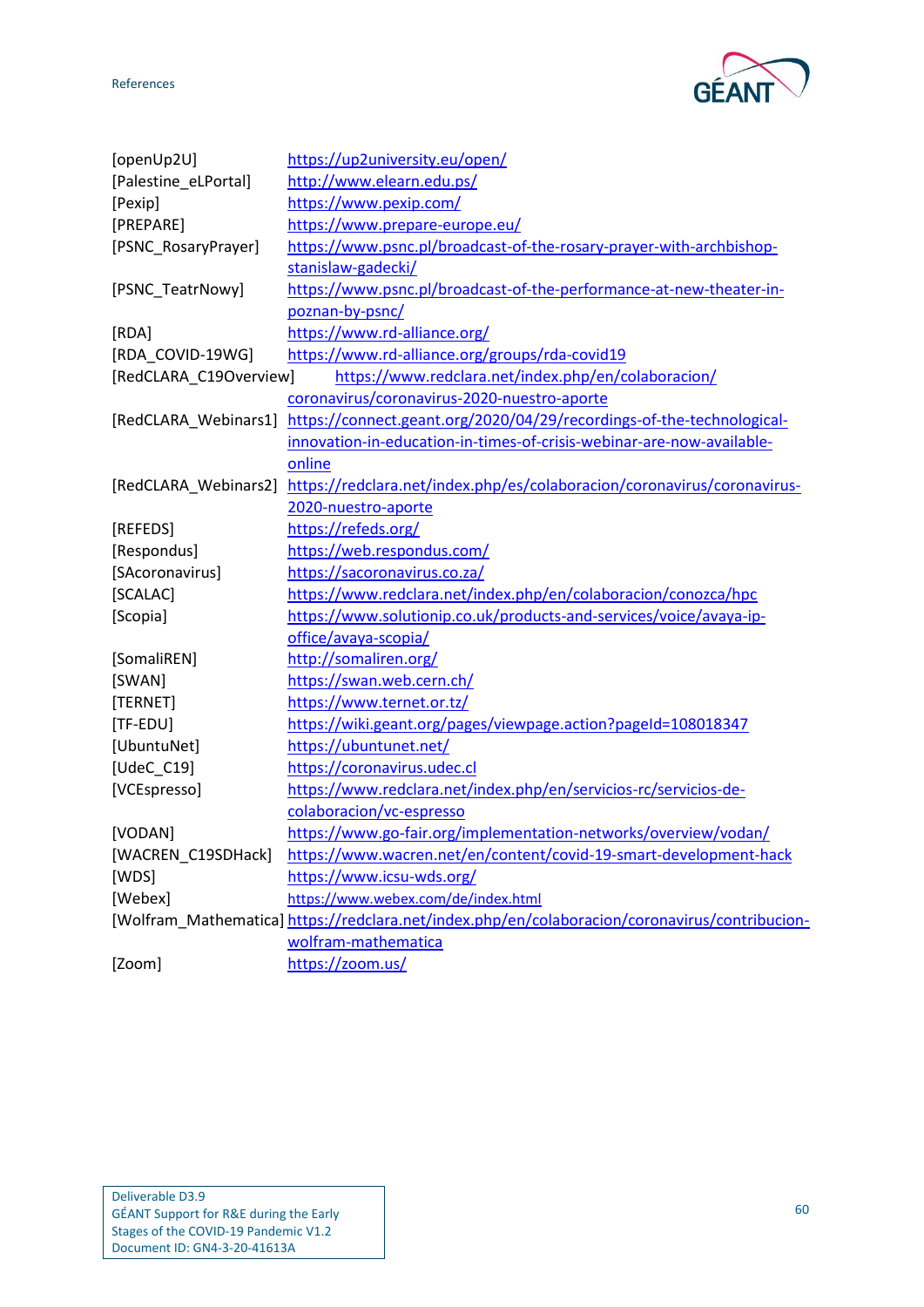| | |
|---|---|
| [openUp2U] | https://up2university.eu/open/ |
| [Palestine_eLPortal] | http://www.elearn.edu.ps/ |
| [Pexip] | https://www.pexip.com/ |
| [PREPARE] | https://www.prepare-europe.eu/ |
| [PSNC_RosaryPrayer] | https://www.psnc.pl/broadcast-of-the-rosary-prayer-with-archbishop-stanislaw-gadecki/ |
| [PSNC_TeatrNowy] | https://www.psnc.pl/broadcast-of-the-performance-at-new-theater-in-poznan-by-psnc/ |
| [RDA] | https://www.rd-alliance.org/ |
| [RDA_COVID-19WG] | https://www.rd-alliance.org/groups/rda-covid19 |
| [RedCLARA_C19Overview] | https://www.redclara.net/index.php/en/colaboracion/coronavirus/coronavirus-2020-nuestro-aporte |
| [RedCLARA_Webinars1] | https://connect.geant.org/2020/04/29/recordings-of-the-technological-innovation-in-education-in-times-of-crisis-webinar-are-now-available-online |
| [RedCLARA_Webinars2] | https://redclara.net/index.php/es/colaboracion/coronavirus/coronavirus-2020-nuestro-aporte |
| [REFEDS] | https://refeds.org/ |
| [Respondus] | https://web.respondus.com/ |
| [SAcoronavirus] | https://sacoronavirus.co.za/ |
| [SCALAC] | https://www.redclara.net/index.php/en/colaboracion/conozca/hpc |
| [Scopia] | https://www.solutionip.co.uk/products-and-services/voice/avaya-ip-office/avaya-scopia/ |
| [SomaliREN] | http://somaliren.org/ |
| [SWAN] | https://swan.web.cern.ch/ |
| [TERNET] | https://www.ternet.or.tz/ |
| [TF-EDU] | https://wiki.geant.org/pages/viewpage.action?pageId=108018347 |
| [UbuntuNet] | https://ubuntunet.net/ |
| [UdeC_C19] | https://coronavirus.udec.cl |
| [VCEspresso] | https://www.redclara.net/index.php/en/servicios-rc/servicios-de-colaboracion/vc-espresso |
| [VODAN] | https://www.go-fair.org/implementation-networks/overview/vodan/ |
| [WACREN_C19SDHack] | https://www.wacren.net/en/content/covid-19-smart-development-hack |
| [WDS] | https://www.icsu-wds.org/ |
| [Webex] | https://www.webex.com/de/index.html |
| [Wolfram_Mathematica] | https://redclara.net/index.php/en/colaboracion/coronavirus/contribucion-wolfram-mathematica |
| [Zoom] | https://zoom.us/ |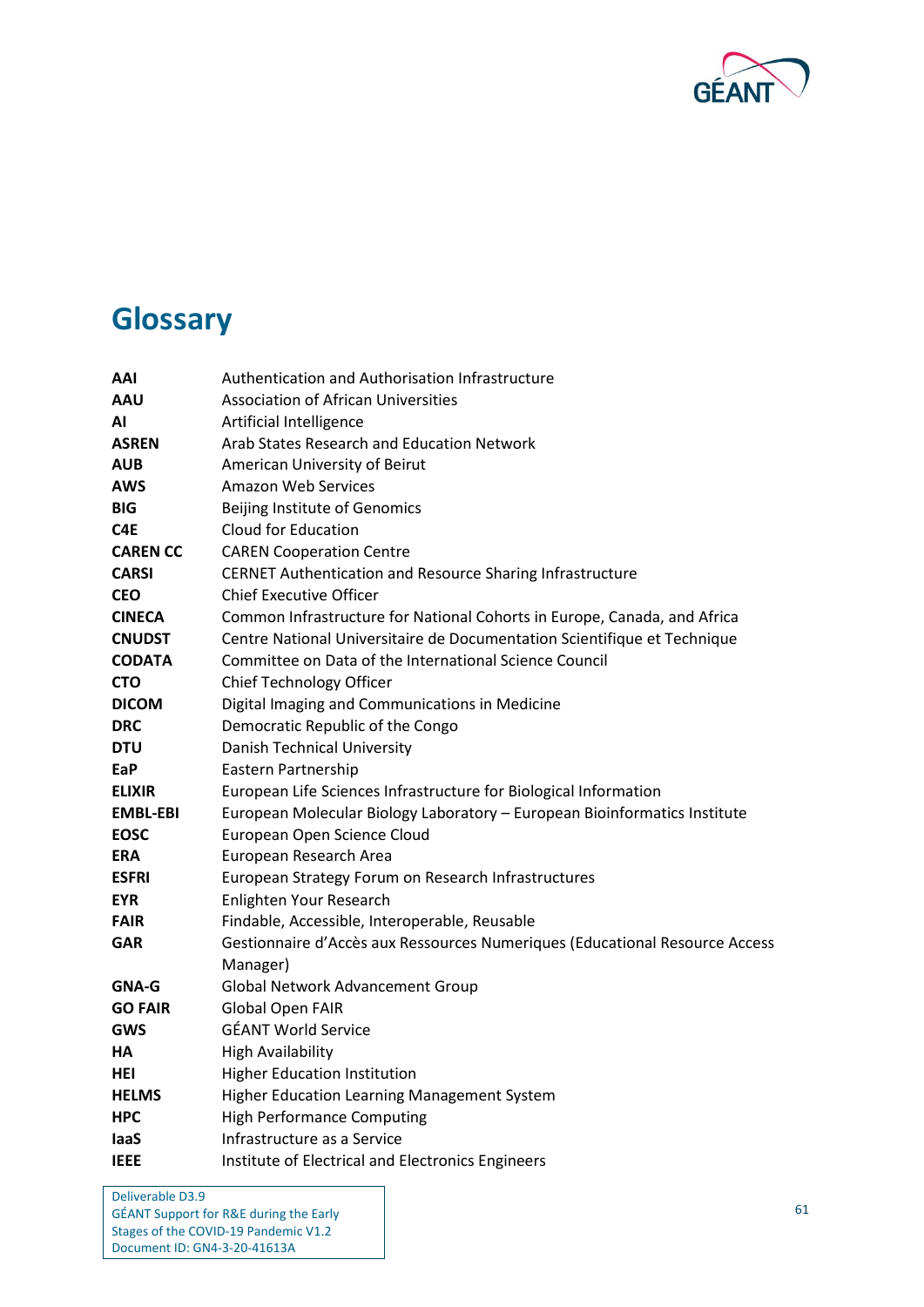# Glossary

| | |
|---|---|
| **AAI** | Authentication and Authorisation Infrastructure |
| **AAU** | Association of African Universities |
| **AI** | Artificial Intelligence |
| **ASREN** | Arab States Research and Education Network |
| **AUB** | American University of Beirut |
| **AWS** | Amazon Web Services |
| **BIG** | Beijing Institute of Genomics |
| **C4E** | Cloud for Education |
| **CAREN CC** | CAREN Cooperation Centre |
| **CARSI** | CERNET Authentication and Resource Sharing Infrastructure |
| **CEO** | Chief Executive Officer |
| **CINECA** | Common Infrastructure for National Cohorts in Europe, Canada, and Africa |
| **CNUDST** | Centre National Universitaire de Documentation Scientifique et Technique |
| **CODATA** | Committee on Data of the International Science Council |
| **CTO** | Chief Technology Officer |
| **DICOM** | Digital Imaging and Communications in Medicine |
| **DRC** | Democratic Republic of the Congo |
| **DTU** | Danish Technical University |
| **EaP** | Eastern Partnership |
| **ELIXIR** | European Life Sciences Infrastructure for Biological Information |
| **EMBL-EBI** | European Molecular Biology Laboratory – European Bioinformatics Institute |
| **EOSC** | European Open Science Cloud |
| **ERA** | European Research Area |
| **ESFRI** | European Strategy Forum on Research Infrastructures |
| **EYR** | Enlighten Your Research |
| **FAIR** | Findable, Accessible, Interoperable, Reusable |
| **GAR** | Gestionnaire d'Accès aux Ressources Numeriques (Educational Resource Access Manager) |
| **GNA-G** | Global Network Advancement Group |
| **GO FAIR** | Global Open FAIR |
| **GWS** | GÉANT World Service |
| **HA** | High Availability |
| **HEI** | Higher Education Institution |
| **HELMS** | Higher Education Learning Management System |
| **HPC** | High Performance Computing |
| **IaaS** | Infrastructure as a Service |
| **IEEE** | Institute of Electrical and Electronics Engineers |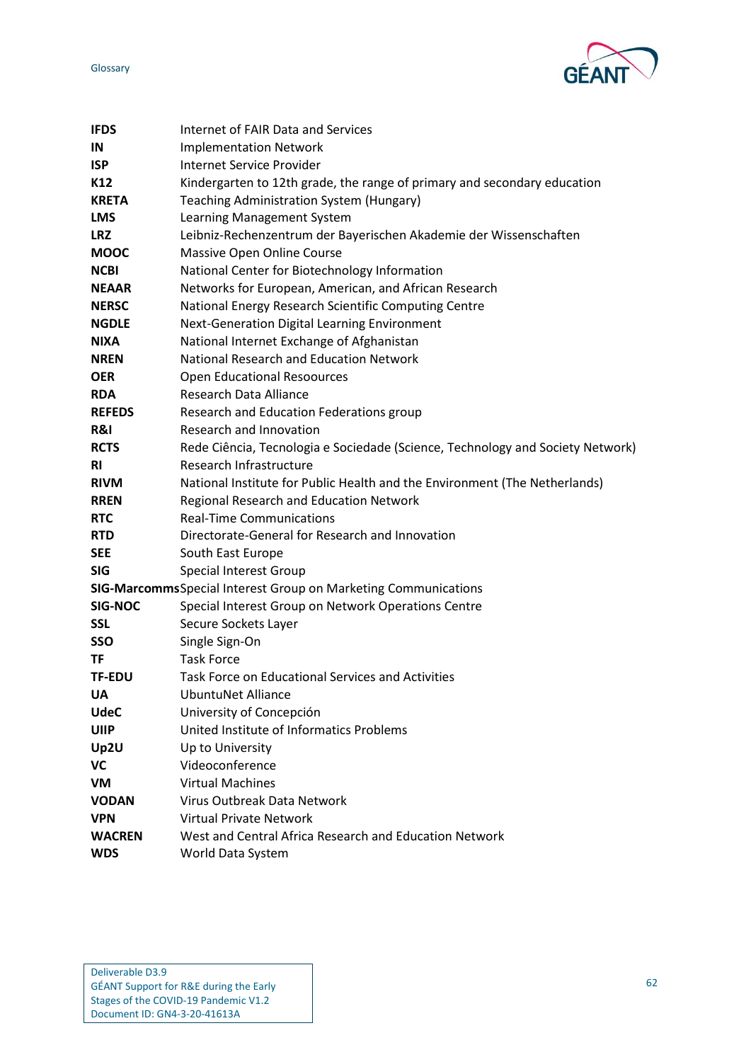| | |
|---|---|
| **IFDS** | Internet of FAIR Data and Services |
| **IN** | Implementation Network |
| **ISP** | Internet Service Provider |
| **K12** | Kindergarten to 12th grade, the range of primary and secondary education |
| **KRETA** | Teaching Administration System (Hungary) |
| **LMS** | Learning Management System |
| **LRZ** | Leibniz-Rechenzentrum der Bayerischen Akademie der Wissenschaften |
| **MOOC** | Massive Open Online Course |
| **NCBI** | National Center for Biotechnology Information |
| **NEAAR** | Networks for European, American, and African Research |
| **NERSC** | National Energy Research Scientific Computing Centre |
| **NGDLE** | Next-Generation Digital Learning Environment |
| **NIXA** | National Internet Exchange of Afghanistan |
| **NREN** | National Research and Education Network |
| **OER** | Open Educational Resoources |
| **RDA** | Research Data Alliance |
| **REFEDS** | Research and Education Federations group |
| **R&I** | Research and Innovation |
| **RCTS** | Rede Ciência, Tecnologia e Sociedade (Science, Technology and Society Network) |
| **RI** | Research Infrastructure |
| **RIVM** | National Institute for Public Health and the Environment (The Netherlands) |
| **RREN** | Regional Research and Education Network |
| **RTC** | Real-Time Communications |
| **RTD** | Directorate-General for Research and Innovation |
| **SEE** | South East Europe |
| **SIG** | Special Interest Group |
| **SIG-Marcomms** | Special Interest Group on Marketing Communications |
| **SIG-NOC** | Special Interest Group on Network Operations Centre |
| **SSL** | Secure Sockets Layer |
| **SSO** | Single Sign-On |
| **TF** | Task Force |
| **TF-EDU** | Task Force on Educational Services and Activities |
| **UA** | UbuntuNet Alliance |
| **UdeC** | University of Concepción |
| **UIIP** | United Institute of Informatics Problems |
| **Up2U** | Up to University |
| **VC** | Videoconference |
| **VM** | Virtual Machines |
| **VODAN** | Virus Outbreak Data Network |
| **VPN** | Virtual Private Network |
| **WACREN** | West and Central Africa Research and Education Network |
| **WDS** | World Data System |